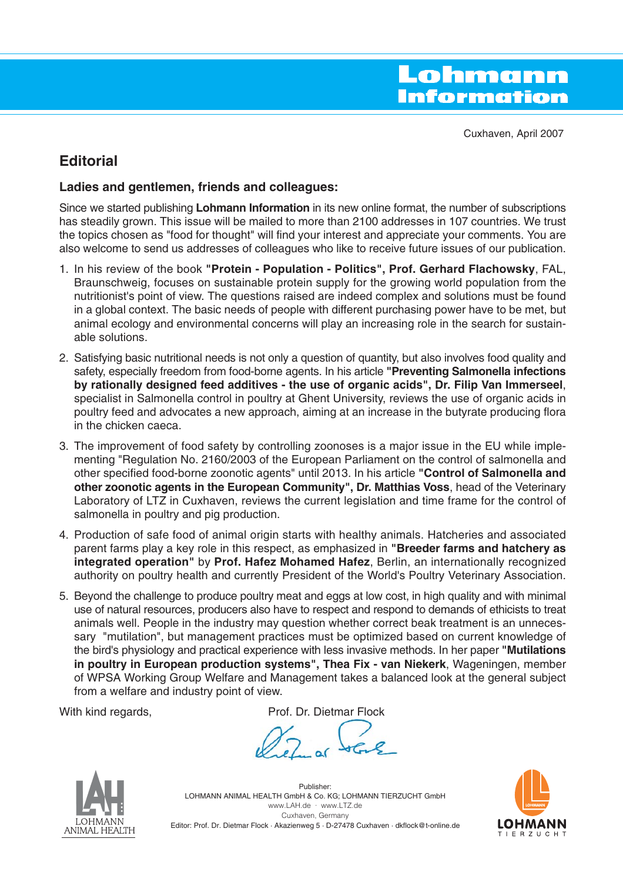# Lohmann Information

Cuxhaven, April 2007

## Editorial

### Ladies and gentlemen, friends and colleagues:

Since we started publishing **Lohmann Information** in its new online format, the number of subscriptions has steadily grown. This issue will be mailed to more than 2100 addresses in 107 countries. We trust the topics chosen as "food for thought" will find your interest and appreciate your comments. You are also welcome to send us addresses of colleagues who like to receive future issues of our publication.

1. In his review of the book **"Protein - Population - Politics", Prof. Gerhard Flachowsky**, FAL, Braunschweig, focuses on sustainable protein supply for the growing world population from the nutritionist's point of view. The questions raised are indeed complex and solutions must be found in a global context. The basic needs of people with different purchasing power have to be met, but animal ecology and environmental concerns will play an increasing role in the search for sustainable solutions.

2. Satisfying basic nutritional needs is not only a question of quantity, but also involves food quality and safety, especially freedom from food-borne agents. In his article **"Preventing Salmonella infections by rationally designed feed additives - the use of organic acids", Dr. Filip Van Immerseel**, specialist in Salmonella control in poultry at Ghent University, reviews the use of organic acids in poultry feed and advocates a new approach, aiming at an increase in the butyrate producing flora in the chicken caeca.

3. The improvement of food safety by controlling zoonoses is a major issue in the EU while implementing "Regulation No. 2160/2003 of the European Parliament on the control of salmonella and other specified food-borne zoonotic agents" until 2013. In his article **"Control of Salmonella and other zoonotic agents in the European Community", Dr. Matthias Voss**, head of the Veterinary Laboratory of LTZ in Cuxhaven, reviews the current legislation and time frame for the control of salmonella in poultry and pig production.

4. Production of safe food of animal origin starts with healthy animals. Hatcheries and associated parent farms play a key role in this respect, as emphasized in **"Breeder farms and hatchery as integrated operation"** by **Prof. Hafez Mohamed Hafez**, Berlin, an internationally recognized authority on poultry health and currently President of the World's Poultry Veterinary Association.

5. Beyond the challenge to produce poultry meat and eggs at low cost, in high quality and with minimal use of natural resources, producers also have to respect and respond to demands of ethicists to treat animals well. People in the industry may question whether correct beak treatment is an unnecessary "mutilation", but management practices must be optimized based on current knowledge of the bird's physiology and practical experience with less invasive methods. In her paper **"Mutilations in poultry in European production systems", Thea Fix - van Niekerk**, Wageningen, member of WPSA Working Group Welfare and Management takes a balanced look at the general subject from a welfare and industry point of view.

With kind regards,

Prof. Dr. Dietmar Flock

Publisher:
LOHMANN ANIMAL HEALTH GmbH & Co. KG; LOHMANN TIERZUCHT GmbH
www.LAH.de · www.LTZ.de
Cuxhaven, Germany
Editor: Prof. Dr. Dietmar Flock · Akazienweg 5 · D-27478 Cuxhaven · dkflock@t-online.de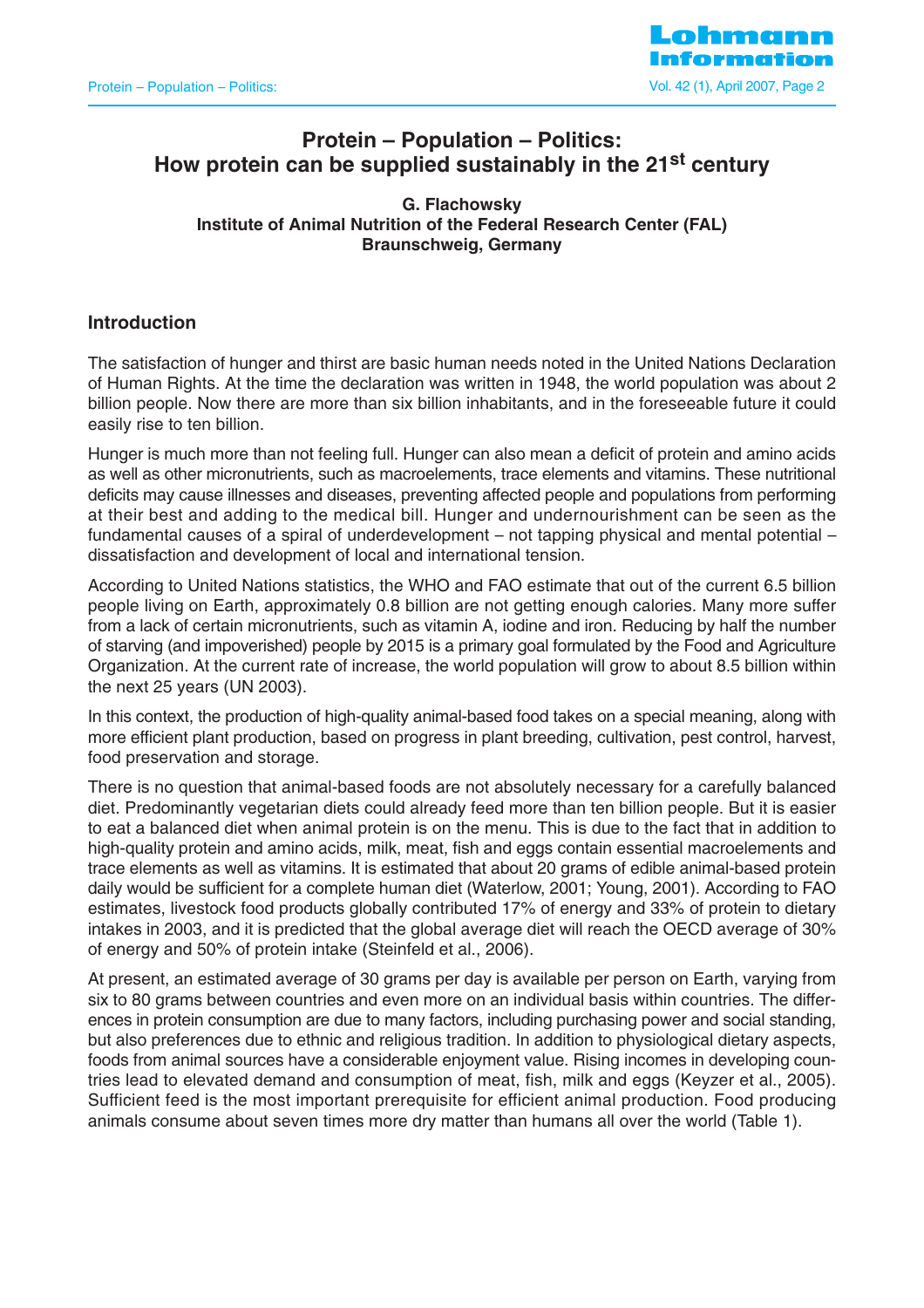# Protein – Population – Politics: How protein can be supplied sustainably in the 21st century

**G. Flachowsky**
**Institute of Animal Nutrition of the Federal Research Center (FAL)**
**Braunschweig, Germany**

## Introduction

The satisfaction of hunger and thirst are basic human needs noted in the United Nations Declaration of Human Rights. At the time the declaration was written in 1948, the world population was about 2 billion people. Now there are more than six billion inhabitants, and in the foreseeable future it could easily rise to ten billion.

Hunger is much more than not feeling full. Hunger can also mean a deficit of protein and amino acids as well as other micronutrients, such as macroelements, trace elements and vitamins. These nutritional deficits may cause illnesses and diseases, preventing affected people and populations from performing at their best and adding to the medical bill. Hunger and undernourishment can be seen as the fundamental causes of a spiral of underdevelopment – not tapping physical and mental potential – dissatisfaction and development of local and international tension.

According to United Nations statistics, the WHO and FAO estimate that out of the current 6.5 billion people living on Earth, approximately 0.8 billion are not getting enough calories. Many more suffer from a lack of certain micronutrients, such as vitamin A, iodine and iron. Reducing by half the number of starving (and impoverished) people by 2015 is a primary goal formulated by the Food and Agriculture Organization. At the current rate of increase, the world population will grow to about 8.5 billion within the next 25 years (UN 2003).

In this context, the production of high-quality animal-based food takes on a special meaning, along with more efficient plant production, based on progress in plant breeding, cultivation, pest control, harvest, food preservation and storage.

There is no question that animal-based foods are not absolutely necessary for a carefully balanced diet. Predominantly vegetarian diets could already feed more than ten billion people. But it is easier to eat a balanced diet when animal protein is on the menu. This is due to the fact that in addition to high-quality protein and amino acids, milk, meat, fish and eggs contain essential macroelements and trace elements as well as vitamins. It is estimated that about 20 grams of edible animal-based protein daily would be sufficient for a complete human diet (Waterlow, 2001; Young, 2001). According to FAO estimates, livestock food products globally contributed 17% of energy and 33% of protein to dietary intakes in 2003, and it is predicted that the global average diet will reach the OECD average of 30% of energy and 50% of protein intake (Steinfeld et al., 2006).

At present, an estimated average of 30 grams per day is available per person on Earth, varying from six to 80 grams between countries and even more on an individual basis within countries. The differences in protein consumption are due to many factors, including purchasing power and social standing, but also preferences due to ethnic and religious tradition. In addition to physiological dietary aspects, foods from animal sources have a considerable enjoyment value. Rising incomes in developing countries lead to elevated demand and consumption of meat, fish, milk and eggs (Keyzer et al., 2005). Sufficient feed is the most important prerequisite for efficient animal production. Food producing animals consume about seven times more dry matter than humans all over the world (Table 1).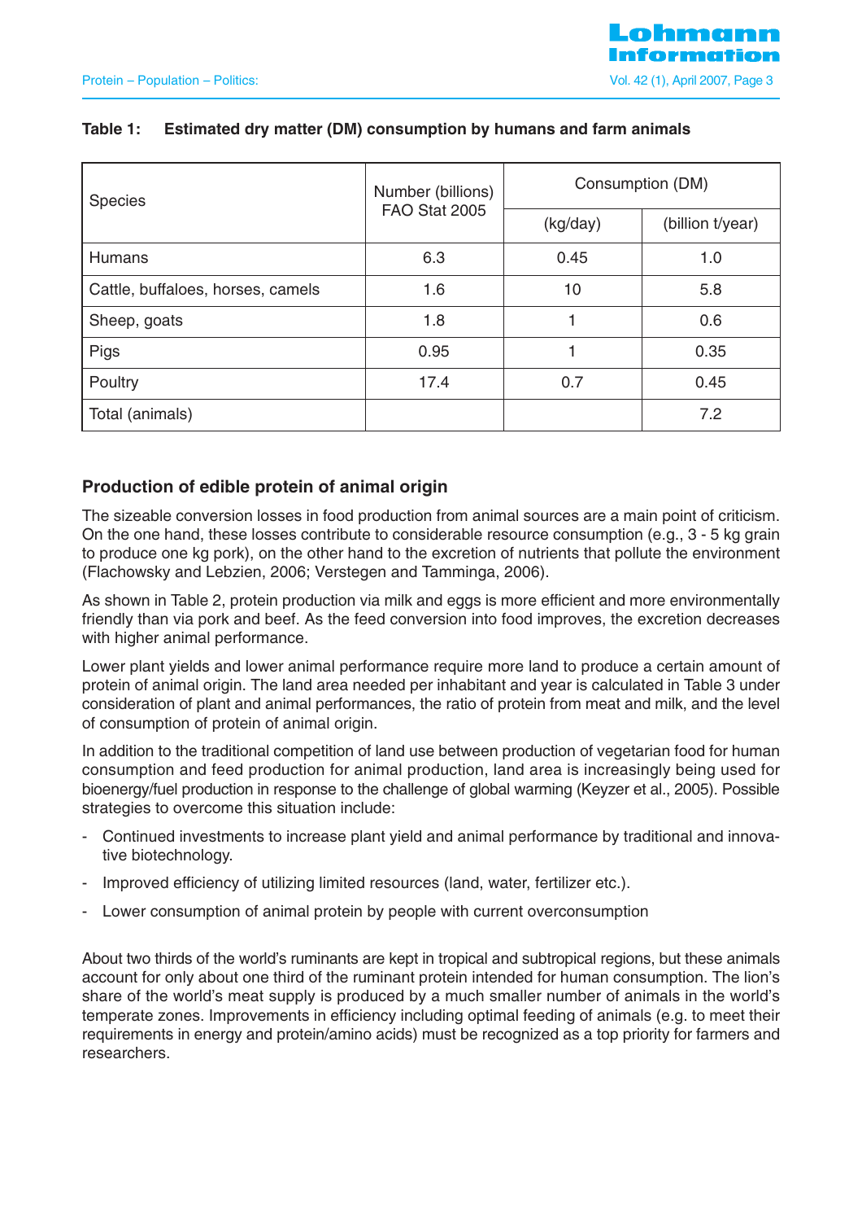**Table 1: Estimated dry matter (DM) consumption by humans and farm animals**

| Species | Number (billions) FAO Stat 2005 | Consumption (DM) | |
|---|---|---|---|
| | | (kg/day) | (billion t/year) |
| Humans | 6.3 | 0.45 | 1.0 |
| Cattle, buffaloes, horses, camels | 1.6 | 10 | 5.8 |
| Sheep, goats | 1.8 | 1 | 0.6 |
| Pigs | 0.95 | 1 | 0.35 |
| Poultry | 17.4 | 0.7 | 0.45 |
| Total (animals) | | | 7.2 |

## Production of edible protein of animal origin

The sizeable conversion losses in food production from animal sources are a main point of criticism. On the one hand, these losses contribute to considerable resource consumption (e.g., 3 - 5 kg grain to produce one kg pork), on the other hand to the excretion of nutrients that pollute the environment (Flachowsky and Lebzien, 2006; Verstegen and Tamminga, 2006).

As shown in Table 2, protein production via milk and eggs is more efficient and more environmentally friendly than via pork and beef. As the feed conversion into food improves, the excretion decreases with higher animal performance.

Lower plant yields and lower animal performance require more land to produce a certain amount of protein of animal origin. The land area needed per inhabitant and year is calculated in Table 3 under consideration of plant and animal performances, the ratio of protein from meat and milk, and the level of consumption of protein of animal origin.

In addition to the traditional competition of land use between production of vegetarian food for human consumption and feed production for animal production, land area is increasingly being used for bioenergy/fuel production in response to the challenge of global warming (Keyzer et al., 2005). Possible strategies to overcome this situation include:

- Continued investments to increase plant yield and animal performance by traditional and innovative biotechnology.
- Improved efficiency of utilizing limited resources (land, water, fertilizer etc.).
- Lower consumption of animal protein by people with current overconsumption

About two thirds of the world's ruminants are kept in tropical and subtropical regions, but these animals account for only about one third of the ruminant protein intended for human consumption. The lion's share of the world's meat supply is produced by a much smaller number of animals in the world's temperate zones. Improvements in efficiency including optimal feeding of animals (e.g. to meet their requirements in energy and protein/amino acids) must be recognized as a top priority for farmers and researchers.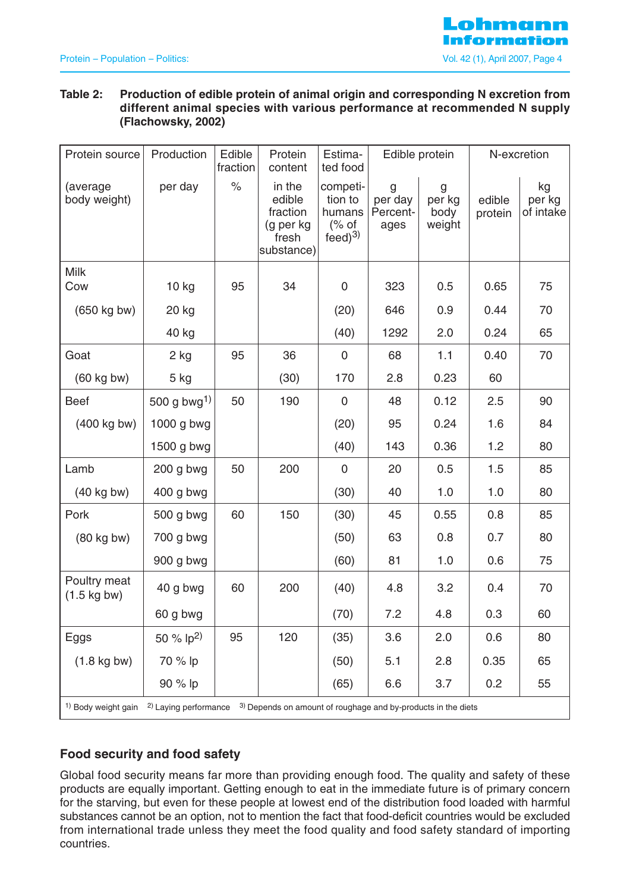**Table 2: Production of edible protein of animal origin and corresponding N excretion from different animal species with various performance at recommended N supply (Flachowsky, 2002)**

| Protein source | Production | Edible fraction | Protein content | Estimated food | Edible protein | | N-excretion | |
|---|---|---|---|---|---|---|---|---|
| (average body weight) | per day | % | in the edible fraction (g per kg fresh substance) | competition to humans (% of feed)[3] | g per day Percentages | g per kg body weight | edible protein | kg per kg of intake |
| Milk Cow | 10 kg | 95 | 34 | 0 | 323 | 0.5 | 0.65 | 75 |
| (650 kg bw) | 20 kg | | | (20) | 646 | 0.9 | 0.44 | 70 |
| | 40 kg | | | (40) | 1292 | 2.0 | 0.24 | 65 |
| Goat | 2 kg | 95 | 36 | 0 | 68 | 1.1 | 0.40 | 70 |
| (60 kg bw) | 5 kg | | (30) | 170 | 2.8 | 0.23 | 60 | |
| Beef | 500 g bwg[1] | 50 | 190 | 0 | 48 | 0.12 | 2.5 | 90 |
| (400 kg bw) | 1000 g bwg | | | (20) | 95 | 0.24 | 1.6 | 84 |
| | 1500 g bwg | | | (40) | 143 | 0.36 | 1.2 | 80 |
| Lamb | 200 g bwg | 50 | 200 | 0 | 20 | 0.5 | 1.5 | 85 |
| (40 kg bw) | 400 g bwg | | | (30) | 40 | 1.0 | 1.0 | 80 |
| Pork | 500 g bwg | 60 | 150 | (30) | 45 | 0.55 | 0.8 | 85 |
| (80 kg bw) | 700 g bwg | | | (50) | 63 | 0.8 | 0.7 | 80 |
| | 900 g bwg | | | (60) | 81 | 1.0 | 0.6 | 75 |
| Poultry meat (1.5 kg bw) | 40 g bwg | 60 | 200 | (40) | 4.8 | 3.2 | 0.4 | 70 |
| | 60 g bwg | | | (70) | 7.2 | 4.8 | 0.3 | 60 |
| Eggs | 50 % lp[2] | 95 | 120 | (35) | 3.6 | 2.0 | 0.6 | 80 |
| (1.8 kg bw) | 70 % lp | | | (50) | 5.1 | 2.8 | 0.35 | 65 |
| | 90 % lp | | | (65) | 6.6 | 3.7 | 0.2 | 55 |

[1] Body weight gain [2] Laying performance [3] Depends on amount of roughage and by-products in the diets

## Food security and food safety

Global food security means far more than providing enough food. The quality and safety of these products are equally important. Getting enough to eat in the immediate future is of primary concern for the starving, but even for these people at lowest end of the distribution food loaded with harmful substances cannot be an option, not to mention the fact that food-deficit countries would be excluded from international trade unless they meet the food quality and food safety standard of importing countries.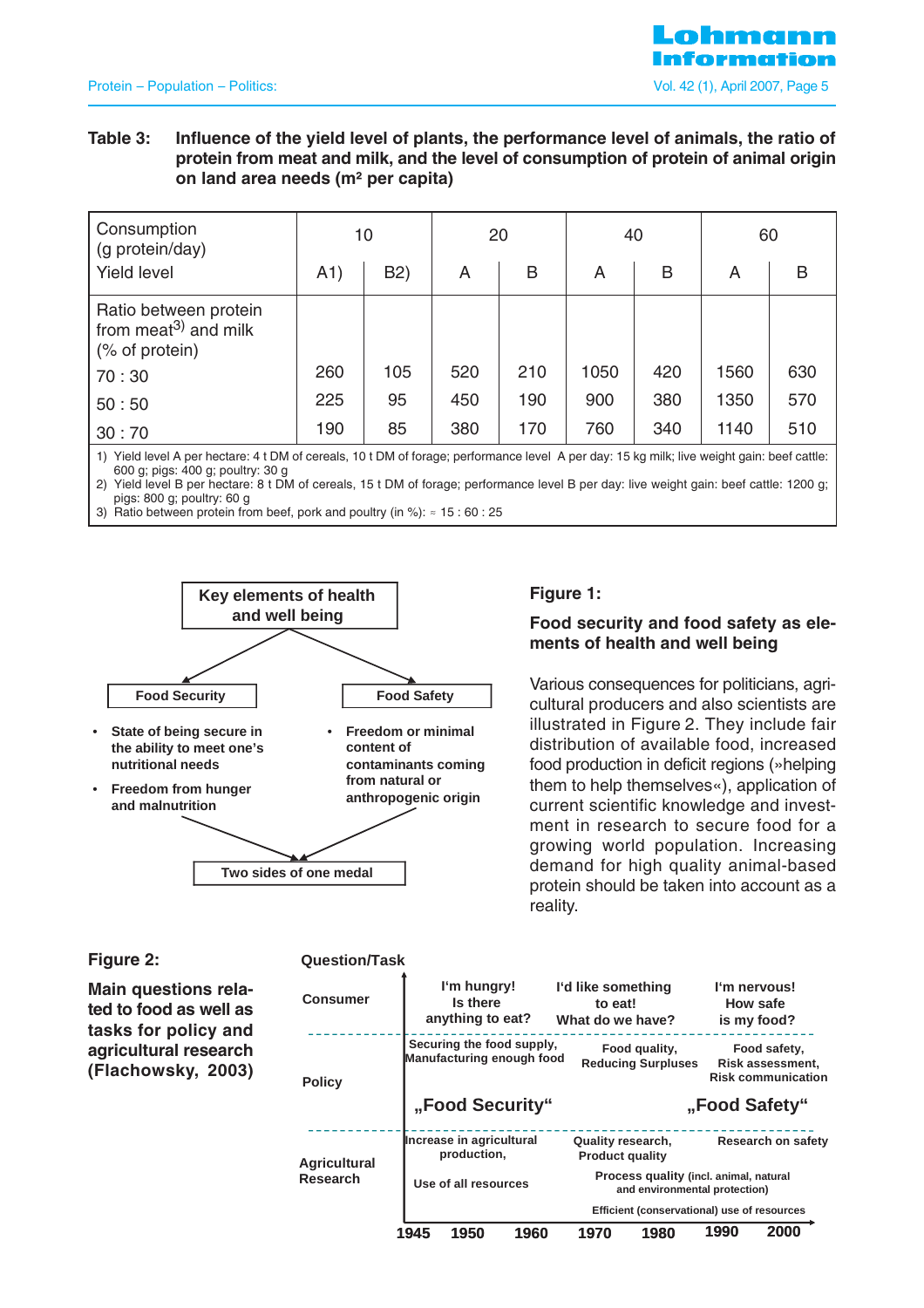**Table 3: Influence of the yield level of plants, the performance level of animals, the ratio of protein from meat and milk, and the level of consumption of protein of animal origin on land area needs (m² per capita)**

| Consumption (g protein/day) | 10 | | 20 | | 40 | | 60 | |
|---|---|---|---|---|---|---|---|---|
| Yield level | A1) | B2) | A | B | A | B | A | B |
| Ratio between protein from meat[3] and milk (% of protein) | | | | | | | | |
| 70 : 30 | 260 | 105 | 520 | 210 | 1050 | 420 | 1560 | 630 |
| 50 : 50 | 225 | 95 | 450 | 190 | 900 | 380 | 1350 | 570 |
| 30 : 70 | 190 | 85 | 380 | 170 | 760 | 340 | 1140 | 510 |

1) Yield level A per hectare: 4 t DM of cereals, 10 t DM of forage; performance level A per day: 15 kg milk; live weight gain: beef cattle: 600 g; pigs: 400 g; poultry: 30 g
2) Yield level B per hectare: 8 t DM of cereals, 15 t DM of forage; performance level B per day: live weight gain: beef cattle: 1200 g; pigs: 800 g; poultry: 60 g
3) Ratio between protein from beef, pork and poultry (in %): ≈ 15 : 60 : 25

Key elements of health and well being

- Food Security
  - State of being secure in the ability to meet one's nutritional needs
  - Freedom from hunger and malnutrition
- Food Safety
  - Freedom or minimal content of contaminants coming from natural or anthropogenic origin

Two sides of one medal

**Figure 1:**

**Food security and food safety as elements of health and well being**

Various consequences for politicians, agricultural producers and also scientists are illustrated in Figure 2. They include fair distribution of available food, increased food production in deficit regions (»helping them to help themselves«), application of current scientific knowledge and investment in research to secure food for a growing world population. Increasing demand for high quality animal-based protein should be taken into account as a reality.

**Figure 2:**

**Main questions related to food as well as tasks for policy and agricultural research (Flachowsky, 2003)**

Question/Task

| | | | |
|---|---|---|---|
| Consumer | I'm hungry! Is there anything to eat? | I'd like something to eat! What do we have? | I'm nervous! How safe is my food? |
| Policy | Securing the food supply, Manufacturing enough food | Food quality, Reducing Surpluses | Food safety, Risk assessment, Risk communication |
| | „Food Security" | | „Food Safety" |
| Agricultural Research | Increase in agricultural production, Use of all resources | Quality research, Product quality; Process quality (incl. animal, natural and environmental protection) | Research on safety |
| | | Efficient (conservational) use of resources | |

1945 1950 1960 1970 1980 1990 2000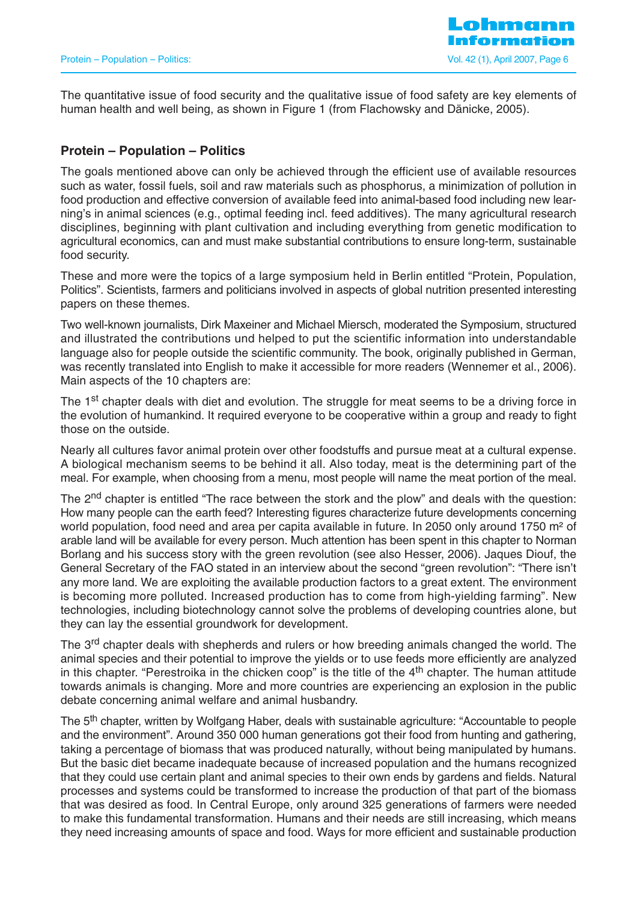The quantitative issue of food security and the qualitative issue of food safety are key elements of human health and well being, as shown in Figure 1 (from Flachowsky and Dänicke, 2005).

## Protein – Population – Politics

The goals mentioned above can only be achieved through the efficient use of available resources such as water, fossil fuels, soil and raw materials such as phosphorus, a minimization of pollution in food production and effective conversion of available feed into animal-based food including new learning's in animal sciences (e.g., optimal feeding incl. feed additives). The many agricultural research disciplines, beginning with plant cultivation and including everything from genetic modification to agricultural economics, can and must make substantial contributions to ensure long-term, sustainable food security.

These and more were the topics of a large symposium held in Berlin entitled "Protein, Population, Politics". Scientists, farmers and politicians involved in aspects of global nutrition presented interesting papers on these themes.

Two well-known journalists, Dirk Maxeiner and Michael Miersch, moderated the Symposium, structured and illustrated the contributions und helped to put the scientific information into understandable language also for people outside the scientific community. The book, originally published in German, was recently translated into English to make it accessible for more readers (Wennemer et al., 2006). Main aspects of the 10 chapters are:

The 1st chapter deals with diet and evolution. The struggle for meat seems to be a driving force in the evolution of humankind. It required everyone to be cooperative within a group and ready to fight those on the outside.

Nearly all cultures favor animal protein over other foodstuffs and pursue meat at a cultural expense. A biological mechanism seems to be behind it all. Also today, meat is the determining part of the meal. For example, when choosing from a menu, most people will name the meat portion of the meal.

The 2nd chapter is entitled "The race between the stork and the plow" and deals with the question: How many people can the earth feed? Interesting figures characterize future developments concerning world population, food need and area per capita available in future. In 2050 only around 1750 m² of arable land will be available for every person. Much attention has been spent in this chapter to Norman Borlang and his success story with the green revolution (see also Hesser, 2006). Jaques Diouf, the General Secretary of the FAO stated in an interview about the second "green revolution": "There isn't any more land. We are exploiting the available production factors to a great extent. The environment is becoming more polluted. Increased production has to come from high-yielding farming". New technologies, including biotechnology cannot solve the problems of developing countries alone, but they can lay the essential groundwork for development.

The 3rd chapter deals with shepherds and rulers or how breeding animals changed the world. The animal species and their potential to improve the yields or to use feeds more efficiently are analyzed in this chapter. "Perestroika in the chicken coop" is the title of the 4th chapter. The human attitude towards animals is changing. More and more countries are experiencing an explosion in the public debate concerning animal welfare and animal husbandry.

The 5th chapter, written by Wolfgang Haber, deals with sustainable agriculture: "Accountable to people and the environment". Around 350 000 human generations got their food from hunting and gathering, taking a percentage of biomass that was produced naturally, without being manipulated by humans. But the basic diet became inadequate because of increased population and the humans recognized that they could use certain plant and animal species to their own ends by gardens and fields. Natural processes and systems could be transformed to increase the production of that part of the biomass that was desired as food. In Central Europe, only around 325 generations of farmers were needed to make this fundamental transformation. Humans and their needs are still increasing, which means they need increasing amounts of space and food. Ways for more efficient and sustainable production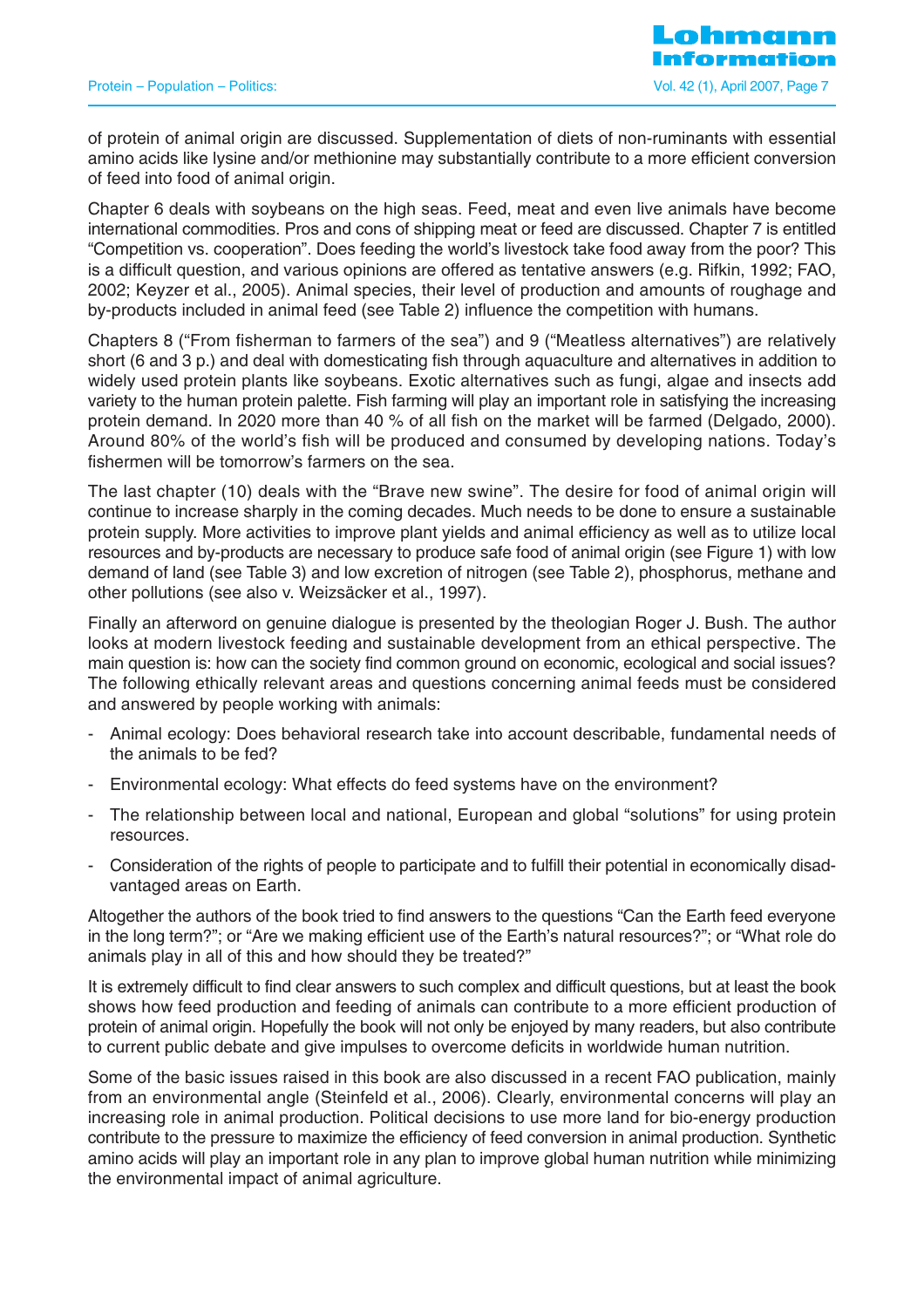of protein of animal origin are discussed. Supplementation of diets of non-ruminants with essential amino acids like lysine and/or methionine may substantially contribute to a more efficient conversion of feed into food of animal origin.

Chapter 6 deals with soybeans on the high seas. Feed, meat and even live animals have become international commodities. Pros and cons of shipping meat or feed are discussed. Chapter 7 is entitled "Competition vs. cooperation". Does feeding the world's livestock take food away from the poor? This is a difficult question, and various opinions are offered as tentative answers (e.g. Rifkin, 1992; FAO, 2002; Keyzer et al., 2005). Animal species, their level of production and amounts of roughage and by-products included in animal feed (see Table 2) influence the competition with humans.

Chapters 8 ("From fisherman to farmers of the sea") and 9 ("Meatless alternatives") are relatively short (6 and 3 p.) and deal with domesticating fish through aquaculture and alternatives in addition to widely used protein plants like soybeans. Exotic alternatives such as fungi, algae and insects add variety to the human protein palette. Fish farming will play an important role in satisfying the increasing protein demand. In 2020 more than 40 % of all fish on the market will be farmed (Delgado, 2000). Around 80% of the world's fish will be produced and consumed by developing nations. Today's fishermen will be tomorrow's farmers on the sea.

The last chapter (10) deals with the "Brave new swine". The desire for food of animal origin will continue to increase sharply in the coming decades. Much needs to be done to ensure a sustainable protein supply. More activities to improve plant yields and animal efficiency as well as to utilize local resources and by-products are necessary to produce safe food of animal origin (see Figure 1) with low demand of land (see Table 3) and low excretion of nitrogen (see Table 2), phosphorus, methane and other pollutions (see also v. Weizsäcker et al., 1997).

Finally an afterword on genuine dialogue is presented by the theologian Roger J. Bush. The author looks at modern livestock feeding and sustainable development from an ethical perspective. The main question is: how can the society find common ground on economic, ecological and social issues? The following ethically relevant areas and questions concerning animal feeds must be considered and answered by people working with animals:

- Animal ecology: Does behavioral research take into account describable, fundamental needs of the animals to be fed?
- Environmental ecology: What effects do feed systems have on the environment?
- The relationship between local and national, European and global "solutions" for using protein resources.
- Consideration of the rights of people to participate and to fulfill their potential in economically disadvantaged areas on Earth.

Altogether the authors of the book tried to find answers to the questions "Can the Earth feed everyone in the long term?"; or "Are we making efficient use of the Earth's natural resources?"; or "What role do animals play in all of this and how should they be treated?"

It is extremely difficult to find clear answers to such complex and difficult questions, but at least the book shows how feed production and feeding of animals can contribute to a more efficient production of protein of animal origin. Hopefully the book will not only be enjoyed by many readers, but also contribute to current public debate and give impulses to overcome deficits in worldwide human nutrition.

Some of the basic issues raised in this book are also discussed in a recent FAO publication, mainly from an environmental angle (Steinfeld et al., 2006). Clearly, environmental concerns will play an increasing role in animal production. Political decisions to use more land for bio-energy production contribute to the pressure to maximize the efficiency of feed conversion in animal production. Synthetic amino acids will play an important role in any plan to improve global human nutrition while minimizing the environmental impact of animal agriculture.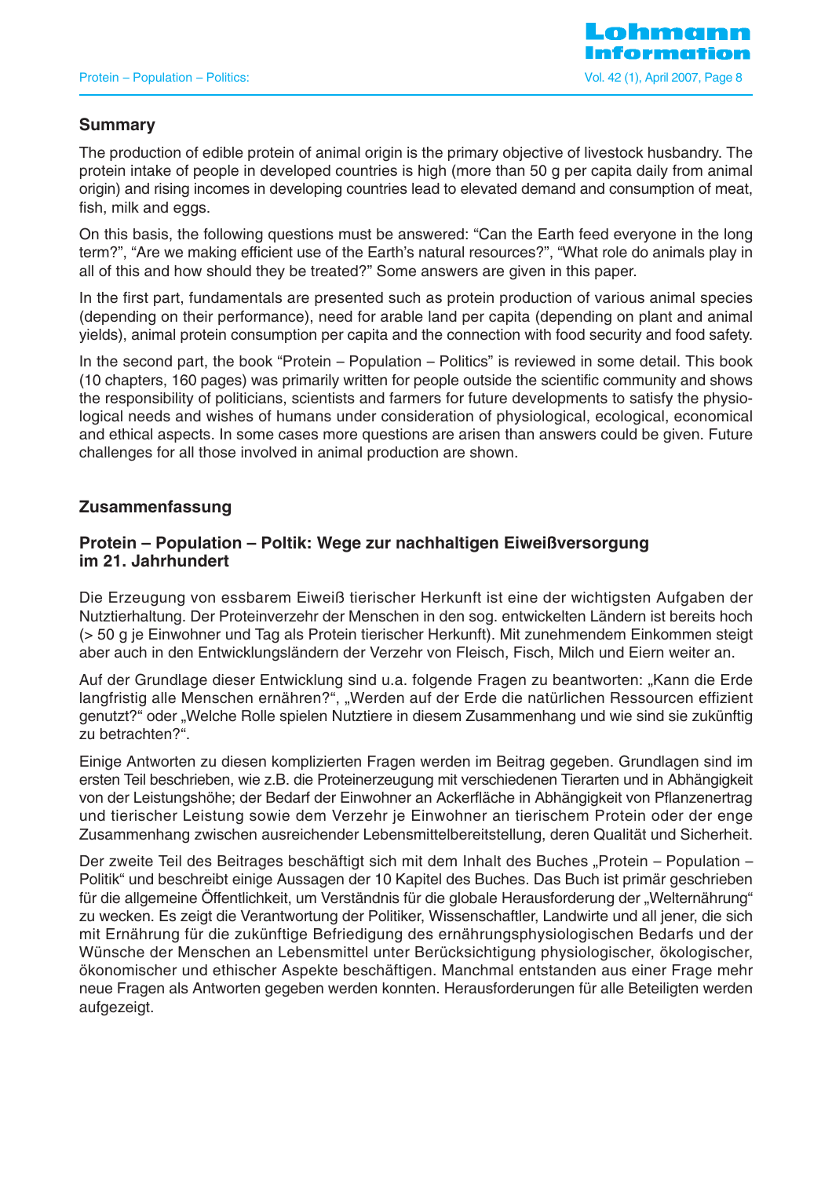## Summary

The production of edible protein of animal origin is the primary objective of livestock husbandry. The protein intake of people in developed countries is high (more than 50 g per capita daily from animal origin) and rising incomes in developing countries lead to elevated demand and consumption of meat, fish, milk and eggs.

On this basis, the following questions must be answered: "Can the Earth feed everyone in the long term?", "Are we making efficient use of the Earth's natural resources?", "What role do animals play in all of this and how should they be treated?" Some answers are given in this paper.

In the first part, fundamentals are presented such as protein production of various animal species (depending on their performance), need for arable land per capita (depending on plant and animal yields), animal protein consumption per capita and the connection with food security and food safety.

In the second part, the book "Protein – Population – Politics" is reviewed in some detail. This book (10 chapters, 160 pages) was primarily written for people outside the scientific community and shows the responsibility of politicians, scientists and farmers for future developments to satisfy the physiological needs and wishes of humans under consideration of physiological, ecological, economical and ethical aspects. In some cases more questions are arisen than answers could be given. Future challenges for all those involved in animal production are shown.

## Zusammenfassung

### Protein – Population – Poltik: Wege zur nachhaltigen Eiweißversorgung im 21. Jahrhundert

Die Erzeugung von essbarem Eiweiß tierischer Herkunft ist eine der wichtigsten Aufgaben der Nutztierhaltung. Der Proteinverzehr der Menschen in den sog. entwickelten Ländern ist bereits hoch (> 50 g je Einwohner und Tag als Protein tierischer Herkunft). Mit zunehmendem Einkommen steigt aber auch in den Entwicklungsländern der Verzehr von Fleisch, Fisch, Milch und Eiern weiter an.

Auf der Grundlage dieser Entwicklung sind u.a. folgende Fragen zu beantworten: „Kann die Erde langfristig alle Menschen ernähren?", „Werden auf der Erde die natürlichen Ressourcen effizient genutzt?" oder „Welche Rolle spielen Nutztiere in diesem Zusammenhang und wie sind sie zukünftig zu betrachten?".

Einige Antworten zu diesen komplizierten Fragen werden im Beitrag gegeben. Grundlagen sind im ersten Teil beschrieben, wie z.B. die Proteinerzeugung mit verschiedenen Tierarten und in Abhängigkeit von der Leistungshöhe; der Bedarf der Einwohner an Ackerfläche in Abhängigkeit von Pflanzenertrag und tierischer Leistung sowie dem Verzehr je Einwohner an tierischem Protein oder der enge Zusammenhang zwischen ausreichender Lebensmittelbereitstellung, deren Qualität und Sicherheit.

Der zweite Teil des Beitrages beschäftigt sich mit dem Inhalt des Buches „Protein – Population – Politik" und beschreibt einige Aussagen der 10 Kapitel des Buches. Das Buch ist primär geschrieben für die allgemeine Öffentlichkeit, um Verständnis für die globale Herausforderung der „Welternährung" zu wecken. Es zeigt die Verantwortung der Politiker, Wissenschaftler, Landwirte und all jener, die sich mit Ernährung für die zukünftige Befriedigung des ernährungsphysiologischen Bedarfs und der Wünsche der Menschen an Lebensmittel unter Berücksichtigung physiologischer, ökologischer, ökonomischer und ethischer Aspekte beschäftigen. Manchmal entstanden aus einer Frage mehr neue Fragen als Antworten gegeben werden konnten. Herausforderungen für alle Beteiligten werden aufgezeigt.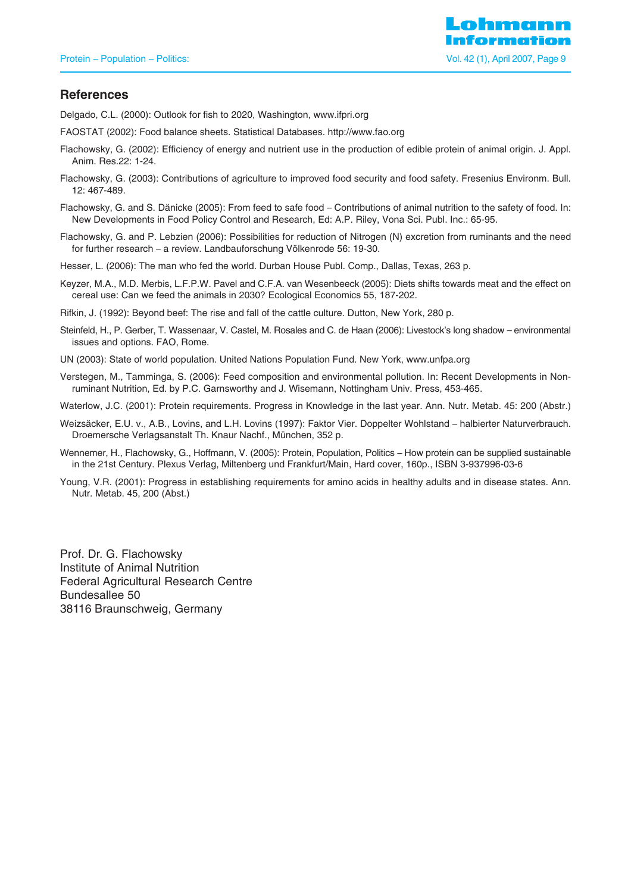## References

Delgado, C.L. (2000): Outlook for fish to 2020, Washington, www.ifpri.org

FAOSTAT (2002): Food balance sheets. Statistical Databases. http://www.fao.org

Flachowsky, G. (2002): Efficiency of energy and nutrient use in the production of edible protein of animal origin. J. Appl. Anim. Res.22: 1-24.

Flachowsky, G. (2003): Contributions of agriculture to improved food security and food safety. Fresenius Environm. Bull. 12: 467-489.

Flachowsky, G. and S. Dänicke (2005): From feed to safe food – Contributions of animal nutrition to the safety of food. In: New Developments in Food Policy Control and Research, Ed: A.P. Riley, Vona Sci. Publ. Inc.: 65-95.

Flachowsky, G. and P. Lebzien (2006): Possibilities for reduction of Nitrogen (N) excretion from ruminants and the need for further research – a review. Landbauforschung Völkenrode 56: 19-30.

Hesser, L. (2006): The man who fed the world. Durban House Publ. Comp., Dallas, Texas, 263 p.

Keyzer, M.A., M.D. Merbis, L.F.P.W. Pavel and C.F.A. van Wesenbeeck (2005): Diets shifts towards meat and the effect on cereal use: Can we feed the animals in 2030? Ecological Economics 55, 187-202.

Rifkin, J. (1992): Beyond beef: The rise and fall of the cattle culture. Dutton, New York, 280 p.

Steinfeld, H., P. Gerber, T. Wassenaar, V. Castel, M. Rosales and C. de Haan (2006): Livestock's long shadow – environmental issues and options. FAO, Rome.

UN (2003): State of world population. United Nations Population Fund. New York, www.unfpa.org

Verstegen, M., Tamminga, S. (2006): Feed composition and environmental pollution. In: Recent Developments in Non-ruminant Nutrition, Ed. by P.C. Garnsworthy and J. Wisemann, Nottingham Univ. Press, 453-465.

Waterlow, J.C. (2001): Protein requirements. Progress in Knowledge in the last year. Ann. Nutr. Metab. 45: 200 (Abstr.)

Weizsäcker, E.U. v., A.B., Lovins, and L.H. Lovins (1997): Faktor Vier. Doppelter Wohlstand – halbierter Naturverbrauch. Droemersche Verlagsanstalt Th. Knaur Nachf., München, 352 p.

Wennemer, H., Flachowsky, G., Hoffmann, V. (2005): Protein, Population, Politics – How protein can be supplied sustainable in the 21st Century. Plexus Verlag, Miltenberg und Frankfurt/Main, Hard cover, 160p., ISBN 3-937996-03-6

Young, V.R. (2001): Progress in establishing requirements for amino acids in healthy adults and in disease states. Ann. Nutr. Metab. 45, 200 (Abst.)

Prof. Dr. G. Flachowsky
Institute of Animal Nutrition
Federal Agricultural Research Centre
Bundesallee 50
38116 Braunschweig, Germany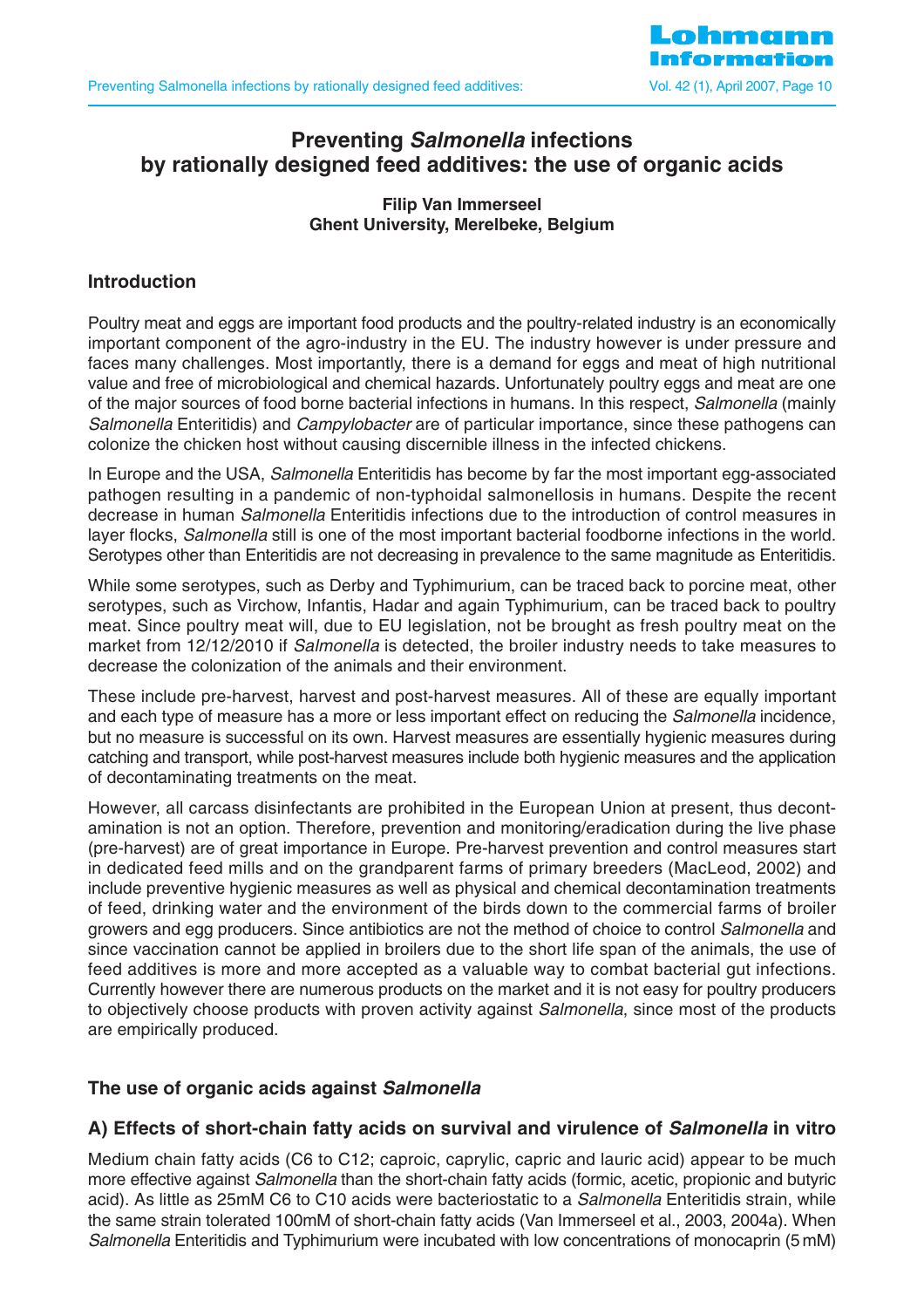# Preventing *Salmonella* infections by rationally designed feed additives: the use of organic acids

**Filip Van Immerseel**
**Ghent University, Merelbeke, Belgium**

## Introduction

Poultry meat and eggs are important food products and the poultry-related industry is an economically important component of the agro-industry in the EU. The industry however is under pressure and faces many challenges. Most importantly, there is a demand for eggs and meat of high nutritional value and free of microbiological and chemical hazards. Unfortunately poultry eggs and meat are one of the major sources of food borne bacterial infections in humans. In this respect, *Salmonella* (mainly *Salmonella* Enteritidis) and *Campylobacter* are of particular importance, since these pathogens can colonize the chicken host without causing discernible illness in the infected chickens.

In Europe and the USA, *Salmonella* Enteritidis has become by far the most important egg-associated pathogen resulting in a pandemic of non-typhoidal salmonellosis in humans. Despite the recent decrease in human *Salmonella* Enteritidis infections due to the introduction of control measures in layer flocks, *Salmonella* still is one of the most important bacterial foodborne infections in the world. Serotypes other than Enteritidis are not decreasing in prevalence to the same magnitude as Enteritidis.

While some serotypes, such as Derby and Typhimurium, can be traced back to porcine meat, other serotypes, such as Virchow, Infantis, Hadar and again Typhimurium, can be traced back to poultry meat. Since poultry meat will, due to EU legislation, not be brought as fresh poultry meat on the market from 12/12/2010 if *Salmonella* is detected, the broiler industry needs to take measures to decrease the colonization of the animals and their environment.

These include pre-harvest, harvest and post-harvest measures. All of these are equally important and each type of measure has a more or less important effect on reducing the *Salmonella* incidence, but no measure is successful on its own. Harvest measures are essentially hygienic measures during catching and transport, while post-harvest measures include both hygienic measures and the application of decontaminating treatments on the meat.

However, all carcass disinfectants are prohibited in the European Union at present, thus decontamination is not an option. Therefore, prevention and monitoring/eradication during the live phase (pre-harvest) are of great importance in Europe. Pre-harvest prevention and control measures start in dedicated feed mills and on the grandparent farms of primary breeders (MacLeod, 2002) and include preventive hygienic measures as well as physical and chemical decontamination treatments of feed, drinking water and the environment of the birds down to the commercial farms of broiler growers and egg producers. Since antibiotics are not the method of choice to control *Salmonella* and since vaccination cannot be applied in broilers due to the short life span of the animals, the use of feed additives is more and more accepted as a valuable way to combat bacterial gut infections. Currently however there are numerous products on the market and it is not easy for poultry producers to objectively choose products with proven activity against *Salmonella*, since most of the products are empirically produced.

## The use of organic acids against *Salmonella*

### A) Effects of short-chain fatty acids on survival and virulence of *Salmonella* in vitro

Medium chain fatty acids (C6 to C12; caproic, caprylic, capric and lauric acid) appear to be much more effective against *Salmonella* than the short-chain fatty acids (formic, acetic, propionic and butyric acid). As little as 25mM C6 to C10 acids were bacteriostatic to a *Salmonella* Enteritidis strain, while the same strain tolerated 100mM of short-chain fatty acids (Van Immerseel et al., 2003, 2004a). When *Salmonella* Enteritidis and Typhimurium were incubated with low concentrations of monocaprin (5 mM)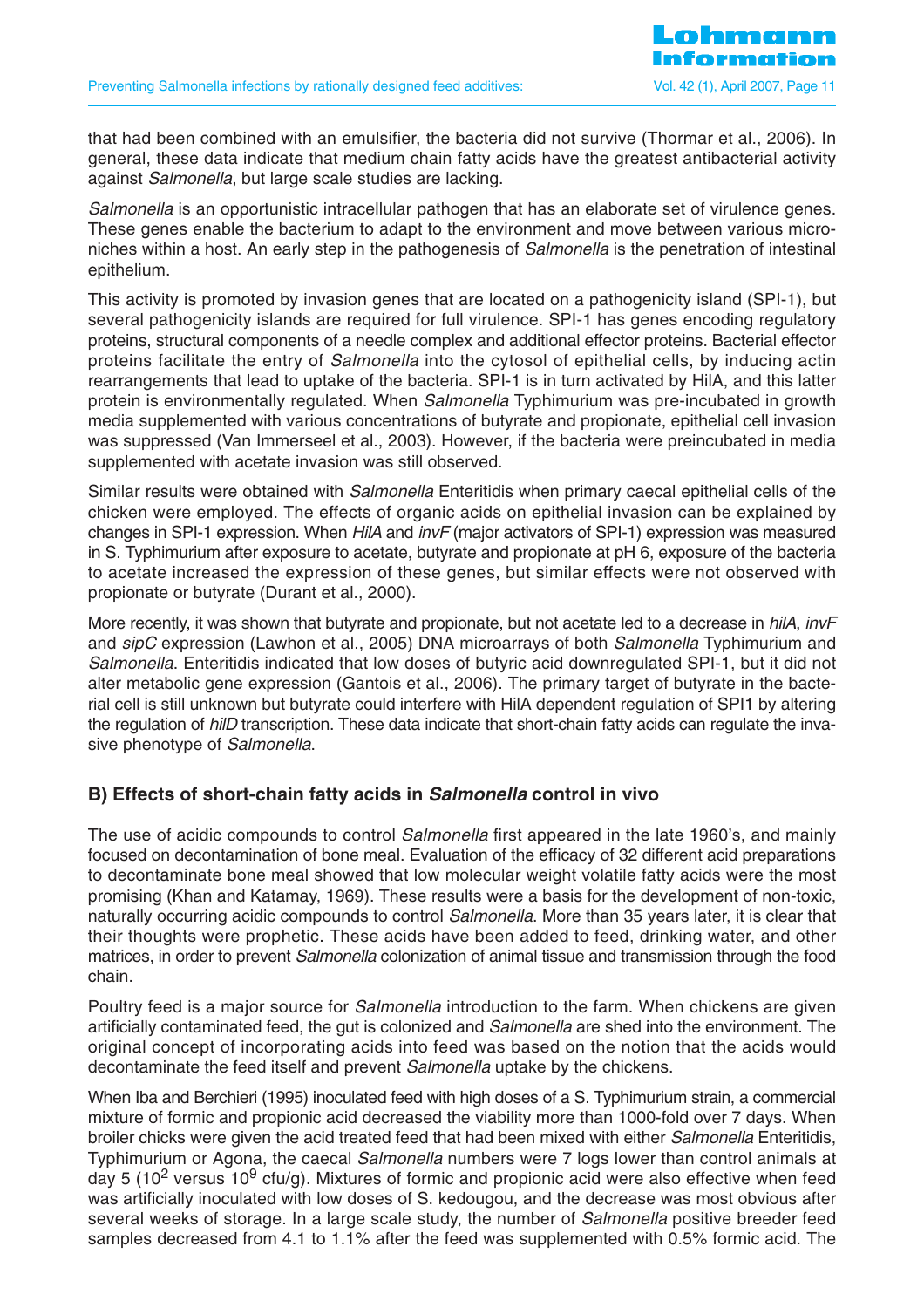that had been combined with an emulsifier, the bacteria did not survive (Thormar et al., 2006). In general, these data indicate that medium chain fatty acids have the greatest antibacterial activity against *Salmonella*, but large scale studies are lacking.

*Salmonella* is an opportunistic intracellular pathogen that has an elaborate set of virulence genes. These genes enable the bacterium to adapt to the environment and move between various micro-niches within a host. An early step in the pathogenesis of *Salmonella* is the penetration of intestinal epithelium.

This activity is promoted by invasion genes that are located on a pathogenicity island (SPI-1), but several pathogenicity islands are required for full virulence. SPI-1 has genes encoding regulatory proteins, structural components of a needle complex and additional effector proteins. Bacterial effector proteins facilitate the entry of *Salmonella* into the cytosol of epithelial cells, by inducing actin rearrangements that lead to uptake of the bacteria. SPI-1 is in turn activated by HilA, and this latter protein is environmentally regulated. When *Salmonella* Typhimurium was pre-incubated in growth media supplemented with various concentrations of butyrate and propionate, epithelial cell invasion was suppressed (Van Immerseel et al., 2003). However, if the bacteria were preincubated in media supplemented with acetate invasion was still observed.

Similar results were obtained with *Salmonella* Enteritidis when primary caecal epithelial cells of the chicken were employed. The effects of organic acids on epithelial invasion can be explained by changes in SPI-1 expression. When *HilA* and *invF* (major activators of SPI-1) expression was measured in S. Typhimurium after exposure to acetate, butyrate and propionate at pH 6, exposure of the bacteria to acetate increased the expression of these genes, but similar effects were not observed with propionate or butyrate (Durant et al., 2000).

More recently, it was shown that butyrate and propionate, but not acetate led to a decrease in *hilA*, *invF* and *sipC* expression (Lawhon et al., 2005) DNA microarrays of both *Salmonella* Typhimurium and *Salmonella*. Enteritidis indicated that low doses of butyric acid downregulated SPI-1, but it did not alter metabolic gene expression (Gantois et al., 2006). The primary target of butyrate in the bacterial cell is still unknown but butyrate could interfere with HilA dependent regulation of SPI1 by altering the regulation of *hilD* transcription. These data indicate that short-chain fatty acids can regulate the invasive phenotype of *Salmonella*.

### B) Effects of short-chain fatty acids in *Salmonella* control in vivo

The use of acidic compounds to control *Salmonella* first appeared in the late 1960's, and mainly focused on decontamination of bone meal. Evaluation of the efficacy of 32 different acid preparations to decontaminate bone meal showed that low molecular weight volatile fatty acids were the most promising (Khan and Katamay, 1969). These results were a basis for the development of non-toxic, naturally occurring acidic compounds to control *Salmonella*. More than 35 years later, it is clear that their thoughts were prophetic. These acids have been added to feed, drinking water, and other matrices, in order to prevent *Salmonella* colonization of animal tissue and transmission through the food chain.

Poultry feed is a major source for *Salmonella* introduction to the farm. When chickens are given artificially contaminated feed, the gut is colonized and *Salmonella* are shed into the environment. The original concept of incorporating acids into feed was based on the notion that the acids would decontaminate the feed itself and prevent *Salmonella* uptake by the chickens.

When Iba and Berchieri (1995) inoculated feed with high doses of a S. Typhimurium strain, a commercial mixture of formic and propionic acid decreased the viability more than 1000-fold over 7 days. When broiler chicks were given the acid treated feed that had been mixed with either *Salmonella* Enteritidis, Typhimurium or Agona, the caecal *Salmonella* numbers were 7 logs lower than control animals at day 5 ($10^2$ versus $10^9$ cfu/g). Mixtures of formic and propionic acid were also effective when feed was artificially inoculated with low doses of S. kedougou, and the decrease was most obvious after several weeks of storage. In a large scale study, the number of *Salmonella* positive breeder feed samples decreased from 4.1 to 1.1% after the feed was supplemented with 0.5% formic acid. The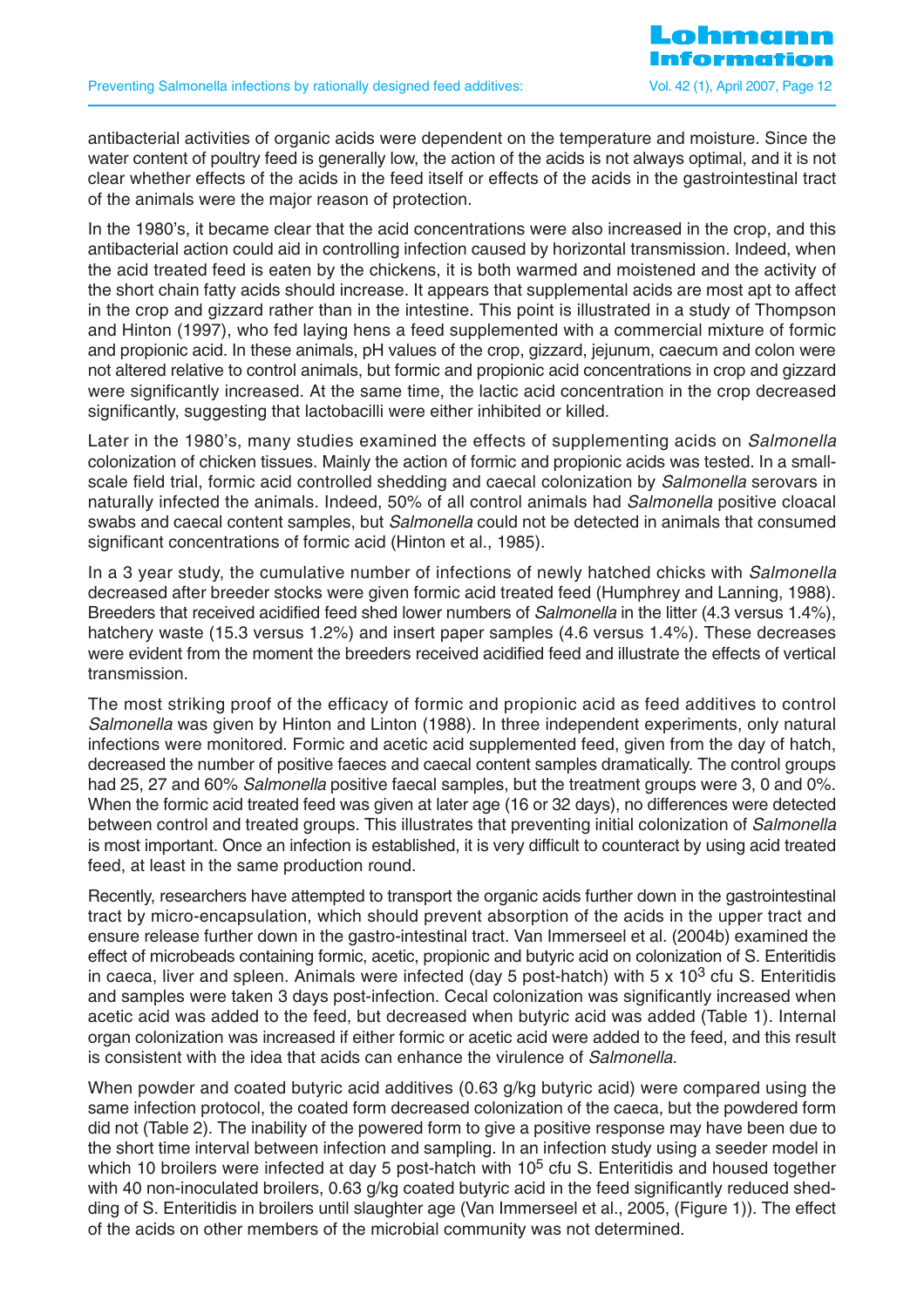antibacterial activities of organic acids were dependent on the temperature and moisture. Since the water content of poultry feed is generally low, the action of the acids is not always optimal, and it is not clear whether effects of the acids in the feed itself or effects of the acids in the gastrointestinal tract of the animals were the major reason of protection.

In the 1980's, it became clear that the acid concentrations were also increased in the crop, and this antibacterial action could aid in controlling infection caused by horizontal transmission. Indeed, when the acid treated feed is eaten by the chickens, it is both warmed and moistened and the activity of the short chain fatty acids should increase. It appears that supplemental acids are most apt to affect in the crop and gizzard rather than in the intestine. This point is illustrated in a study of Thompson and Hinton (1997), who fed laying hens a feed supplemented with a commercial mixture of formic and propionic acid. In these animals, pH values of the crop, gizzard, jejunum, caecum and colon were not altered relative to control animals, but formic and propionic acid concentrations in crop and gizzard were significantly increased. At the same time, the lactic acid concentration in the crop decreased significantly, suggesting that lactobacilli were either inhibited or killed.

Later in the 1980's, many studies examined the effects of supplementing acids on *Salmonella* colonization of chicken tissues. Mainly the action of formic and propionic acids was tested. In a small-scale field trial, formic acid controlled shedding and caecal colonization by *Salmonella* serovars in naturally infected the animals. Indeed, 50% of all control animals had *Salmonella* positive cloacal swabs and caecal content samples, but *Salmonella* could not be detected in animals that consumed significant concentrations of formic acid (Hinton et al., 1985).

In a 3 year study, the cumulative number of infections of newly hatched chicks with *Salmonella* decreased after breeder stocks were given formic acid treated feed (Humphrey and Lanning, 1988). Breeders that received acidified feed shed lower numbers of *Salmonella* in the litter (4.3 versus 1.4%), hatchery waste (15.3 versus 1.2%) and insert paper samples (4.6 versus 1.4%). These decreases were evident from the moment the breeders received acidified feed and illustrate the effects of vertical transmission.

The most striking proof of the efficacy of formic and propionic acid as feed additives to control *Salmonella* was given by Hinton and Linton (1988). In three independent experiments, only natural infections were monitored. Formic and acetic acid supplemented feed, given from the day of hatch, decreased the number of positive faeces and caecal content samples dramatically. The control groups had 25, 27 and 60% *Salmonella* positive faecal samples, but the treatment groups were 3, 0 and 0%. When the formic acid treated feed was given at later age (16 or 32 days), no differences were detected between control and treated groups. This illustrates that preventing initial colonization of *Salmonella* is most important. Once an infection is established, it is very difficult to counteract by using acid treated feed, at least in the same production round.

Recently, researchers have attempted to transport the organic acids further down in the gastrointestinal tract by micro-encapsulation, which should prevent absorption of the acids in the upper tract and ensure release further down in the gastro-intestinal tract. Van Immerseel et al. (2004b) examined the effect of microbeads containing formic, acetic, propionic and butyric acid on colonization of S. Enteritidis in caeca, liver and spleen. Animals were infected (day 5 post-hatch) with 5 x $10^3$ cfu S. Enteritidis and samples were taken 3 days post-infection. Cecal colonization was significantly increased when acetic acid was added to the feed, but decreased when butyric acid was added (Table 1). Internal organ colonization was increased if either formic or acetic acid were added to the feed, and this result is consistent with the idea that acids can enhance the virulence of *Salmonella*.

When powder and coated butyric acid additives (0.63 g/kg butyric acid) were compared using the same infection protocol, the coated form decreased colonization of the caeca, but the powdered form did not (Table 2). The inability of the powered form to give a positive response may have been due to the short time interval between infection and sampling. In an infection study using a seeder model in which 10 broilers were infected at day 5 post-hatch with $10^5$ cfu S. Enteritidis and housed together with 40 non-inoculated broilers, 0.63 g/kg coated butyric acid in the feed significantly reduced shedding of S. Enteritidis in broilers until slaughter age (Van Immerseel et al., 2005, (Figure 1)). The effect of the acids on other members of the microbial community was not determined.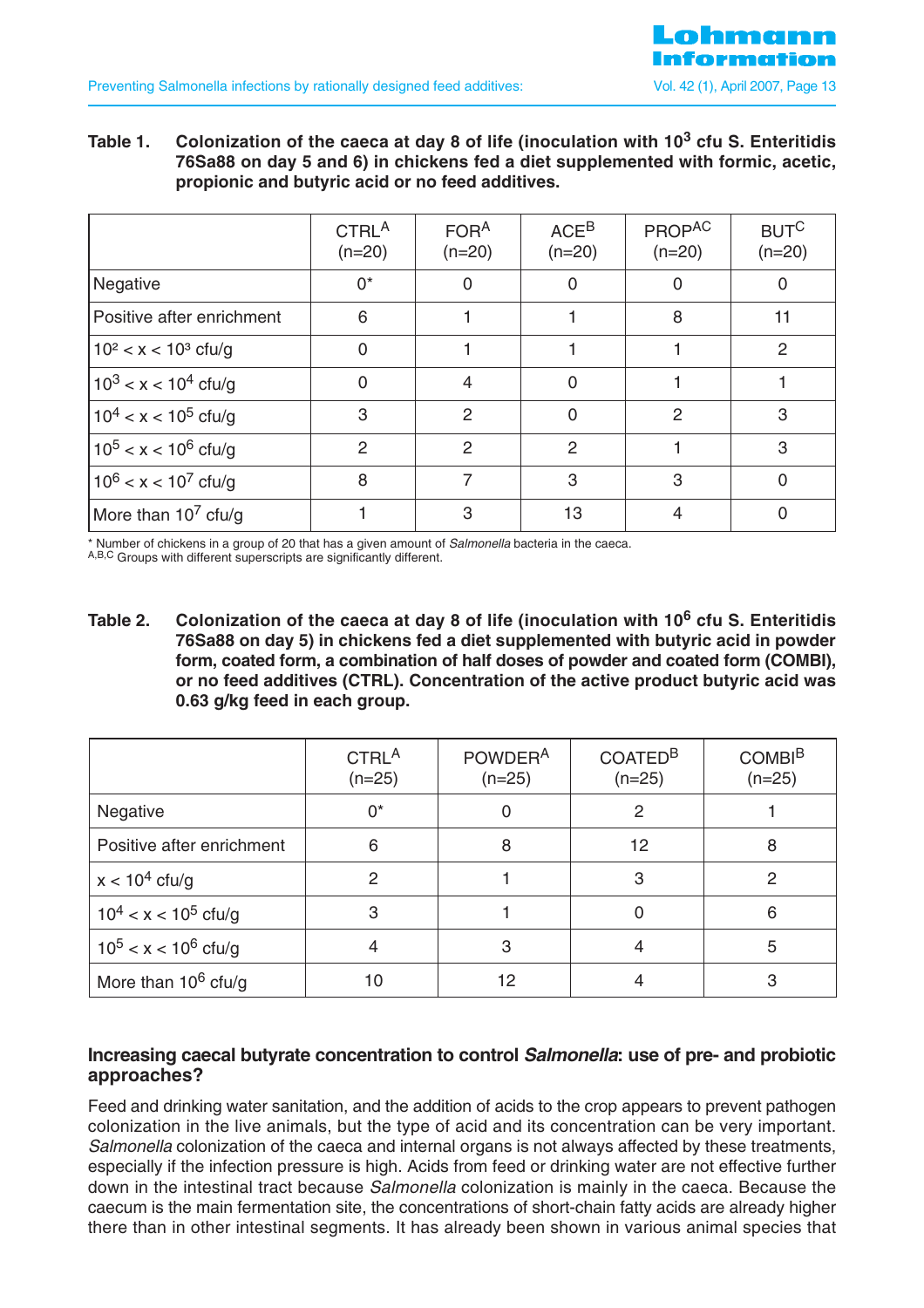**Table 1. Colonization of the caeca at day 8 of life (inoculation with $10^3$ cfu S. Enteritidis 76Sa88 on day 5 and 6) in chickens fed a diet supplemented with formic, acetic, propionic and butyric acid or no feed additives.**

| | CTRL[A] (n=20) | FOR[A] (n=20) | ACE[B] (n=20) | PROP[AC] (n=20) | BUT[C] (n=20) |
|---|---|---|---|---|---|
| Negative | 0* | 0 | 0 | 0 | 0 |
| Positive after enrichment | 6 | 1 | 1 | 8 | 11 |
| $10^2 < x < 10^3$ cfu/g | 0 | 1 | 1 | 1 | 2 |
| $10^3 < x < 10^4$ cfu/g | 0 | 4 | 0 | 1 | 1 |
| $10^4 < x < 10^5$ cfu/g | 3 | 2 | 0 | 2 | 3 |
| $10^5 < x < 10^6$ cfu/g | 2 | 2 | 2 | 1 | 3 |
| $10^6 < x < 10^7$ cfu/g | 8 | 7 | 3 | 3 | 0 |
| More than $10^7$ cfu/g | 1 | 3 | 13 | 4 | 0 |

\* Number of chickens in a group of 20 that has a given amount of *Salmonella* bacteria in the caeca.
[A,B,C] Groups with different superscripts are significantly different.

**Table 2. Colonization of the caeca at day 8 of life (inoculation with $10^6$ cfu S. Enteritidis 76Sa88 on day 5) in chickens fed a diet supplemented with butyric acid in powder form, coated form, a combination of half doses of powder and coated form (COMBI), or no feed additives (CTRL). Concentration of the active product butyric acid was 0.63 g/kg feed in each group.**

| | CTRL[A] (n=25) | POWDER[A] (n=25) | COATED[B] (n=25) | COMBI[B] (n=25) |
|---|---|---|---|---|
| Negative | 0* | 0 | 2 | 1 |
| Positive after enrichment | 6 | 8 | 12 | 8 |
| $x < 10^4$ cfu/g | 2 | 1 | 3 | 2 |
| $10^4 < x < 10^5$ cfu/g | 3 | 1 | 0 | 6 |
| $10^5 < x < 10^6$ cfu/g | 4 | 3 | 4 | 5 |
| More than $10^6$ cfu/g | 10 | 12 | 4 | 3 |

### Increasing caecal butyrate concentration to control *Salmonella*: use of pre- and probiotic approaches?

Feed and drinking water sanitation, and the addition of acids to the crop appears to prevent pathogen colonization in the live animals, but the type of acid and its concentration can be very important. *Salmonella* colonization of the caeca and internal organs is not always affected by these treatments, especially if the infection pressure is high. Acids from feed or drinking water are not effective further down in the intestinal tract because *Salmonella* colonization is mainly in the caeca. Because the caecum is the main fermentation site, the concentrations of short-chain fatty acids are already higher there than in other intestinal segments. It has already been shown in various animal species that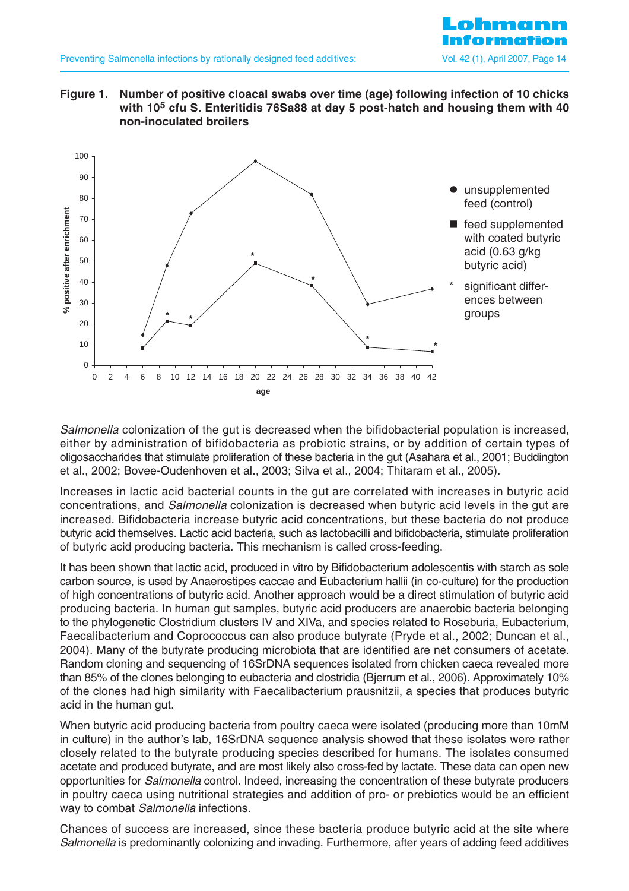**Figure 1. Number of positive cloacal swabs over time (age) following infection of 10 chicks with $10^5$ cfu S. Enteritidis 76Sa88 at day 5 post-hatch and housing them with 40 non-inoculated broilers**

*Salmonella* colonization of the gut is decreased when the bifidobacterial population is increased, either by administration of bifidobacteria as probiotic strains, or by addition of certain types of oligosaccharides that stimulate proliferation of these bacteria in the gut (Asahara et al., 2001; Buddington et al., 2002; Bovee-Oudenhoven et al., 2003; Silva et al., 2004; Thitaram et al., 2005).

Increases in lactic acid bacterial counts in the gut are correlated with increases in butyric acid concentrations, and *Salmonella* colonization is decreased when butyric acid levels in the gut are increased. Bifidobacteria increase butyric acid concentrations, but these bacteria do not produce butyric acid themselves. Lactic acid bacteria, such as lactobacilli and bifidobacteria, stimulate proliferation of butyric acid producing bacteria. This mechanism is called cross-feeding.

It has been shown that lactic acid, produced in vitro by Bifidobacterium adolescentis with starch as sole carbon source, is used by Anaerostipes caccae and Eubacterium hallii (in co-culture) for the production of high concentrations of butyric acid. Another approach would be a direct stimulation of butyric acid producing bacteria. In human gut samples, butyric acid producers are anaerobic bacteria belonging to the phylogenetic Clostridium clusters IV and XIVa, and species related to Roseburia, Eubacterium, Faecalibacterium and Coprococcus can also produce butyrate (Pryde et al., 2002; Duncan et al., 2004). Many of the butyrate producing microbiota that are identified are net consumers of acetate. Random cloning and sequencing of 16SrDNA sequences isolated from chicken caeca revealed more than 85% of the clones belonging to eubacteria and clostridia (Bjerrum et al., 2006). Approximately 10% of the clones had high similarity with Faecalibacterium prausnitzii, a species that produces butyric acid in the human gut.

When butyric acid producing bacteria from poultry caeca were isolated (producing more than 10mM in culture) in the author's lab, 16SrDNA sequence analysis showed that these isolates were rather closely related to the butyrate producing species described for humans. The isolates consumed acetate and produced butyrate, and are most likely also cross-fed by lactate. These data can open new opportunities for *Salmonella* control. Indeed, increasing the concentration of these butyrate producers in poultry caeca using nutritional strategies and addition of pro- or prebiotics would be an efficient way to combat *Salmonella* infections.

Chances of success are increased, since these bacteria produce butyric acid at the site where *Salmonella* is predominantly colonizing and invading. Furthermore, after years of adding feed additives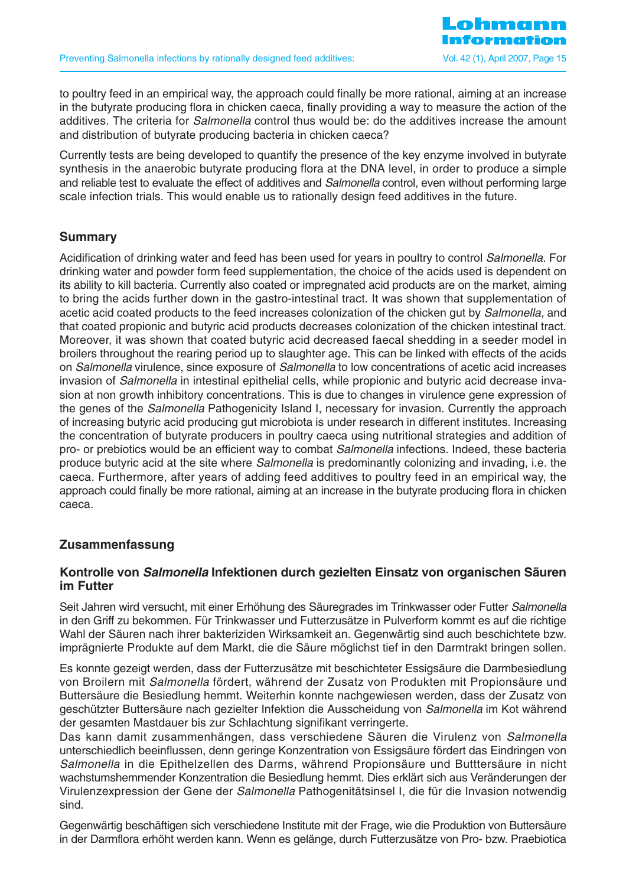to poultry feed in an empirical way, the approach could finally be more rational, aiming at an increase in the butyrate producing flora in chicken caeca, finally providing a way to measure the action of the additives. The criteria for *Salmonella* control thus would be: do the additives increase the amount and distribution of butyrate producing bacteria in chicken caeca?

Currently tests are being developed to quantify the presence of the key enzyme involved in butyrate synthesis in the anaerobic butyrate producing flora at the DNA level, in order to produce a simple and reliable test to evaluate the effect of additives and *Salmonella* control, even without performing large scale infection trials. This would enable us to rationally design feed additives in the future.

## Summary

Acidification of drinking water and feed has been used for years in poultry to control *Salmonella*. For drinking water and powder form feed supplementation, the choice of the acids used is dependent on its ability to kill bacteria. Currently also coated or impregnated acid products are on the market, aiming to bring the acids further down in the gastro-intestinal tract. It was shown that supplementation of acetic acid coated products to the feed increases colonization of the chicken gut by *Salmonella*, and that coated propionic and butyric acid products decreases colonization of the chicken intestinal tract. Moreover, it was shown that coated butyric acid decreased faecal shedding in a seeder model in broilers throughout the rearing period up to slaughter age. This can be linked with effects of the acids on *Salmonella* virulence, since exposure of *Salmonella* to low concentrations of acetic acid increases invasion of *Salmonella* in intestinal epithelial cells, while propionic and butyric acid decrease invasion at non growth inhibitory concentrations. This is due to changes in virulence gene expression of the genes of the *Salmonella* Pathogenicity Island I, necessary for invasion. Currently the approach of increasing butyric acid producing gut microbiota is under research in different institutes. Increasing the concentration of butyrate producers in poultry caeca using nutritional strategies and addition of pro- or prebiotics would be an efficient way to combat *Salmonella* infections. Indeed, these bacteria produce butyric acid at the site where *Salmonella* is predominantly colonizing and invading, i.e. the caeca. Furthermore, after years of adding feed additives to poultry feed in an empirical way, the approach could finally be more rational, aiming at an increase in the butyrate producing flora in chicken caeca.

## Zusammenfassung

### Kontrolle von *Salmonella* Infektionen durch gezielten Einsatz von organischen Säuren im Futter

Seit Jahren wird versucht, mit einer Erhöhung des Säuregrades im Trinkwasser oder Futter *Salmonella* in den Griff zu bekommen. Für Trinkwasser und Futterzusätze in Pulverform kommt es auf die richtige Wahl der Säuren nach ihrer bakteriziden Wirksamkeit an. Gegenwärtig sind auch beschichtete bzw. imprägnierte Produkte auf dem Markt, die die Säure möglichst tief in den Darmtrakt bringen sollen.

Es konnte gezeigt werden, dass der Futterzusätze mit beschichteter Essigsäure die Darmbesiedlung von Broilern mit *Salmonella* fördert, während der Zusatz von Produkten mit Propionsäure und Buttersäure die Besiedlung hemmt. Weiterhin konnte nachgewiesen werden, dass der Zusatz von geschützter Buttersäure nach gezielter Infektion die Ausscheidung von *Salmonella* im Kot während der gesamten Mastdauer bis zur Schlachtung signifikant verringerte.
Das kann damit zusammenhängen, dass verschiedene Säuren die Virulenz von *Salmonella* unterschiedlich beeinflussen, denn geringe Konzentration von Essigsäure fördert das Eindringen von *Salmonella* in die Epithelzellen des Darms, während Propionsäure und Butttersäure in nicht wachstumshemmender Konzentration die Besiedlung hemmt. Dies erklärt sich aus Veränderungen der Virulenzexpression der Gene der *Salmonella* Pathogenitätsinsel I, die für die Invasion notwendig sind.

Gegenwärtig beschäftigen sich verschiedene Institute mit der Frage, wie die Produktion von Buttersäure in der Darmflora erhöht werden kann. Wenn es gelänge, durch Futterzusätze von Pro- bzw. Praebiotica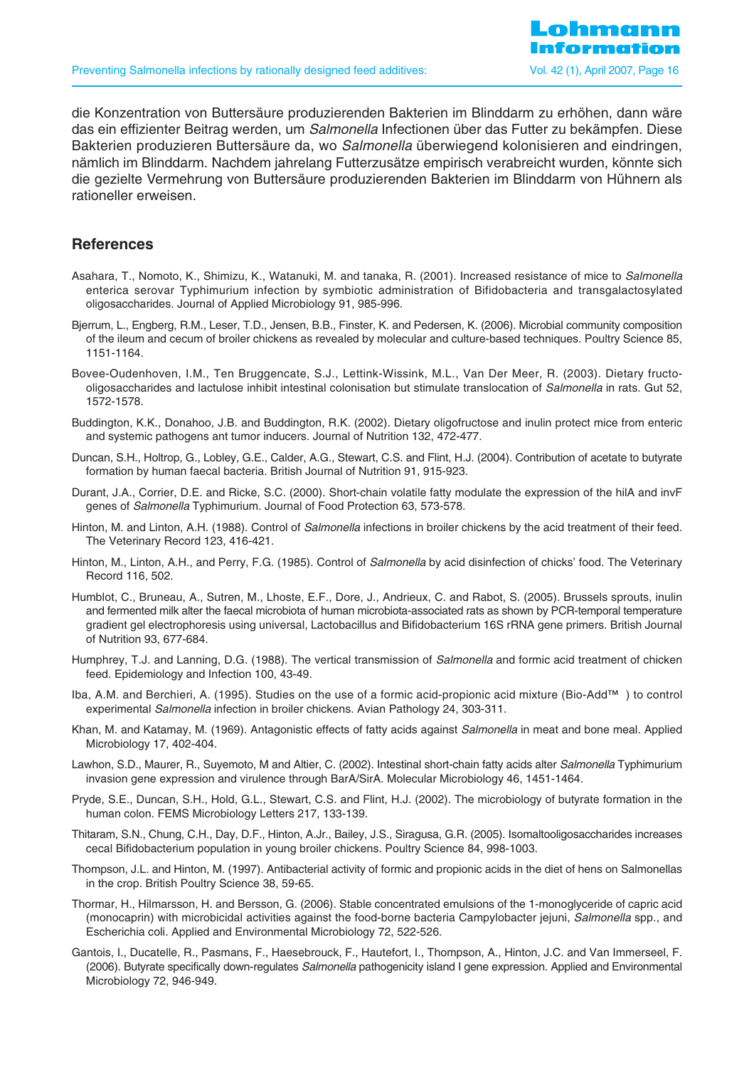die Konzentration von Buttersäure produzierenden Bakterien im Blinddarm zu erhöhen, dann wäre das ein effizienter Beitrag werden, um *Salmonella* Infectionen über das Futter zu bekämpfen. Diese Bakterien produzieren Buttersäure da, wo *Salmonella* überwiegend kolonisieren und eindringen, nämlich im Blinddarm. Nachdem jahrelang Futterzusätze empirisch verabreicht wurden, könnte sich die gezielte Vermehrung von Buttersäure produzierenden Bakterien im Blinddarm von Hühnern als rationeller erweisen.

## References

Asahara, T., Nomoto, K., Shimizu, K., Watanuki, M. and tanaka, R. (2001). Increased resistance of mice to *Salmonella* enterica serovar Typhimurium infection by symbiotic administration of Bifidobacteria and transgalactosylated oligosaccharides. Journal of Applied Microbiology 91, 985-996.

Bjerrum, L., Engberg, R.M., Leser, T.D., Jensen, B.B., Finster, K. and Pedersen, K. (2006). Microbial community composition of the ileum and cecum of broiler chickens as revealed by molecular and culture-based techniques. Poultry Science 85, 1151-1164.

Bovee-Oudenhoven, I.M., Ten Bruggencate, S.J., Lettink-Wissink, M.L., Van Der Meer, R. (2003). Dietary fructo-oligosaccharides and lactulose inhibit intestinal colonisation but stimulate translocation of *Salmonella* in rats. Gut 52, 1572-1578.

Buddington, K.K., Donahoo, J.B. and Buddington, R.K. (2002). Dietary oligofructose and inulin protect mice from enteric and systemic pathogens ant tumor inducers. Journal of Nutrition 132, 472-477.

Duncan, S.H., Holtrop, G., Lobley, G.E., Calder, A.G., Stewart, C.S. and Flint, H.J. (2004). Contribution of acetate to butyrate formation by human faecal bacteria. British Journal of Nutrition 91, 915-923.

Durant, J.A., Corrier, D.E. and Ricke, S.C. (2000). Short-chain volatile fatty modulate the expression of the hilA and invF genes of *Salmonella* Typhimurium. Journal of Food Protection 63, 573-578.

Hinton, M. and Linton, A.H. (1988). Control of *Salmonella* infections in broiler chickens by the acid treatment of their feed. The Veterinary Record 123, 416-421.

Hinton, M., Linton, A.H., and Perry, F.G. (1985). Control of *Salmonella* by acid disinfection of chicks' food. The Veterinary Record 116, 502.

Humblot, C., Bruneau, A., Sutren, M., Lhoste, E.F., Dore, J., Andrieux, C. and Rabot, S. (2005). Brussels sprouts, inulin and fermented milk alter the faecal microbiota of human microbiota-associated rats as shown by PCR-temporal temperature gradient gel electrophoresis using universal, Lactobacillus and Bifidobacterium 16S rRNA gene primers. British Journal of Nutrition 93, 677-684.

Humphrey, T.J. and Lanning, D.G. (1988). The vertical transmission of *Salmonella* and formic acid treatment of chicken feed. Epidemiology and Infection 100, 43-49.

Iba, A.M. and Berchieri, A. (1995). Studies on the use of a formic acid-propionic acid mixture (Bio-Add™ ) to control experimental *Salmonella* infection in broiler chickens. Avian Pathology 24, 303-311.

Khan, M. and Katamay, M. (1969). Antagonistic effects of fatty acids against *Salmonella* in meat and bone meal. Applied Microbiology 17, 402-404.

Lawhon, S.D., Maurer, R., Suyemoto, M and Altier, C. (2002). Intestinal short-chain fatty acids alter *Salmonella* Typhimurium invasion gene expression and virulence through BarA/SirA. Molecular Microbiology 46, 1451-1464.

Pryde, S.E., Duncan, S.H., Hold, G.L., Stewart, C.S. and Flint, H.J. (2002). The microbiology of butyrate formation in the human colon. FEMS Microbiology Letters 217, 133-139.

Thitaram, S.N., Chung, C.H., Day, D.F., Hinton, A.Jr., Bailey, J.S., Siragusa, G.R. (2005). Isomaltooligosaccharides increases cecal Bifidobacterium population in young broiler chickens. Poultry Science 84, 998-1003.

Thompson, J.L. and Hinton, M. (1997). Antibacterial activity of formic and propionic acids in the diet of hens on Salmonellas in the crop. British Poultry Science 38, 59-65.

Thormar, H., Hilmarsson, H. and Bersson, G. (2006). Stable concentrated emulsions of the 1-monoglyceride of capric acid (monocaprin) with microbicidal activities against the food-borne bacteria Campylobacter jejuni, *Salmonella* spp., and Escherichia coli. Applied and Environmental Microbiology 72, 522-526.

Gantois, I., Ducatelle, R., Pasmans, F., Haesebrouck, F., Hautefort, I., Thompson, A., Hinton, J.C. and Van Immerseel, F. (2006). Butyrate specifically down-regulates *Salmonella* pathogenicity island I gene expression. Applied and Environmental Microbiology 72, 946-949.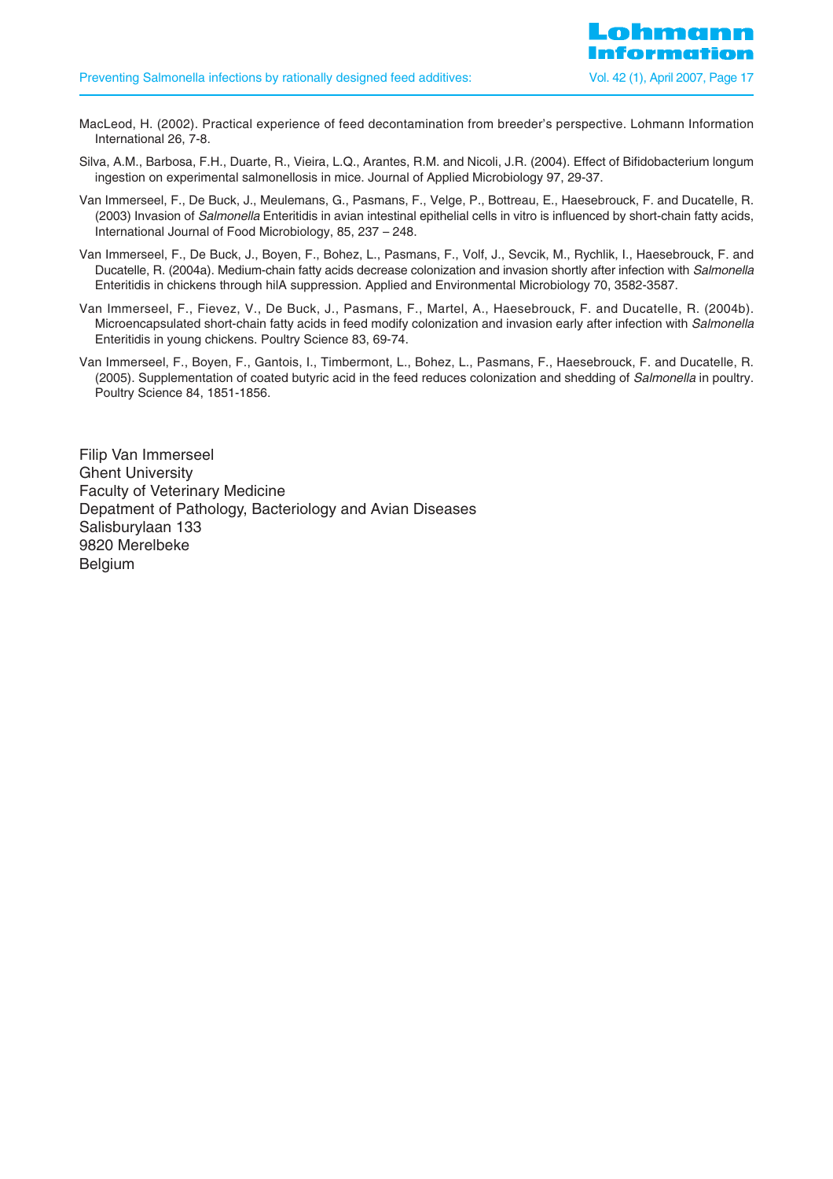MacLeod, H. (2002). Practical experience of feed decontamination from breeder's perspective. Lohmann Information International 26, 7-8.

Silva, A.M., Barbosa, F.H., Duarte, R., Vieira, L.Q., Arantes, R.M. and Nicoli, J.R. (2004). Effect of Bifidobacterium longum ingestion on experimental salmonellosis in mice. Journal of Applied Microbiology 97, 29-37.

Van Immerseel, F., De Buck, J., Meulemans, G., Pasmans, F., Velge, P., Bottreau, E., Haesebrouck, F. and Ducatelle, R. (2003) Invasion of *Salmonella* Enteritidis in avian intestinal epithelial cells in vitro is influenced by short-chain fatty acids, International Journal of Food Microbiology, 85, 237 – 248.

Van Immerseel, F., De Buck, J., Boyen, F., Bohez, L., Pasmans, F., Volf, J., Sevcik, M., Rychlik, I., Haesebrouck, F. and Ducatelle, R. (2004a). Medium-chain fatty acids decrease colonization and invasion shortly after infection with *Salmonella* Enteritidis in chickens through hilA suppression. Applied and Environmental Microbiology 70, 3582-3587.

Van Immerseel, F., Fievez, V., De Buck, J., Pasmans, F., Martel, A., Haesebrouck, F. and Ducatelle, R. (2004b). Microencapsulated short-chain fatty acids in feed modify colonization and invasion early after infection with *Salmonella* Enteritidis in young chickens. Poultry Science 83, 69-74.

Van Immerseel, F., Boyen, F., Gantois, I., Timbermont, L., Bohez, L., Pasmans, F., Haesebrouck, F. and Ducatelle, R. (2005). Supplementation of coated butyric acid in the feed reduces colonization and shedding of *Salmonella* in poultry. Poultry Science 84, 1851-1856.

Filip Van Immerseel
Ghent University
Faculty of Veterinary Medicine
Depatment of Pathology, Bacteriology and Avian Diseases
Salisburylaan 133
9820 Merelbeke
Belgium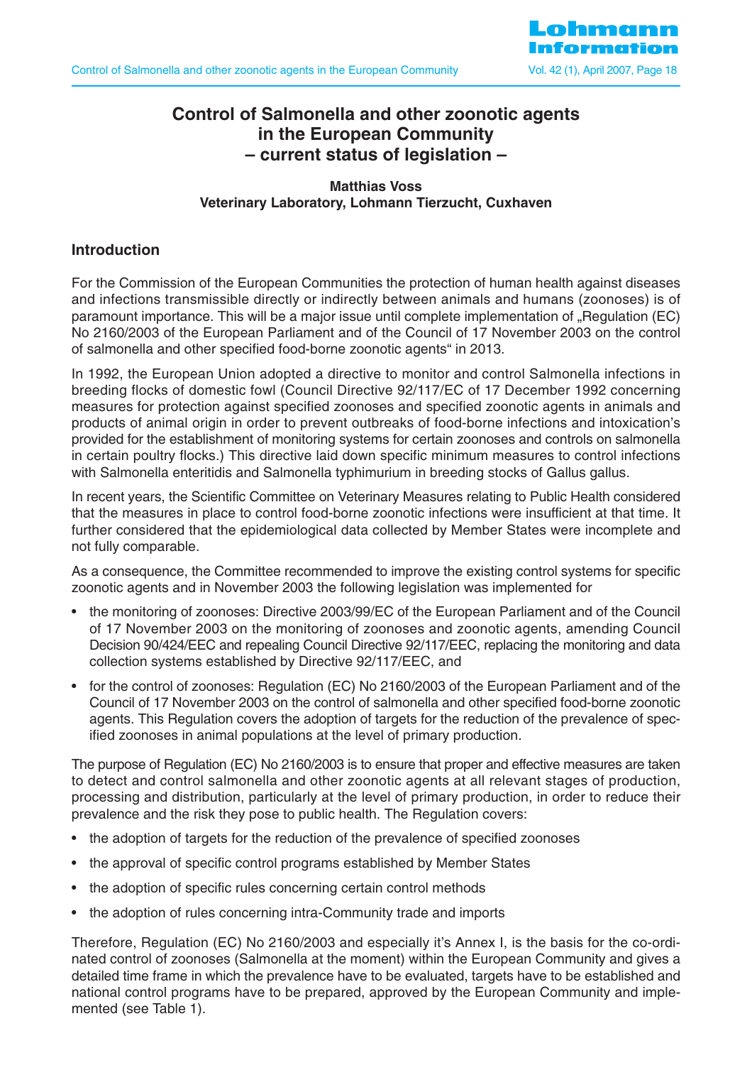# Control of Salmonella and other zoonotic agents in the European Community – current status of legislation –

**Matthias Voss**
**Veterinary Laboratory, Lohmann Tierzucht, Cuxhaven**

## Introduction

For the Commission of the European Communities the protection of human health against diseases and infections transmissible directly or indirectly between animals and humans (zoonoses) is of paramount importance. This will be a major issue until complete implementation of „Regulation (EC) No 2160/2003 of the European Parliament and of the Council of 17 November 2003 on the control of salmonella and other specified food-borne zoonotic agents" in 2013.

In 1992, the European Union adopted a directive to monitor and control Salmonella infections in breeding flocks of domestic fowl (Council Directive 92/117/EC of 17 December 1992 concerning measures for protection against specified zoonoses and specified zoonotic agents in animals and products of animal origin in order to prevent outbreaks of food-borne infections and intoxication's provided for the establishment of monitoring systems for certain zoonoses and controls on salmonella in certain poultry flocks.) This directive laid down specific minimum measures to control infections with Salmonella enteritidis and Salmonella typhimurium in breeding stocks of Gallus gallus.

In recent years, the Scientific Committee on Veterinary Measures relating to Public Health considered that the measures in place to control food-borne zoonotic infections were insufficient at that time. It further considered that the epidemiological data collected by Member States were incomplete and not fully comparable.

As a consequence, the Committee recommended to improve the existing control systems for specific zoonotic agents and in November 2003 the following legislation was implemented for

- the monitoring of zoonoses: Directive 2003/99/EC of the European Parliament and of the Council of 17 November 2003 on the monitoring of zoonoses and zoonotic agents, amending Council Decision 90/424/EEC and repealing Council Directive 92/117/EEC, replacing the monitoring and data collection systems established by Directive 92/117/EEC, and
- for the control of zoonoses: Regulation (EC) No 2160/2003 of the European Parliament and of the Council of 17 November 2003 on the control of salmonella and other specified food-borne zoonotic agents. This Regulation covers the adoption of targets for the reduction of the prevalence of specified zoonoses in animal populations at the level of primary production.

The purpose of Regulation (EC) No 2160/2003 is to ensure that proper and effective measures are taken to detect and control salmonella and other zoonotic agents at all relevant stages of production, processing and distribution, particularly at the level of primary production, in order to reduce their prevalence and the risk they pose to public health. The Regulation covers:

- the adoption of targets for the reduction of the prevalence of specified zoonoses
- the approval of specific control programs established by Member States
- the adoption of specific rules concerning certain control methods
- the adoption of rules concerning intra-Community trade and imports

Therefore, Regulation (EC) No 2160/2003 and especially it's Annex I, is the basis for the co-ordinated control of zoonoses (Salmonella at the moment) within the European Community and gives a detailed time frame in which the prevalence have to be evaluated, targets have to be established and national control programs have to be prepared, approved by the European Community and implemented (see Table 1).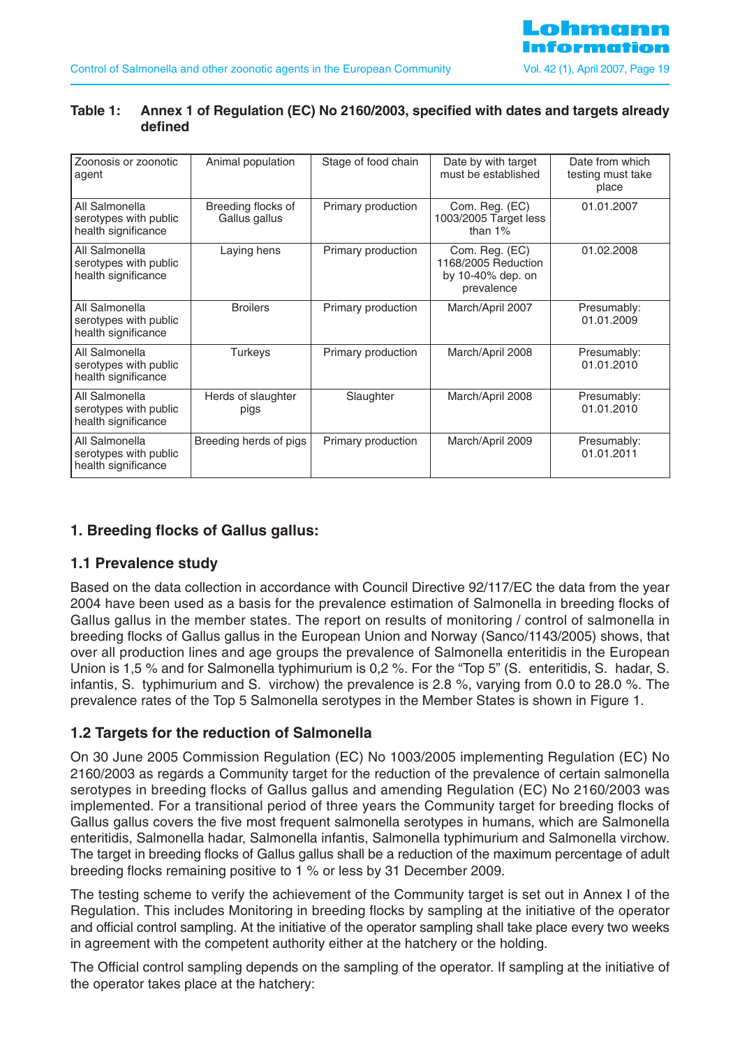**Table 1: Annex 1 of Regulation (EC) No 2160/2003, specified with dates and targets already defined**

| Zoonosis or zoonotic agent | Animal population | Stage of food chain | Date by with target must be established | Date from which testing must take place |
|---|---|---|---|---|
| All Salmonella serotypes with public health significance | Breeding flocks of Gallus gallus | Primary production | Com. Reg. (EC) 1003/2005 Target less than 1% | 01.01.2007 |
| All Salmonella serotypes with public health significance | Laying hens | Primary production | Com. Reg. (EC) 1168/2005 Reduction by 10-40% dep. on prevalence | 01.02.2008 |
| All Salmonella serotypes with public health significance | Broilers | Primary production | March/April 2007 | Presumably: 01.01.2009 |
| All Salmonella serotypes with public health significance | Turkeys | Primary production | March/April 2008 | Presumably: 01.01.2010 |
| All Salmonella serotypes with public health significance | Herds of slaughter pigs | Slaughter | March/April 2008 | Presumably: 01.01.2010 |
| All Salmonella serotypes with public health significance | Breeding herds of pigs | Primary production | March/April 2009 | Presumably: 01.01.2011 |

## 1. Breeding flocks of Gallus gallus:

### 1.1 Prevalence study

Based on the data collection in accordance with Council Directive 92/117/EC the data from the year 2004 have been used as a basis for the prevalence estimation of Salmonella in breeding flocks of Gallus gallus in the member states. The report on results of monitoring / control of salmonella in breeding flocks of Gallus gallus in the European Union and Norway (Sanco/1143/2005) shows, that over all production lines and age groups the prevalence of Salmonella enteritidis in the European Union is 1,5 % and for Salmonella typhimurium is 0,2 %. For the "Top 5" (S. enteritidis, S. hadar, S. infantis, S. typhimurium and S. virchow) the prevalence is 2.8 %, varying from 0.0 to 28.0 %. The prevalence rates of the Top 5 Salmonella serotypes in the Member States is shown in Figure 1.

### 1.2 Targets for the reduction of Salmonella

On 30 June 2005 Commission Regulation (EC) No 1003/2005 implementing Regulation (EC) No 2160/2003 as regards a Community target for the reduction of the prevalence of certain salmonella serotypes in breeding flocks of Gallus gallus and amending Regulation (EC) No 2160/2003 was implemented. For a transitional period of three years the Community target for breeding flocks of Gallus gallus covers the five most frequent salmonella serotypes in humans, which are Salmonella enteritidis, Salmonella hadar, Salmonella infantis, Salmonella typhimurium and Salmonella virchow. The target in breeding flocks of Gallus gallus shall be a reduction of the maximum percentage of adult breeding flocks remaining positive to 1 % or less by 31 December 2009.

The testing scheme to verify the achievement of the Community target is set out in Annex I of the Regulation. This includes Monitoring in breeding flocks by sampling at the initiative of the operator and official control sampling. At the initiative of the operator sampling shall take place every two weeks in agreement with the competent authority either at the hatchery or the holding.

The Official control sampling depends on the sampling of the operator. If sampling at the initiative of the operator takes place at the hatchery: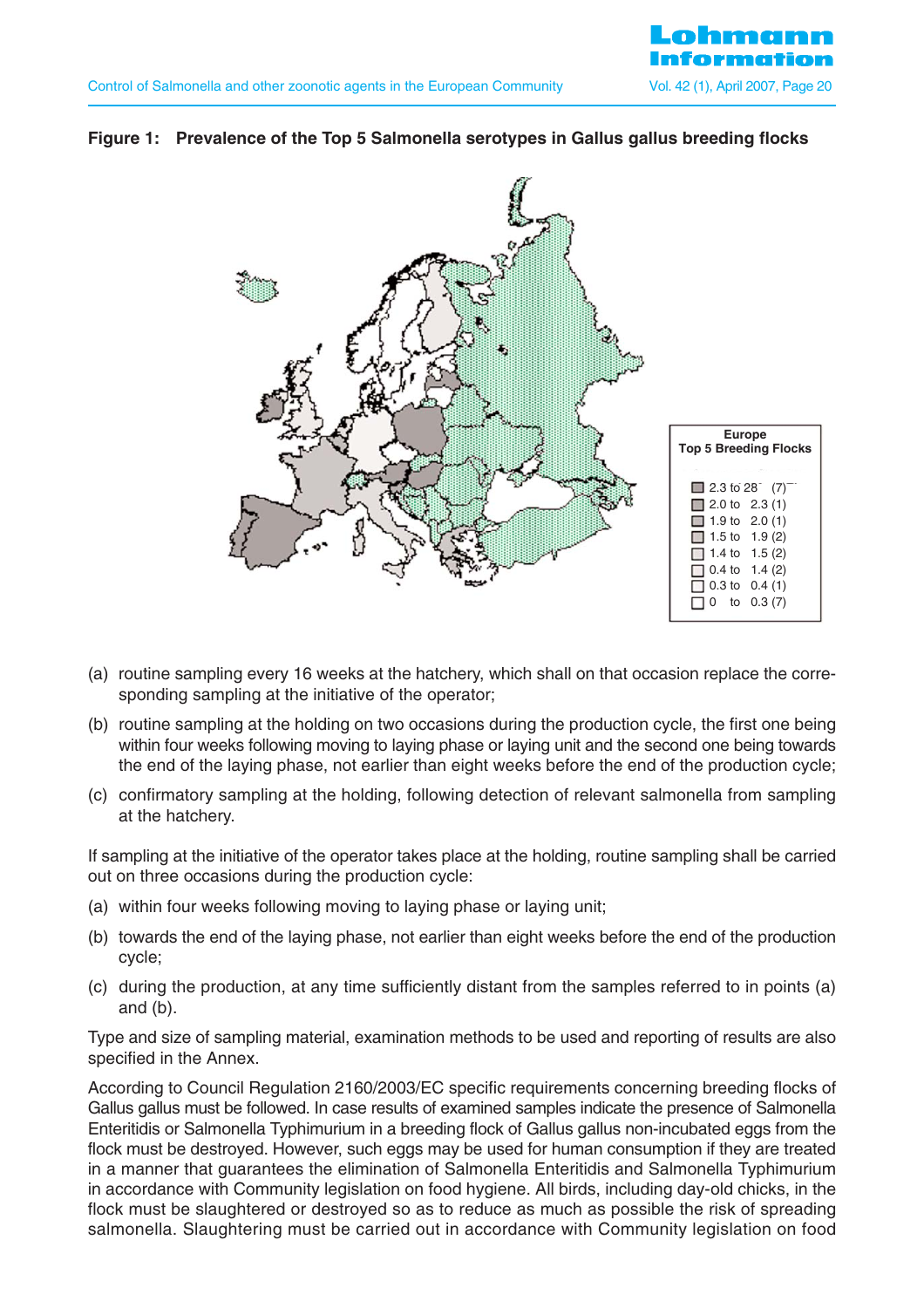**Figure 1: Prevalence of the Top 5 Salmonella serotypes in Gallus gallus breeding flocks**

Europe
Top 5 Breeding Flocks

- 2.3 to 28 (7)
- 2.0 to 2.3 (1)
- 1.9 to 2.0 (1)
- 1.5 to 1.9 (2)
- 1.4 to 1.5 (2)
- 0.4 to 1.4 (2)
- 0.3 to 0.4 (1)
- 0 to 0.3 (7)

(a) routine sampling every 16 weeks at the hatchery, which shall on that occasion replace the corresponding sampling at the initiative of the operator;

(b) routine sampling at the holding on two occasions during the production cycle, the first one being within four weeks following moving to laying phase or laying unit and the second one being towards the end of the laying phase, not earlier than eight weeks before the end of the production cycle;

(c) confirmatory sampling at the holding, following detection of relevant salmonella from sampling at the hatchery.

If sampling at the initiative of the operator takes place at the holding, routine sampling shall be carried out on three occasions during the production cycle:

(a) within four weeks following moving to laying phase or laying unit;

(b) towards the end of the laying phase, not earlier than eight weeks before the end of the production cycle;

(c) during the production, at any time sufficiently distant from the samples referred to in points (a) and (b).

Type and size of sampling material, examination methods to be used and reporting of results are also specified in the Annex.

According to Council Regulation 2160/2003/EC specific requirements concerning breeding flocks of Gallus gallus must be followed. In case results of examined samples indicate the presence of Salmonella Enteritidis or Salmonella Typhimurium in a breeding flock of Gallus gallus non-incubated eggs from the flock must be destroyed. However, such eggs may be used for human consumption if they are treated in a manner that guarantees the elimination of Salmonella Enteritidis and Salmonella Typhimurium in accordance with Community legislation on food hygiene. All birds, including day-old chicks, in the flock must be slaughtered or destroyed so as to reduce as much as possible the risk of spreading salmonella. Slaughtering must be carried out in accordance with Community legislation on food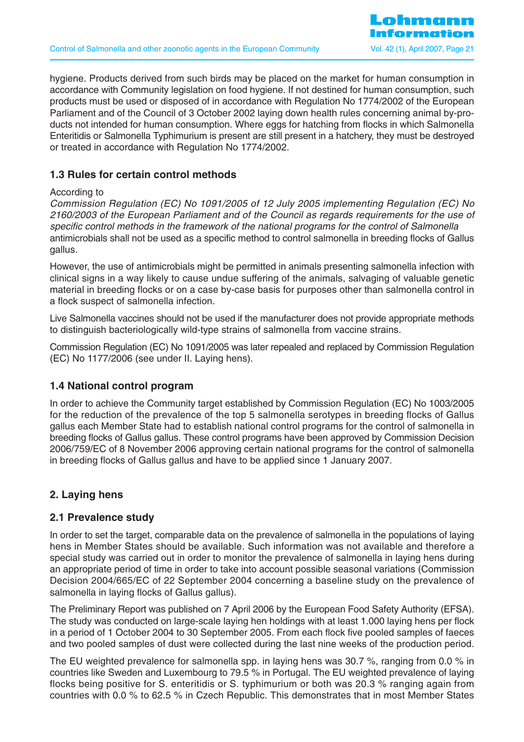hygiene. Products derived from such birds may be placed on the market for human consumption in accordance with Community legislation on food hygiene. If not destined for human consumption, such products must be used or disposed of in accordance with Regulation No 1774/2002 of the European Parliament and of the Council of 3 October 2002 laying down health rules concerning animal by-products not intended for human consumption. Where eggs for hatching from flocks in which Salmonella Enteritidis or Salmonella Typhimurium is present are still present in a hatchery, they must be destroyed or treated in accordance with Regulation No 1774/2002.

### 1.3 Rules for certain control methods

According to
*Commission Regulation (EC) No 1091/2005 of 12 July 2005 implementing Regulation (EC) No 2160/2003 of the European Parliament and of the Council as regards requirements for the use of specific control methods in the framework of the national programs for the control of Salmonella* antimicrobials shall not be used as a specific method to control salmonella in breeding flocks of Gallus gallus.

However, the use of antimicrobials might be permitted in animals presenting salmonella infection with clinical signs in a way likely to cause undue suffering of the animals, salvaging of valuable genetic material in breeding flocks or on a case by-case basis for purposes other than salmonella control in a flock suspect of salmonella infection.

Live Salmonella vaccines should not be used if the manufacturer does not provide appropriate methods to distinguish bacteriologically wild-type strains of salmonella from vaccine strains.

Commission Regulation (EC) No 1091/2005 was later repealed and replaced by Commission Regulation (EC) No 1177/2006 (see under II. Laying hens).

### 1.4 National control program

In order to achieve the Community target established by Commission Regulation (EC) No 1003/2005 for the reduction of the prevalence of the top 5 salmonella serotypes in breeding flocks of Gallus gallus each Member State had to establish national control programs for the control of salmonella in breeding flocks of Gallus gallus. These control programs have been approved by Commission Decision 2006/759/EC of 8 November 2006 approving certain national programs for the control of salmonella in breeding flocks of Gallus gallus and have to be applied since 1 January 2007.

## 2. Laying hens

### 2.1 Prevalence study

In order to set the target, comparable data on the prevalence of salmonella in the populations of laying hens in Member States should be available. Such information was not available and therefore a special study was carried out in order to monitor the prevalence of salmonella in laying hens during an appropriate period of time in order to take into account possible seasonal variations (Commission Decision 2004/665/EC of 22 September 2004 concerning a baseline study on the prevalence of salmonella in laying flocks of Gallus gallus).

The Preliminary Report was published on 7 April 2006 by the European Food Safety Authority (EFSA). The study was conducted on large-scale laying hen holdings with at least 1.000 laying hens per flock in a period of 1 October 2004 to 30 September 2005. From each flock five pooled samples of faeces and two pooled samples of dust were collected during the last nine weeks of the production period.

The EU weighted prevalence for salmonella spp. in laying hens was 30.7 %, ranging from 0.0 % in countries like Sweden and Luxembourg to 79.5 % in Portugal. The EU weighted prevalence of laying flocks being positive for S. enteritidis or S. typhimurium or both was 20.3 % ranging again from countries with 0.0 % to 62.5 % in Czech Republic. This demonstrates that in most Member States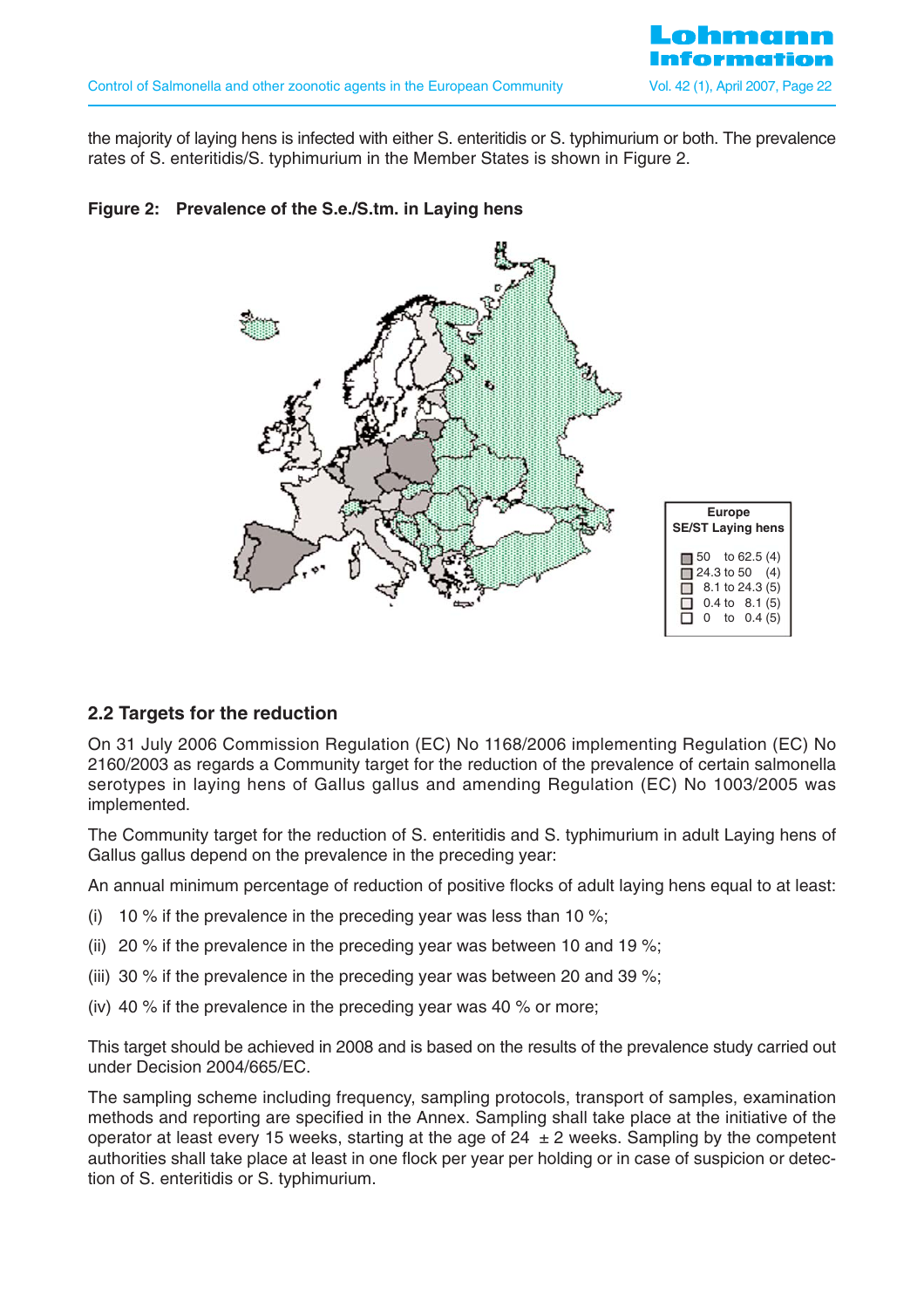the majority of laying hens is infected with either S. enteritidis or S. typhimurium or both. The prevalence rates of S. enteritidis/S. typhimurium in the Member States is shown in Figure 2.

**Figure 2: Prevalence of the S.e./S.tm. in Laying hens**

| Europe SE/ST Laying hens |
|---|
| 50 to 62.5 (4) |
| 24.3 to 50 (4) |
| 8.1 to 24.3 (5) |
| 0.4 to 8.1 (5) |
| 0 to 0.4 (5) |

## 2.2 Targets for the reduction

On 31 July 2006 Commission Regulation (EC) No 1168/2006 implementing Regulation (EC) No 2160/2003 as regards a Community target for the reduction of the prevalence of certain salmonella serotypes in laying hens of Gallus gallus and amending Regulation (EC) No 1003/2005 was implemented.

The Community target for the reduction of S. enteritidis and S. typhimurium in adult Laying hens of Gallus gallus depend on the prevalence in the preceding year:

An annual minimum percentage of reduction of positive flocks of adult laying hens equal to at least:

(i) 10 % if the prevalence in the preceding year was less than 10 %;

(ii) 20 % if the prevalence in the preceding year was between 10 and 19 %;

(iii) 30 % if the prevalence in the preceding year was between 20 and 39 %;

(iv) 40 % if the prevalence in the preceding year was 40 % or more;

This target should be achieved in 2008 and is based on the results of the prevalence study carried out under Decision 2004/665/EC.

The sampling scheme including frequency, sampling protocols, transport of samples, examination methods and reporting are specified in the Annex. Sampling shall take place at the initiative of the operator at least every 15 weeks, starting at the age of 24 ± 2 weeks. Sampling by the competent authorities shall take place at least in one flock per year per holding or in case of suspicion or detection of S. enteritidis or S. typhimurium.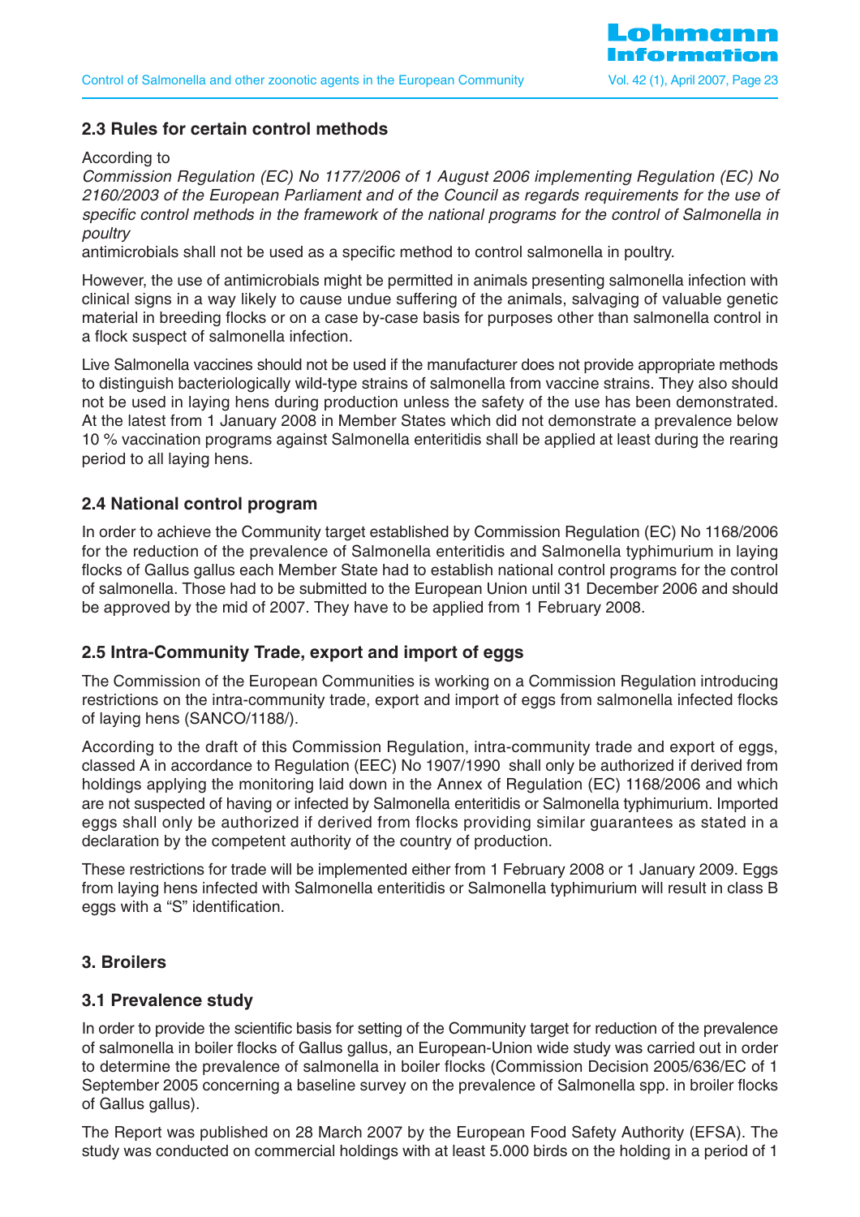## 2.3 Rules for certain control methods

According to

*Commission Regulation (EC) No 1177/2006 of 1 August 2006 implementing Regulation (EC) No 2160/2003 of the European Parliament and of the Council as regards requirements for the use of specific control methods in the framework of the national programs for the control of Salmonella in poultry*

antimicrobials shall not be used as a specific method to control salmonella in poultry.

However, the use of antimicrobials might be permitted in animals presenting salmonella infection with clinical signs in a way likely to cause undue suffering of the animals, salvaging of valuable genetic material in breeding flocks or on a case by-case basis for purposes other than salmonella control in a flock suspect of salmonella infection.

Live Salmonella vaccines should not be used if the manufacturer does not provide appropriate methods to distinguish bacteriologically wild-type strains of salmonella from vaccine strains. They also should not be used in laying hens during production unless the safety of the use has been demonstrated. At the latest from 1 January 2008 in Member States which did not demonstrate a prevalence below 10 % vaccination programs against Salmonella enteritidis shall be applied at least during the rearing period to all laying hens.

## 2.4 National control program

In order to achieve the Community target established by Commission Regulation (EC) No 1168/2006 for the reduction of the prevalence of Salmonella enteritidis and Salmonella typhimurium in laying flocks of Gallus gallus each Member State had to establish national control programs for the control of salmonella. Those had to be submitted to the European Union until 31 December 2006 and should be approved by the mid of 2007. They have to be applied from 1 February 2008.

## 2.5 Intra-Community Trade, export and import of eggs

The Commission of the European Communities is working on a Commission Regulation introducing restrictions on the intra-community trade, export and import of eggs from salmonella infected flocks of laying hens (SANCO/1188/).

According to the draft of this Commission Regulation, intra-community trade and export of eggs, classed A in accordance to Regulation (EEC) No 1907/1990 shall only be authorized if derived from holdings applying the monitoring laid down in the Annex of Regulation (EC) 1168/2006 and which are not suspected of having or infected by Salmonella enteritidis or Salmonella typhimurium. Imported eggs shall only be authorized if derived from flocks providing similar guarantees as stated in a declaration by the competent authority of the country of production.

These restrictions for trade will be implemented either from 1 February 2008 or 1 January 2009. Eggs from laying hens infected with Salmonella enteritidis or Salmonella typhimurium will result in class B eggs with a "S" identification.

# 3. Broilers

## 3.1 Prevalence study

In order to provide the scientific basis for setting of the Community target for reduction of the prevalence of salmonella in boiler flocks of Gallus gallus, an European-Union wide study was carried out in order to determine the prevalence of salmonella in boiler flocks (Commission Decision 2005/636/EC of 1 September 2005 concerning a baseline survey on the prevalence of Salmonella spp. in broiler flocks of Gallus gallus).

The Report was published on 28 March 2007 by the European Food Safety Authority (EFSA). The study was conducted on commercial holdings with at least 5.000 birds on the holding in a period of 1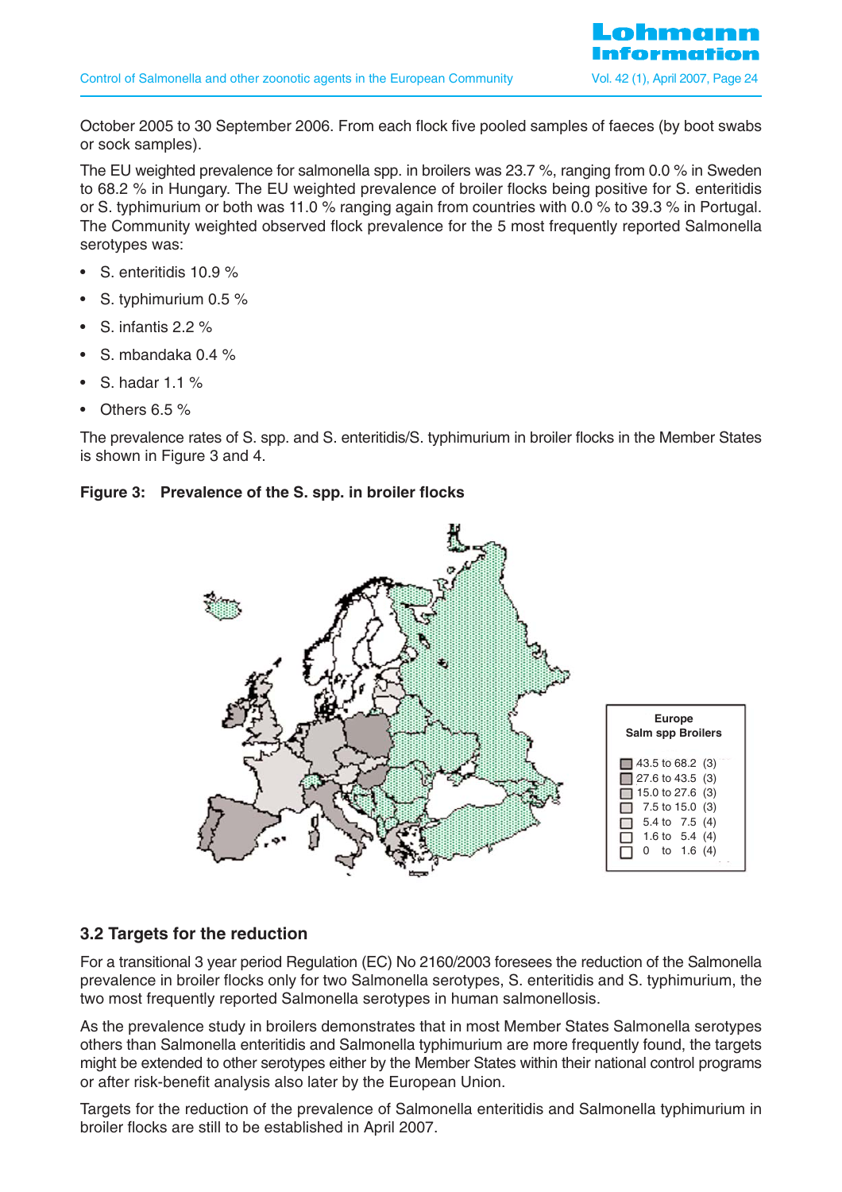October 2005 to 30 September 2006. From each flock five pooled samples of faeces (by boot swabs or sock samples).

The EU weighted prevalence for salmonella spp. in broilers was 23.7 %, ranging from 0.0 % in Sweden to 68.2 % in Hungary. The EU weighted prevalence of broiler flocks being positive for S. enteritidis or S. typhimurium or both was 11.0 % ranging again from countries with 0.0 % to 39.3 % in Portugal. The Community weighted observed flock prevalence for the 5 most frequently reported Salmonella serotypes was:

- S. enteritidis 10.9 %
- S. typhimurium 0.5 %
- S. infantis 2.2 %
- S. mbandaka 0.4 %
- S. hadar 1.1 %
- Others 6.5 %

The prevalence rates of S. spp. and S. enteritidis/S. typhimurium in broiler flocks in the Member States is shown in Figure 3 and 4.

**Figure 3: Prevalence of the S. spp. in broiler flocks**

Europe
Salm spp Broilers

- 43.5 to 68.2 (3)
- 27.6 to 43.5 (3)
- 15.0 to 27.6 (3)
- 7.5 to 15.0 (3)
- 5.4 to 7.5 (4)
- 1.6 to 5.4 (4)
- 0 to 1.6 (4)

## 3.2 Targets for the reduction

For a transitional 3 year period Regulation (EC) No 2160/2003 foresees the reduction of the Salmonella prevalence in broiler flocks only for two Salmonella serotypes, S. enteritidis and S. typhimurium, the two most frequently reported Salmonella serotypes in human salmonellosis.

As the prevalence study in broilers demonstrates that in most Member States Salmonella serotypes others than Salmonella enteritidis and Salmonella typhimurium are more frequently found, the targets might be extended to other serotypes either by the Member States within their national control programs or after risk-benefit analysis also later by the European Union.

Targets for the reduction of the prevalence of Salmonella enteritidis and Salmonella typhimurium in broiler flocks are still to be established in April 2007.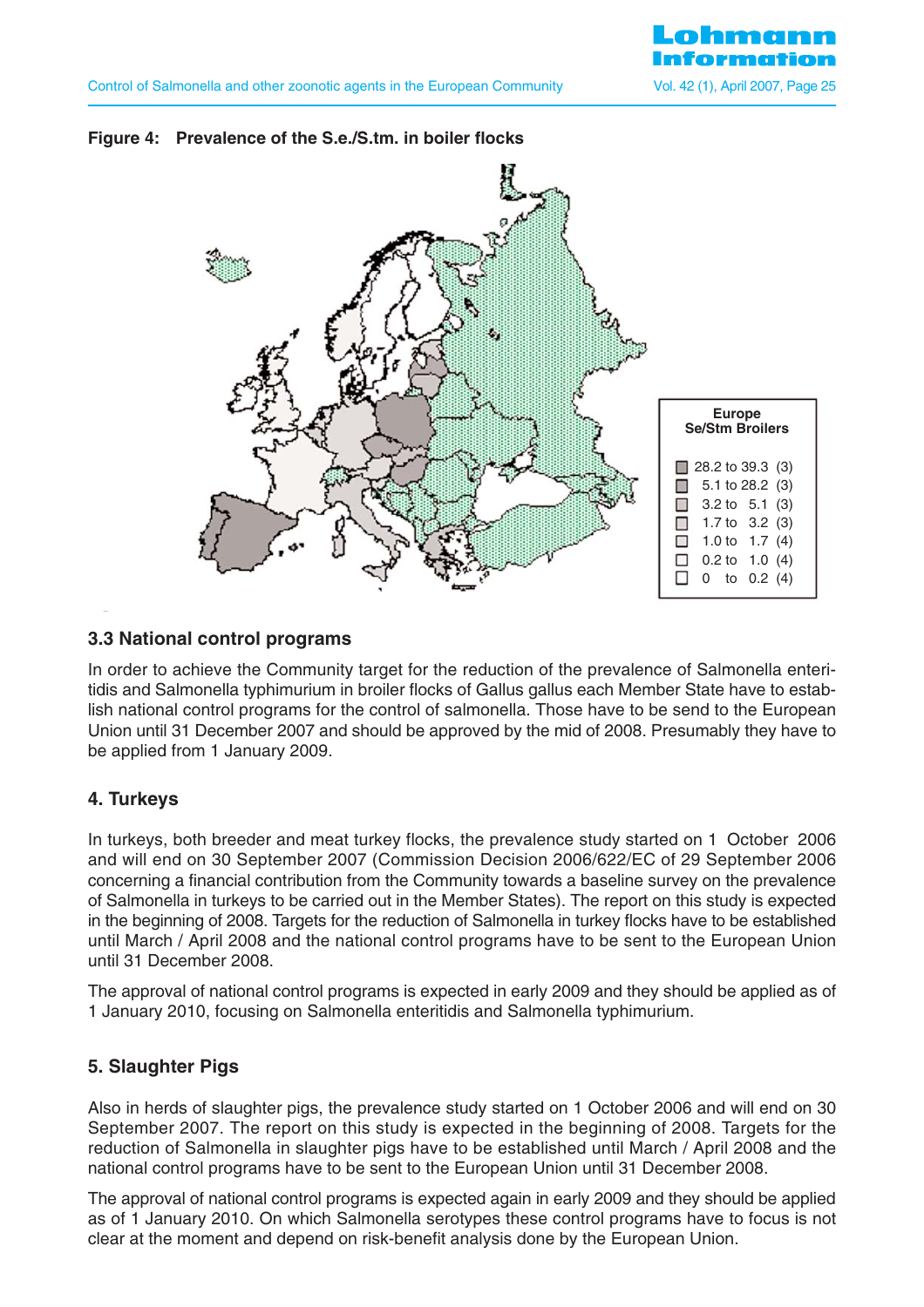**Figure 4: Prevalence of the S.e./S.tm. in boiler flocks**

Europe
Se/Stm Broilers

| Range | Count |
|---|---|
| 28.2 to 39.3 | (3) |
| 5.1 to 28.2 | (3) |
| 3.2 to 5.1 | (3) |
| 1.7 to 3.2 | (3) |
| 1.0 to 1.7 | (4) |
| 0.2 to 1.0 | (4) |
| 0 to 0.2 | (4) |

### 3.3 National control programs

In order to achieve the Community target for the reduction of the prevalence of Salmonella enteritidis and Salmonella typhimurium in broiler flocks of Gallus gallus each Member State have to establish national control programs for the control of salmonella. Those have to be send to the European Union until 31 December 2007 and should be approved by the mid of 2008. Presumably they have to be applied from 1 January 2009.

## 4. Turkeys

In turkeys, both breeder and meat turkey flocks, the prevalence study started on 1 October 2006 and will end on 30 September 2007 (Commission Decision 2006/622/EC of 29 September 2006 concerning a financial contribution from the Community towards a baseline survey on the prevalence of Salmonella in turkeys to be carried out in the Member States). The report on this study is expected in the beginning of 2008. Targets for the reduction of Salmonella in turkey flocks have to be established until March / April 2008 and the national control programs have to be sent to the European Union until 31 December 2008.

The approval of national control programs is expected in early 2009 and they should be applied as of 1 January 2010, focusing on Salmonella enteritidis and Salmonella typhimurium.

## 5. Slaughter Pigs

Also in herds of slaughter pigs, the prevalence study started on 1 October 2006 and will end on 30 September 2007. The report on this study is expected in the beginning of 2008. Targets for the reduction of Salmonella in slaughter pigs have to be established until March / April 2008 and the national control programs have to be sent to the European Union until 31 December 2008.

The approval of national control programs is expected again in early 2009 and they should be applied as of 1 January 2010. On which Salmonella serotypes these control programs have to focus is not clear at the moment and depend on risk-benefit analysis done by the European Union.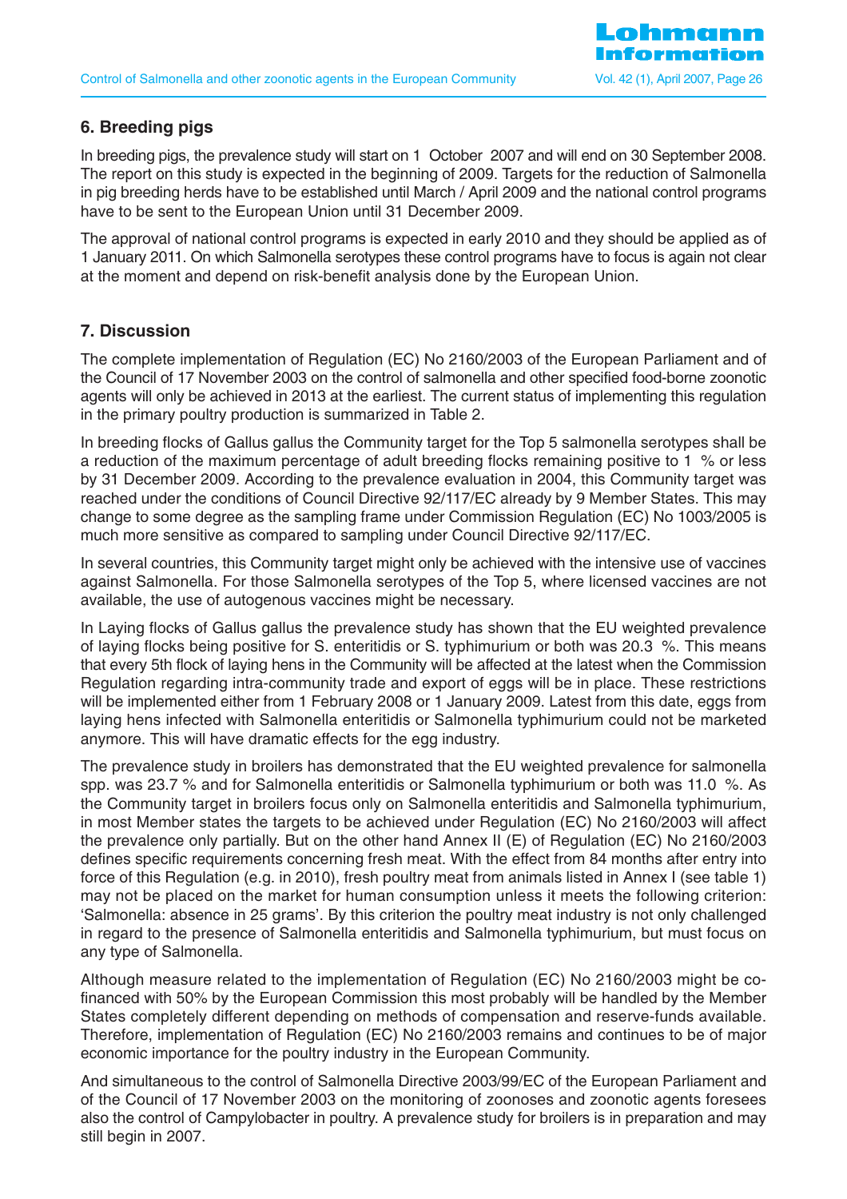## 6. Breeding pigs

In breeding pigs, the prevalence study will start on 1 October 2007 and will end on 30 September 2008. The report on this study is expected in the beginning of 2009. Targets for the reduction of Salmonella in pig breeding herds have to be established until March / April 2009 and the national control programs have to be sent to the European Union until 31 December 2009.

The approval of national control programs is expected in early 2010 and they should be applied as of 1 January 2011. On which Salmonella serotypes these control programs have to focus is again not clear at the moment and depend on risk-benefit analysis done by the European Union.

## 7. Discussion

The complete implementation of Regulation (EC) No 2160/2003 of the European Parliament and of the Council of 17 November 2003 on the control of salmonella and other specified food-borne zoonotic agents will only be achieved in 2013 at the earliest. The current status of implementing this regulation in the primary poultry production is summarized in Table 2.

In breeding flocks of Gallus gallus the Community target for the Top 5 salmonella serotypes shall be a reduction of the maximum percentage of adult breeding flocks remaining positive to 1 % or less by 31 December 2009. According to the prevalence evaluation in 2004, this Community target was reached under the conditions of Council Directive 92/117/EC already by 9 Member States. This may change to some degree as the sampling frame under Commission Regulation (EC) No 1003/2005 is much more sensitive as compared to sampling under Council Directive 92/117/EC.

In several countries, this Community target might only be achieved with the intensive use of vaccines against Salmonella. For those Salmonella serotypes of the Top 5, where licensed vaccines are not available, the use of autogenous vaccines might be necessary.

In Laying flocks of Gallus gallus the prevalence study has shown that the EU weighted prevalence of laying flocks being positive for S. enteritidis or S. typhimurium or both was 20.3 %. This means that every 5th flock of laying hens in the Community will be affected at the latest when the Commission Regulation regarding intra-community trade and export of eggs will be in place. These restrictions will be implemented either from 1 February 2008 or 1 January 2009. Latest from this date, eggs from laying hens infected with Salmonella enteritidis or Salmonella typhimurium could not be marketed anymore. This will have dramatic effects for the egg industry.

The prevalence study in broilers has demonstrated that the EU weighted prevalence for salmonella spp. was 23.7 % and for Salmonella enteritidis or Salmonella typhimurium or both was 11.0 %. As the Community target in broilers focus only on Salmonella enteritidis and Salmonella typhimurium, in most Member states the targets to be achieved under Regulation (EC) No 2160/2003 will affect the prevalence only partially. But on the other hand Annex II (E) of Regulation (EC) No 2160/2003 defines specific requirements concerning fresh meat. With the effect from 84 months after entry into force of this Regulation (e.g. in 2010), fresh poultry meat from animals listed in Annex I (see table 1) may not be placed on the market for human consumption unless it meets the following criterion: 'Salmonella: absence in 25 grams'. By this criterion the poultry meat industry is not only challenged in regard to the presence of Salmonella enteritidis and Salmonella typhimurium, but must focus on any type of Salmonella.

Although measure related to the implementation of Regulation (EC) No 2160/2003 might be co-financed with 50% by the European Commission this most probably will be handled by the Member States completely different depending on methods of compensation and reserve-funds available. Therefore, implementation of Regulation (EC) No 2160/2003 remains and continues to be of major economic importance for the poultry industry in the European Community.

And simultaneous to the control of Salmonella Directive 2003/99/EC of the European Parliament and of the Council of 17 November 2003 on the monitoring of zoonoses and zoonotic agents foresees also the control of Campylobacter in poultry. A prevalence study for broilers is in preparation and may still begin in 2007.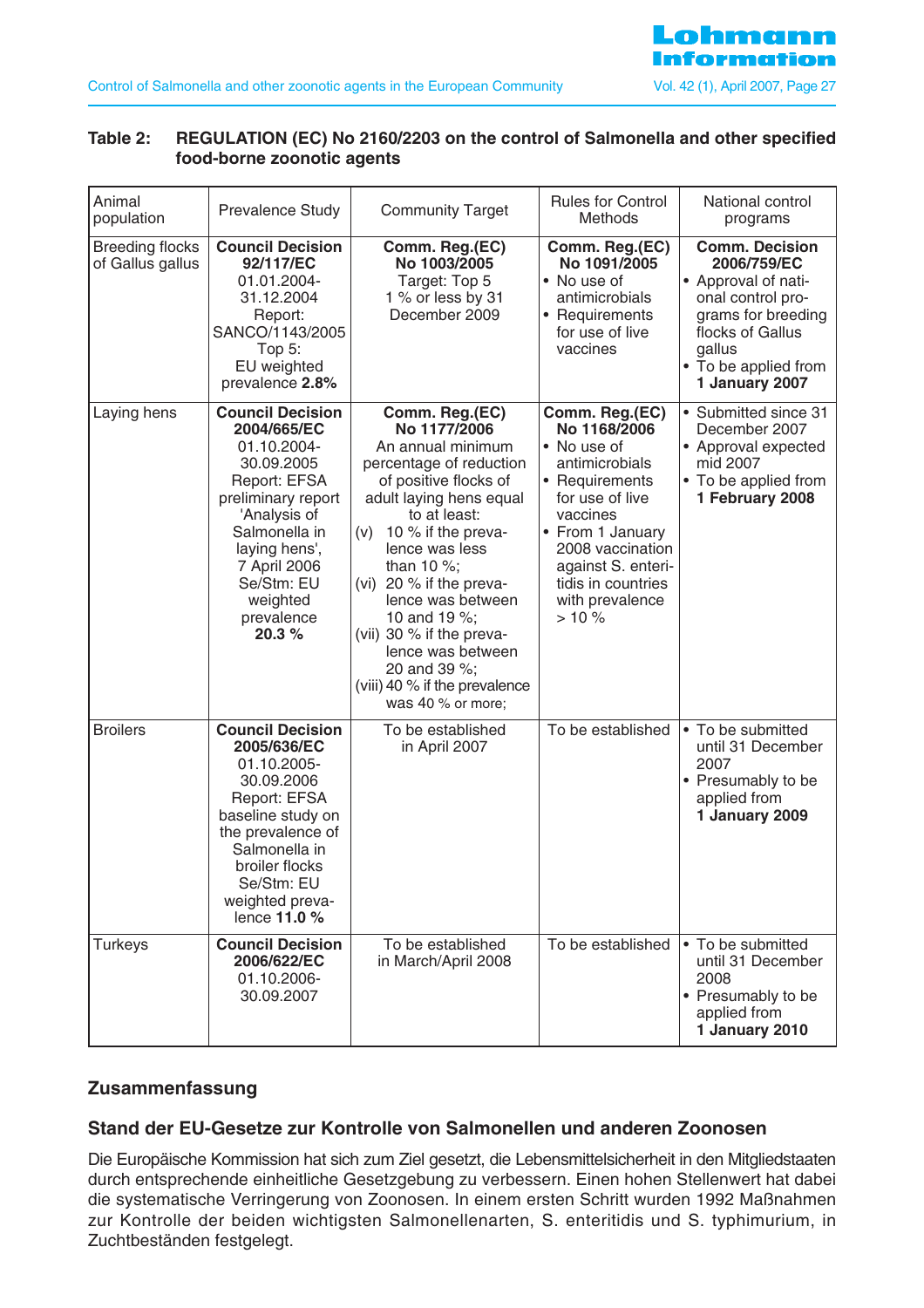**Table 2: REGULATION (EC) No 2160/2203 on the control of Salmonella and other specified food-borne zoonotic agents**

| Animal population | Prevalence Study | Community Target | Rules for Control Methods | National control programs |
|---|---|---|---|---|
| Breeding flocks of Gallus gallus | **Council Decision 92/117/EC** 01.01.2004-31.12.2004 Report: SANCO/1143/2005 Top 5: EU weighted prevalence **2.8%** | **Comm. Reg.(EC) No 1003/2005** Target: Top 5 1 % or less by 31 December 2009 | **Comm. Reg.(EC) No 1091/2005** • No use of antimicrobials • Requirements for use of live vaccines | **Comm. Decision 2006/759/EC** • Approval of national control programs for breeding flocks of Gallus gallus • To be applied from **1 January 2007** |
| Laying hens | **Council Decision 2004/665/EC** 01.10.2004-30.09.2005 Report: EFSA preliminary report 'Analysis of Salmonella in laying hens', 7 April 2006 Se/Stm: EU weighted prevalence **20.3 %** | **Comm. Reg.(EC) No 1177/2006** An annual minimum percentage of reduction of positive flocks of adult laying hens equal to at least: (v) 10 % if the prevalence was less than 10 %; (vi) 20 % if the prevalence was between 10 and 19 %; (vii) 30 % if the prevalence was between 20 and 39 %; (viii) 40 % if the prevalence was 40 % or more; | **Comm. Reg.(EC) No 1168/2006** • No use of antimicrobials • Requirements for use of live vaccines • From 1 January 2008 vaccination against S. enteritidis in countries with prevalence > 10 % | • Submitted since 31 December 2007 • Approval expected mid 2007 • To be applied from **1 February 2008** |
| Broilers | **Council Decision 2005/636/EC** 01.10.2005-30.09.2006 Report: EFSA baseline study on the prevalence of Salmonella in broiler flocks Se/Stm: EU weighted prevalence **11.0 %** | To be established in April 2007 | To be established | • To be submitted until 31 December 2007 • Presumably to be applied from **1 January 2009** |
| Turkeys | **Council Decision 2006/622/EC** 01.10.2006-30.09.2007 | To be established in March/April 2008 | To be established | • To be submitted until 31 December 2008 • Presumably to be applied from **1 January 2010** |

## Zusammenfassung

### Stand der EU-Gesetze zur Kontrolle von Salmonellen und anderen Zoonosen

Die Europäische Kommission hat sich zum Ziel gesetzt, die Lebensmittelsicherheit in den Mitgliedstaaten durch entsprechende einheitliche Gesetzgebung zu verbessern. Einen hohen Stellenwert hat dabei die systematische Verringerung von Zoonosen. In einem ersten Schritt wurden 1992 Maßnahmen zur Kontrolle der beiden wichtigsten Salmonellenarten, S. enteritidis und S. typhimurium, in Zuchtbeständen festgelegt.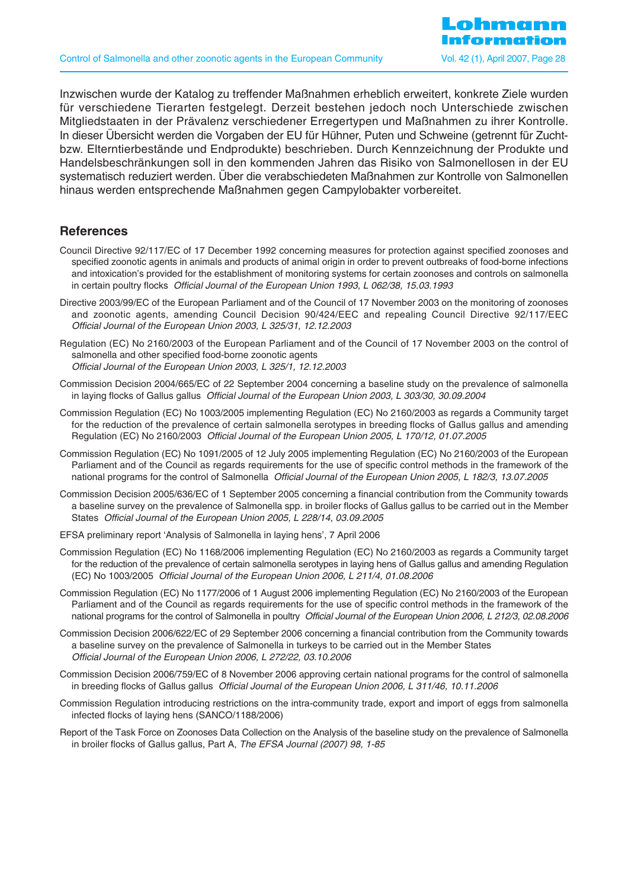Inzwischen wurde der Katalog zu treffender Maßnahmen erheblich erweitert, konkrete Ziele wurden für verschiedene Tierarten festgelegt. Derzeit bestehen jedoch noch Unterschiede zwischen Mitgliedstaaten in der Prävalenz verschiedener Erregertypen und Maßnahmen zu ihrer Kontrolle. In dieser Übersicht werden die Vorgaben der EU für Hühner, Puten und Schweine (getrennt für Zucht- bzw. Elterntierbestände und Endprodukte) beschrieben. Durch Kennzeichnung der Produkte und Handelsbeschränkungen soll in den kommenden Jahren das Risiko von Salmonellosen in der EU systematisch reduziert werden. Über die verabschiedeten Maßnahmen zur Kontrolle von Salmonellen hinaus werden entsprechende Maßnahmen gegen Campylobakter vorbereitet.

## References

Council Directive 92/117/EC of 17 December 1992 concerning measures for protection against specified zoonoses and specified zoonotic agents in animals and products of animal origin in order to prevent outbreaks of food-borne infections and intoxication's provided for the establishment of monitoring systems for certain zoonoses and controls on salmonella in certain poultry flocks *Official Journal of the European Union 1993, L 062/38, 15.03.1993*

Directive 2003/99/EC of the European Parliament and of the Council of 17 November 2003 on the monitoring of zoonoses and zoonotic agents, amending Council Decision 90/424/EEC and repealing Council Directive 92/117/EEC *Official Journal of the European Union 2003, L 325/31, 12.12.2003*

Regulation (EC) No 2160/2003 of the European Parliament and of the Council of 17 November 2003 on the control of salmonella and other specified food-borne zoonotic agents *Official Journal of the European Union 2003, L 325/1, 12.12.2003*

Commission Decision 2004/665/EC of 22 September 2004 concerning a baseline study on the prevalence of salmonella in laying flocks of Gallus gallus *Official Journal of the European Union 2003, L 303/30, 30.09.2004*

Commission Regulation (EC) No 1003/2005 implementing Regulation (EC) No 2160/2003 as regards a Community target for the reduction of the prevalence of certain salmonella serotypes in breeding flocks of Gallus gallus and amending Regulation (EC) No 2160/2003 *Official Journal of the European Union 2005, L 170/12, 01.07.2005*

Commission Regulation (EC) No 1091/2005 of 12 July 2005 implementing Regulation (EC) No 2160/2003 of the European Parliament and of the Council as regards requirements for the use of specific control methods in the framework of the national programs for the control of Salmonella *Official Journal of the European Union 2005, L 182/3, 13.07.2005*

Commission Decision 2005/636/EC of 1 September 2005 concerning a financial contribution from the Community towards a baseline survey on the prevalence of Salmonella spp. in broiler flocks of Gallus gallus to be carried out in the Member States *Official Journal of the European Union 2005, L 228/14, 03.09.2005*

EFSA preliminary report 'Analysis of Salmonella in laying hens', 7 April 2006

Commission Regulation (EC) No 1168/2006 implementing Regulation (EC) No 2160/2003 as regards a Community target for the reduction of the prevalence of certain salmonella serotypes in laying hens of Gallus gallus and amending Regulation (EC) No 1003/2005 *Official Journal of the European Union 2006, L 211/4, 01.08.2006*

Commission Regulation (EC) No 1177/2006 of 1 August 2006 implementing Regulation (EC) No 2160/2003 of the European Parliament and of the Council as regards requirements for the use of specific control methods in the framework of the national programs for the control of Salmonella in poultry *Official Journal of the European Union 2006, L 212/3, 02.08.2006*

Commission Decision 2006/622/EC of 29 September 2006 concerning a financial contribution from the Community towards a baseline survey on the prevalence of Salmonella in turkeys to be carried out in the Member States *Official Journal of the European Union 2006, L 272/22, 03.10.2006*

Commission Decision 2006/759/EC of 8 November 2006 approving certain national programs for the control of salmonella in breeding flocks of Gallus gallus *Official Journal of the European Union 2006, L 311/46, 10.11.2006*

Commission Regulation introducing restrictions on the intra-community trade, export and import of eggs from salmonella infected flocks of laying hens (SANCO/1188/2006)

Report of the Task Force on Zoonoses Data Collection on the Analysis of the baseline study on the prevalence of Salmonella in broiler flocks of Gallus gallus, Part A, *The EFSA Journal (2007) 98, 1-85*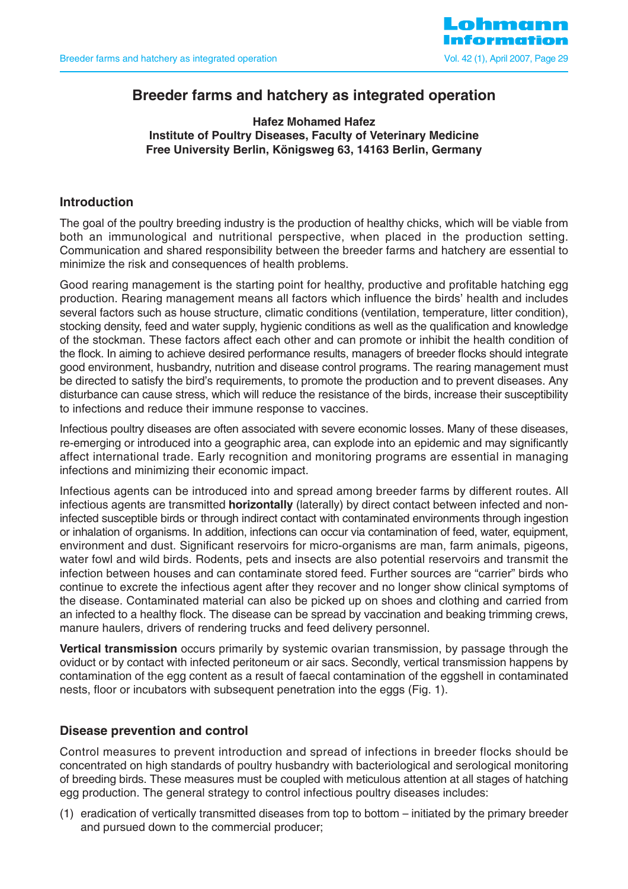# Breeder farms and hatchery as integrated operation

**Hafez Mohamed Hafez**
**Institute of Poultry Diseases, Faculty of Veterinary Medicine**
**Free University Berlin, Königsweg 63, 14163 Berlin, Germany**

## Introduction

The goal of the poultry breeding industry is the production of healthy chicks, which will be viable from both an immunological and nutritional perspective, when placed in the production setting. Communication and shared responsibility between the breeder farms and hatchery are essential to minimize the risk and consequences of health problems.

Good rearing management is the starting point for healthy, productive and profitable hatching egg production. Rearing management means all factors which influence the birds' health and includes several factors such as house structure, climatic conditions (ventilation, temperature, litter condition), stocking density, feed and water supply, hygienic conditions as well as the qualification and knowledge of the stockman. These factors affect each other and can promote or inhibit the health condition of the flock. In aiming to achieve desired performance results, managers of breeder flocks should integrate good environment, husbandry, nutrition and disease control programs. The rearing management must be directed to satisfy the bird's requirements, to promote the production and to prevent diseases. Any disturbance can cause stress, which will reduce the resistance of the birds, increase their susceptibility to infections and reduce their immune response to vaccines.

Infectious poultry diseases are often associated with severe economic losses. Many of these diseases, re-emerging or introduced into a geographic area, can explode into an epidemic and may significantly affect international trade. Early recognition and monitoring programs are essential in managing infections and minimizing their economic impact.

Infectious agents can be introduced into and spread among breeder farms by different routes. All infectious agents are transmitted **horizontally** (laterally) by direct contact between infected and non-infected susceptible birds or through indirect contact with contaminated environments through ingestion or inhalation of organisms. In addition, infections can occur via contamination of feed, water, equipment, environment and dust. Significant reservoirs for micro-organisms are man, farm animals, pigeons, water fowl and wild birds. Rodents, pets and insects are also potential reservoirs and transmit the infection between houses and can contaminate stored feed. Further sources are "carrier" birds who continue to excrete the infectious agent after they recover and no longer show clinical symptoms of the disease. Contaminated material can also be picked up on shoes and clothing and carried from an infected to a healthy flock. The disease can be spread by vaccination and beaking trimming crews, manure haulers, drivers of rendering trucks and feed delivery personnel.

**Vertical transmission** occurs primarily by systemic ovarian transmission, by passage through the oviduct or by contact with infected peritoneum or air sacs. Secondly, vertical transmission happens by contamination of the egg content as a result of faecal contamination of the eggshell in contaminated nests, floor or incubators with subsequent penetration into the eggs (Fig. 1).

## Disease prevention and control

Control measures to prevent introduction and spread of infections in breeder flocks should be concentrated on high standards of poultry husbandry with bacteriological and serological monitoring of breeding birds. These measures must be coupled with meticulous attention at all stages of hatching egg production. The general strategy to control infectious poultry diseases includes:

(1) eradication of vertically transmitted diseases from top to bottom – initiated by the primary breeder and pursued down to the commercial producer;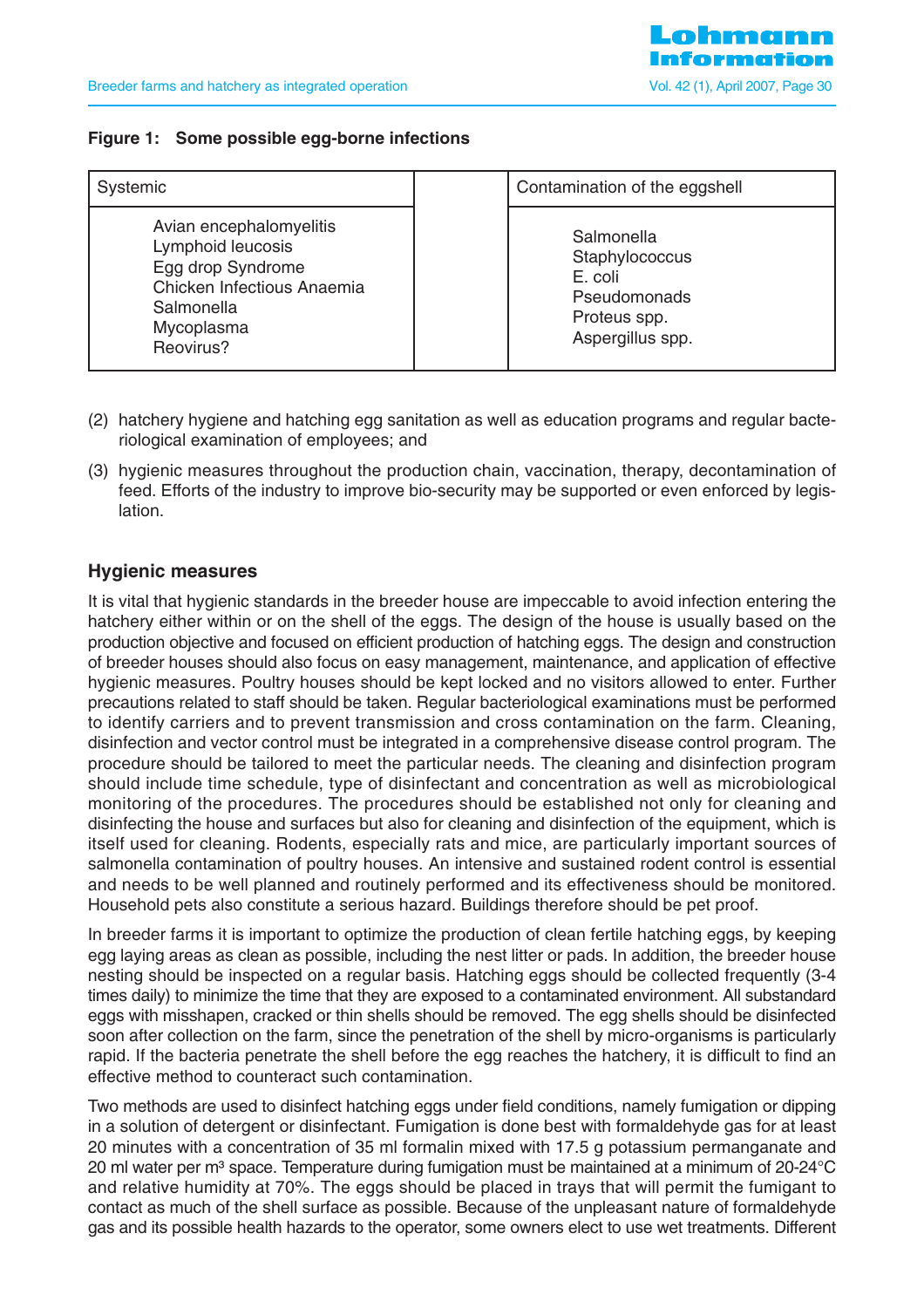**Figure 1: Some possible egg-borne infections**

| Systemic | | Contamination of the eggshell |
|---|---|---|
| Avian encephalomyelitis<br>Lymphoid leucosis<br>Egg drop Syndrome<br>Chicken Infectious Anaemia<br>Salmonella<br>Mycoplasma<br>Reovirus? | | Salmonella<br>Staphylococcus<br>E. coli<br>Pseudomonads<br>Proteus spp.<br>Aspergillus spp. |

(2) hatchery hygiene and hatching egg sanitation as well as education programs and regular bacteriological examination of employees; and

(3) hygienic measures throughout the production chain, vaccination, therapy, decontamination of feed. Efforts of the industry to improve bio-security may be supported or even enforced by legislation.

## Hygienic measures

It is vital that hygienic standards in the breeder house are impeccable to avoid infection entering the hatchery either within or on the shell of the eggs. The design of the house is usually based on the production objective and focused on efficient production of hatching eggs. The design and construction of breeder houses should also focus on easy management, maintenance, and application of effective hygienic measures. Poultry houses should be kept locked and no visitors allowed to enter. Further precautions related to staff should be taken. Regular bacteriological examinations must be performed to identify carriers and to prevent transmission and cross contamination on the farm. Cleaning, disinfection and vector control must be integrated in a comprehensive disease control program. The procedure should be tailored to meet the particular needs. The cleaning and disinfection program should include time schedule, type of disinfectant and concentration as well as microbiological monitoring of the procedures. The procedures should be established not only for cleaning and disinfecting the house and surfaces but also for cleaning and disinfection of the equipment, which is itself used for cleaning. Rodents, especially rats and mice, are particularly important sources of salmonella contamination of poultry houses. An intensive and sustained rodent control is essential and needs to be well planned and routinely performed and its effectiveness should be monitored. Household pets also constitute a serious hazard. Buildings therefore should be pet proof.

In breeder farms it is important to optimize the production of clean fertile hatching eggs, by keeping egg laying areas as clean as possible, including the nest litter or pads. In addition, the breeder house nesting should be inspected on a regular basis. Hatching eggs should be collected frequently (3-4 times daily) to minimize the time that they are exposed to a contaminated environment. All substandard eggs with misshapen, cracked or thin shells should be removed. The egg shells should be disinfected soon after collection on the farm, since the penetration of the shell by micro-organisms is particularly rapid. If the bacteria penetrate the shell before the egg reaches the hatchery, it is difficult to find an effective method to counteract such contamination.

Two methods are used to disinfect hatching eggs under field conditions, namely fumigation or dipping in a solution of detergent or disinfectant. Fumigation is done best with formaldehyde gas for at least 20 minutes with a concentration of 35 ml formalin mixed with 17.5 g potassium permanganate and 20 ml water per m³ space. Temperature during fumigation must be maintained at a minimum of 20-24°C and relative humidity at 70%. The eggs should be placed in trays that will permit the fumigant to contact as much of the shell surface as possible. Because of the unpleasant nature of formaldehyde gas and its possible health hazards to the operator, some owners elect to use wet treatments. Different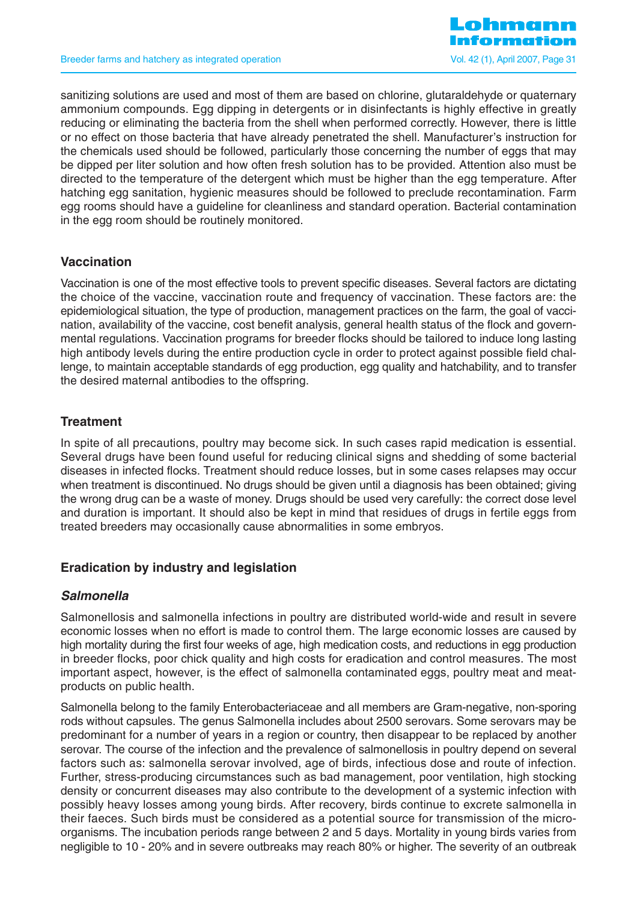sanitizing solutions are used and most of them are based on chlorine, glutaraldehyde or quaternary ammonium compounds. Egg dipping in detergents or in disinfectants is highly effective in greatly reducing or eliminating the bacteria from the shell when performed correctly. However, there is little or no effect on those bacteria that have already penetrated the shell. Manufacturer's instruction for the chemicals used should be followed, particularly those concerning the number of eggs that may be dipped per liter solution and how often fresh solution has to be provided. Attention also must be directed to the temperature of the detergent which must be higher than the egg temperature. After hatching egg sanitation, hygienic measures should be followed to preclude recontamination. Farm egg rooms should have a guideline for cleanliness and standard operation. Bacterial contamination in the egg room should be routinely monitored.

## Vaccination

Vaccination is one of the most effective tools to prevent specific diseases. Several factors are dictating the choice of the vaccine, vaccination route and frequency of vaccination. These factors are: the epidemiological situation, the type of production, management practices on the farm, the goal of vaccination, availability of the vaccine, cost benefit analysis, general health status of the flock and governmental regulations. Vaccination programs for breeder flocks should be tailored to induce long lasting high antibody levels during the entire production cycle in order to protect against possible field challenge, to maintain acceptable standards of egg production, egg quality and hatchability, and to transfer the desired maternal antibodies to the offspring.

## Treatment

In spite of all precautions, poultry may become sick. In such cases rapid medication is essential. Several drugs have been found useful for reducing clinical signs and shedding of some bacterial diseases in infected flocks. Treatment should reduce losses, but in some cases relapses may occur when treatment is discontinued. No drugs should be given until a diagnosis has been obtained; giving the wrong drug can be a waste of money. Drugs should be used very carefully: the correct dose level and duration is important. It should also be kept in mind that residues of drugs in fertile eggs from treated breeders may occasionally cause abnormalities in some embryos.

## Eradication by industry and legislation

### *Salmonella*

Salmonellosis and salmonella infections in poultry are distributed world-wide and result in severe economic losses when no effort is made to control them. The large economic losses are caused by high mortality during the first four weeks of age, high medication costs, and reductions in egg production in breeder flocks, poor chick quality and high costs for eradication and control measures. The most important aspect, however, is the effect of salmonella contaminated eggs, poultry meat and meat-products on public health.

Salmonella belong to the family Enterobacteriaceae and all members are Gram-negative, non-sporing rods without capsules. The genus Salmonella includes about 2500 serovars. Some serovars may be predominant for a number of years in a region or country, then disappear to be replaced by another serovar. The course of the infection and the prevalence of salmonellosis in poultry depend on several factors such as: salmonella serovar involved, age of birds, infectious dose and route of infection. Further, stress-producing circumstances such as bad management, poor ventilation, high stocking density or concurrent diseases may also contribute to the development of a systemic infection with possibly heavy losses among young birds. After recovery, birds continue to excrete salmonella in their faeces. Such birds must be considered as a potential source for transmission of the micro-organisms. The incubation periods range between 2 and 5 days. Mortality in young birds varies from negligible to 10 - 20% and in severe outbreaks may reach 80% or higher. The severity of an outbreak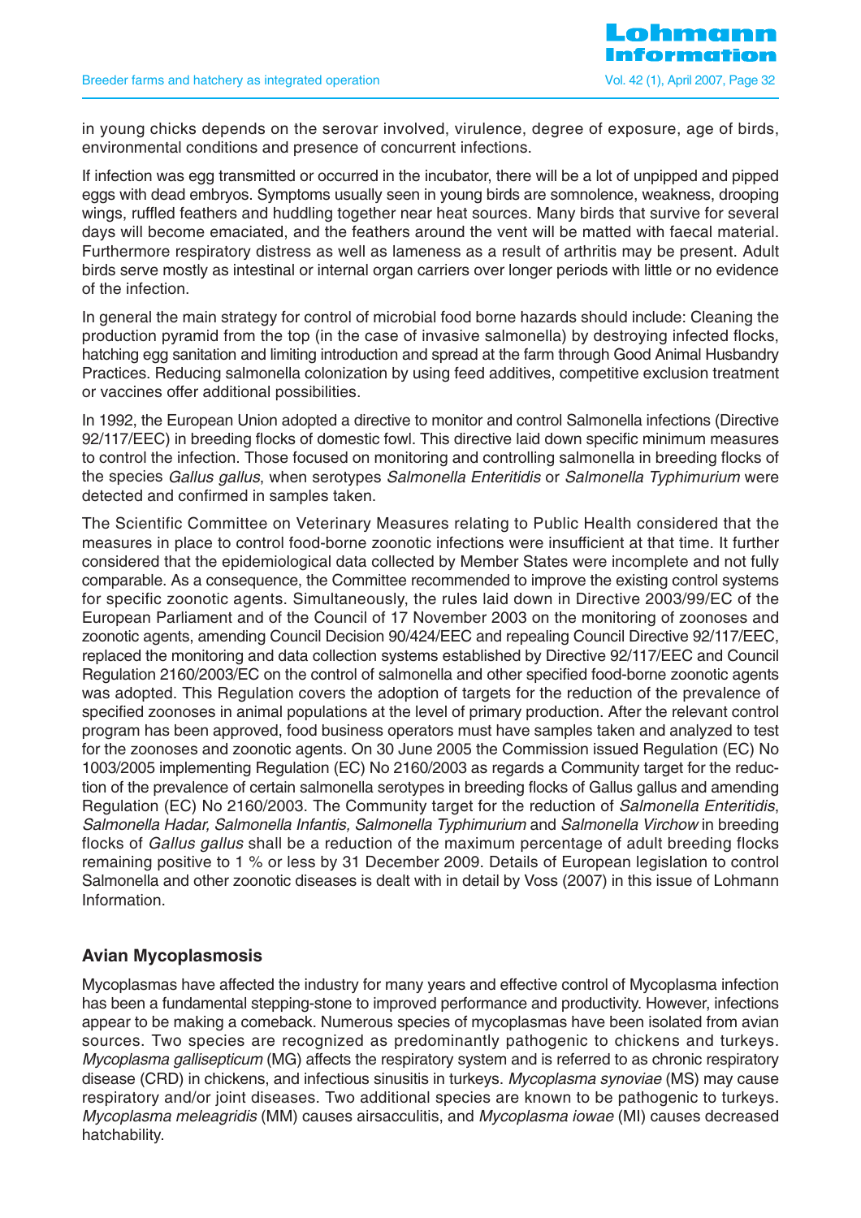in young chicks depends on the serovar involved, virulence, degree of exposure, age of birds, environmental conditions and presence of concurrent infections.

If infection was egg transmitted or occurred in the incubator, there will be a lot of unpipped and pipped eggs with dead embryos. Symptoms usually seen in young birds are somnolence, weakness, drooping wings, ruffled feathers and huddling together near heat sources. Many birds that survive for several days will become emaciated, and the feathers around the vent will be matted with faecal material. Furthermore respiratory distress as well as lameness as a result of arthritis may be present. Adult birds serve mostly as intestinal or internal organ carriers over longer periods with little or no evidence of the infection.

In general the main strategy for control of microbial food borne hazards should include: Cleaning the production pyramid from the top (in the case of invasive salmonella) by destroying infected flocks, hatching egg sanitation and limiting introduction and spread at the farm through Good Animal Husbandry Practices. Reducing salmonella colonization by using feed additives, competitive exclusion treatment or vaccines offer additional possibilities.

In 1992, the European Union adopted a directive to monitor and control Salmonella infections (Directive 92/117/EEC) in breeding flocks of domestic fowl. This directive laid down specific minimum measures to control the infection. Those focused on monitoring and controlling salmonella in breeding flocks of the species *Gallus gallus*, when serotypes *Salmonella Enteritidis* or *Salmonella Typhimurium* were detected and confirmed in samples taken.

The Scientific Committee on Veterinary Measures relating to Public Health considered that the measures in place to control food-borne zoonotic infections were insufficient at that time. It further considered that the epidemiological data collected by Member States were incomplete and not fully comparable. As a consequence, the Committee recommended to improve the existing control systems for specific zoonotic agents. Simultaneously, the rules laid down in Directive 2003/99/EC of the European Parliament and of the Council of 17 November 2003 on the monitoring of zoonoses and zoonotic agents, amending Council Decision 90/424/EEC and repealing Council Directive 92/117/EEC, replaced the monitoring and data collection systems established by Directive 92/117/EEC and Council Regulation 2160/2003/EC on the control of salmonella and other specified food-borne zoonotic agents was adopted. This Regulation covers the adoption of targets for the reduction of the prevalence of specified zoonoses in animal populations at the level of primary production. After the relevant control program has been approved, food business operators must have samples taken and analyzed to test for the zoonoses and zoonotic agents. On 30 June 2005 the Commission issued Regulation (EC) No 1003/2005 implementing Regulation (EC) No 2160/2003 as regards a Community target for the reduction of the prevalence of certain salmonella serotypes in breeding flocks of Gallus gallus and amending Regulation (EC) No 2160/2003. The Community target for the reduction of *Salmonella Enteritidis*, *Salmonella Hadar, Salmonella Infantis, Salmonella Typhimurium* and *Salmonella Virchow* in breeding flocks of *Gallus gallus* shall be a reduction of the maximum percentage of adult breeding flocks remaining positive to 1 % or less by 31 December 2009. Details of European legislation to control Salmonella and other zoonotic diseases is dealt with in detail by Voss (2007) in this issue of Lohmann Information.

## Avian Mycoplasmosis

Mycoplasmas have affected the industry for many years and effective control of Mycoplasma infection has been a fundamental stepping-stone to improved performance and productivity. However, infections appear to be making a comeback. Numerous species of mycoplasmas have been isolated from avian sources. Two species are recognized as predominantly pathogenic to chickens and turkeys. *Mycoplasma gallisepticum* (MG) affects the respiratory system and is referred to as chronic respiratory disease (CRD) in chickens, and infectious sinusitis in turkeys. *Mycoplasma synoviae* (MS) may cause respiratory and/or joint diseases. Two additional species are known to be pathogenic to turkeys. *Mycoplasma meleagridis* (MM) causes airsacculitis, and *Mycoplasma iowae* (MI) causes decreased hatchability.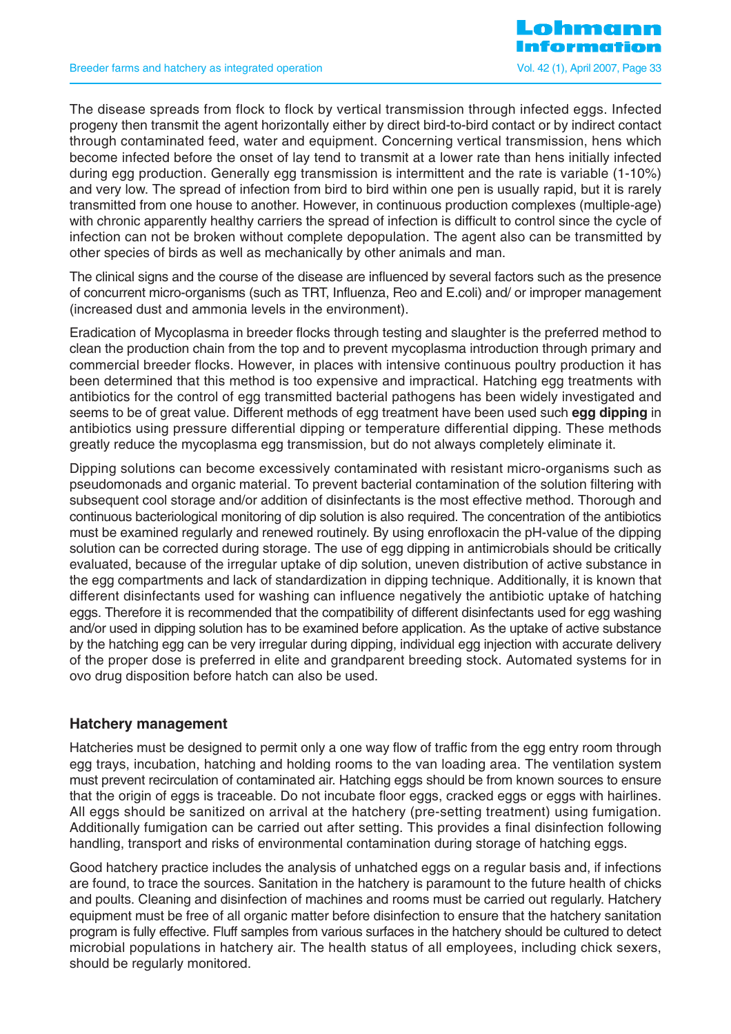The disease spreads from flock to flock by vertical transmission through infected eggs. Infected progeny then transmit the agent horizontally either by direct bird-to-bird contact or by indirect contact through contaminated feed, water and equipment. Concerning vertical transmission, hens which become infected before the onset of lay tend to transmit at a lower rate than hens initially infected during egg production. Generally egg transmission is intermittent and the rate is variable (1-10%) and very low. The spread of infection from bird to bird within one pen is usually rapid, but it is rarely transmitted from one house to another. However, in continuous production complexes (multiple-age) with chronic apparently healthy carriers the spread of infection is difficult to control since the cycle of infection can not be broken without complete depopulation. The agent also can be transmitted by other species of birds as well as mechanically by other animals and man.

The clinical signs and the course of the disease are influenced by several factors such as the presence of concurrent micro-organisms (such as TRT, Influenza, Reo and E.coli) and/ or improper management (increased dust and ammonia levels in the environment).

Eradication of Mycoplasma in breeder flocks through testing and slaughter is the preferred method to clean the production chain from the top and to prevent mycoplasma introduction through primary and commercial breeder flocks. However, in places with intensive continuous poultry production it has been determined that this method is too expensive and impractical. Hatching egg treatments with antibiotics for the control of egg transmitted bacterial pathogens has been widely investigated and seems to be of great value. Different methods of egg treatment have been used such **egg dipping** in antibiotics using pressure differential dipping or temperature differential dipping. These methods greatly reduce the mycoplasma egg transmission, but do not always completely eliminate it.

Dipping solutions can become excessively contaminated with resistant micro-organisms such as pseudomonads and organic material. To prevent bacterial contamination of the solution filtering with subsequent cool storage and/or addition of disinfectants is the most effective method. Thorough and continuous bacteriological monitoring of dip solution is also required. The concentration of the antibiotics must be examined regularly and renewed routinely. By using enrofloxacin the pH-value of the dipping solution can be corrected during storage. The use of egg dipping in antimicrobials should be critically evaluated, because of the irregular uptake of dip solution, uneven distribution of active substance in the egg compartments and lack of standardization in dipping technique. Additionally, it is known that different disinfectants used for washing can influence negatively the antibiotic uptake of hatching eggs. Therefore it is recommended that the compatibility of different disinfectants used for egg washing and/or used in dipping solution has to be examined before application. As the uptake of active substance by the hatching egg can be very irregular during dipping, individual egg injection with accurate delivery of the proper dose is preferred in elite and grandparent breeding stock. Automated systems for in ovo drug disposition before hatch can also be used.

## Hatchery management

Hatcheries must be designed to permit only a one way flow of traffic from the egg entry room through egg trays, incubation, hatching and holding rooms to the van loading area. The ventilation system must prevent recirculation of contaminated air. Hatching eggs should be from known sources to ensure that the origin of eggs is traceable. Do not incubate floor eggs, cracked eggs or eggs with hairlines. All eggs should be sanitized on arrival at the hatchery (pre-setting treatment) using fumigation. Additionally fumigation can be carried out after setting. This provides a final disinfection following handling, transport and risks of environmental contamination during storage of hatching eggs.

Good hatchery practice includes the analysis of unhatched eggs on a regular basis and, if infections are found, to trace the sources. Sanitation in the hatchery is paramount to the future health of chicks and poults. Cleaning and disinfection of machines and rooms must be carried out regularly. Hatchery equipment must be free of all organic matter before disinfection to ensure that the hatchery sanitation program is fully effective. Fluff samples from various surfaces in the hatchery should be cultured to detect microbial populations in hatchery air. The health status of all employees, including chick sexers, should be regularly monitored.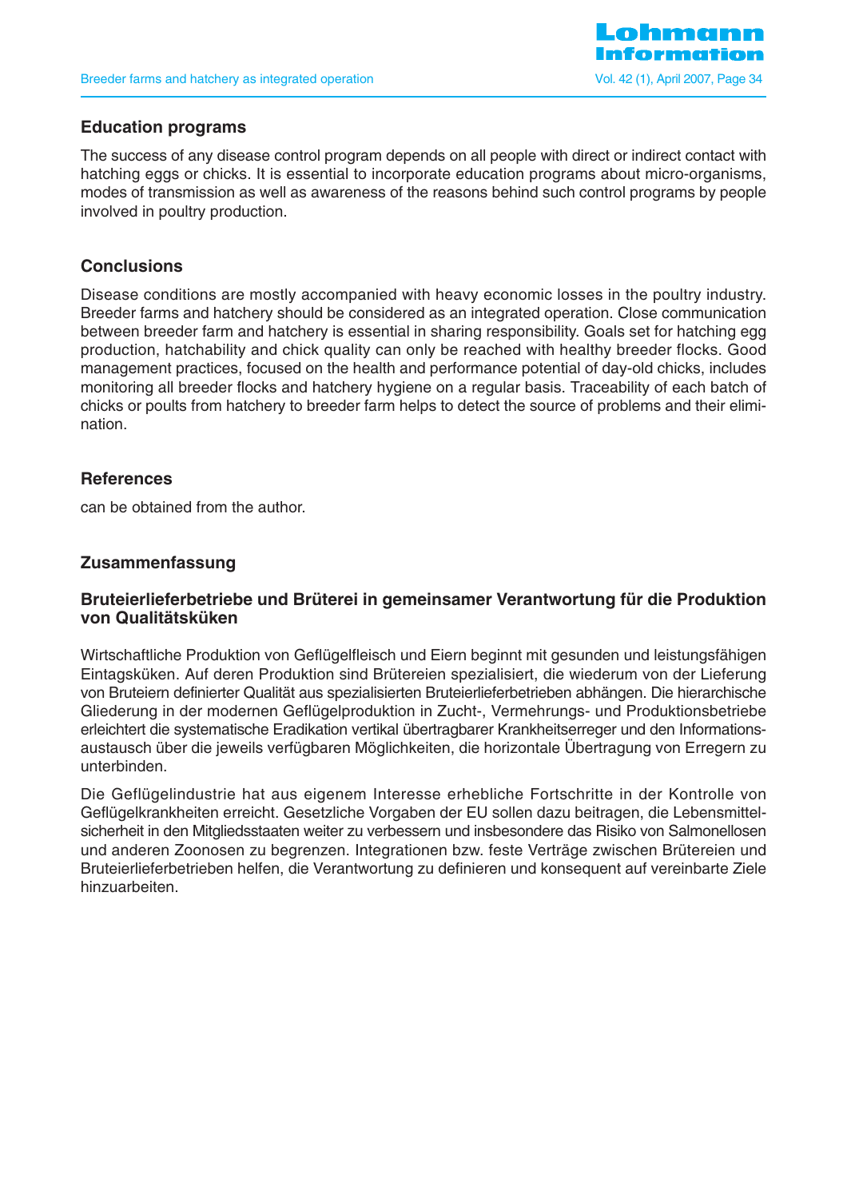## Education programs

The success of any disease control program depends on all people with direct or indirect contact with hatching eggs or chicks. It is essential to incorporate education programs about micro-organisms, modes of transmission as well as awareness of the reasons behind such control programs by people involved in poultry production.

## Conclusions

Disease conditions are mostly accompanied with heavy economic losses in the poultry industry. Breeder farms and hatchery should be considered as an integrated operation. Close communication between breeder farm and hatchery is essential in sharing responsibility. Goals set for hatching egg production, hatchability and chick quality can only be reached with healthy breeder flocks. Good management practices, focused on the health and performance potential of day-old chicks, includes monitoring all breeder flocks and hatchery hygiene on a regular basis. Traceability of each batch of chicks or poults from hatchery to breeder farm helps to detect the source of problems and their elimination.

## References

can be obtained from the author.

## Zusammenfassung

### Bruteierlieferbetriebe und Brüterei in gemeinsamer Verantwortung für die Produktion von Qualitätsküken

Wirtschaftliche Produktion von Geflügelfleisch und Eiern beginnt mit gesunden und leistungsfähigen Eintagsküken. Auf deren Produktion sind Brütereien spezialisiert, die wiederum von der Lieferung von Bruteiern definierter Qualität aus spezialisierten Bruteierlieferbetrieben abhängen. Die hierarchische Gliederung in der modernen Geflügelproduktion in Zucht-, Vermehrungs- und Produktionsbetriebe erleichtert die systematische Eradikation vertikal übertragbarer Krankheitserreger und den Informationsaustausch über die jeweils verfügbaren Möglichkeiten, die horizontale Übertragung von Erregern zu unterbinden.

Die Geflügelindustrie hat aus eigenem Interesse erhebliche Fortschritte in der Kontrolle von Geflügelkrankheiten erreicht. Gesetzliche Vorgaben der EU sollen dazu beitragen, die Lebensmittelsicherheit in den Mitgliedsstaaten weiter zu verbessern und insbesondere das Risiko von Salmonellosen und anderen Zoonosen zu begrenzen. Integrationen bzw. feste Verträge zwischen Brütereien und Bruteierlieferbetrieben helfen, die Verantwortung zu definieren und konsequent auf vereinbarte Ziele hinzuarbeiten.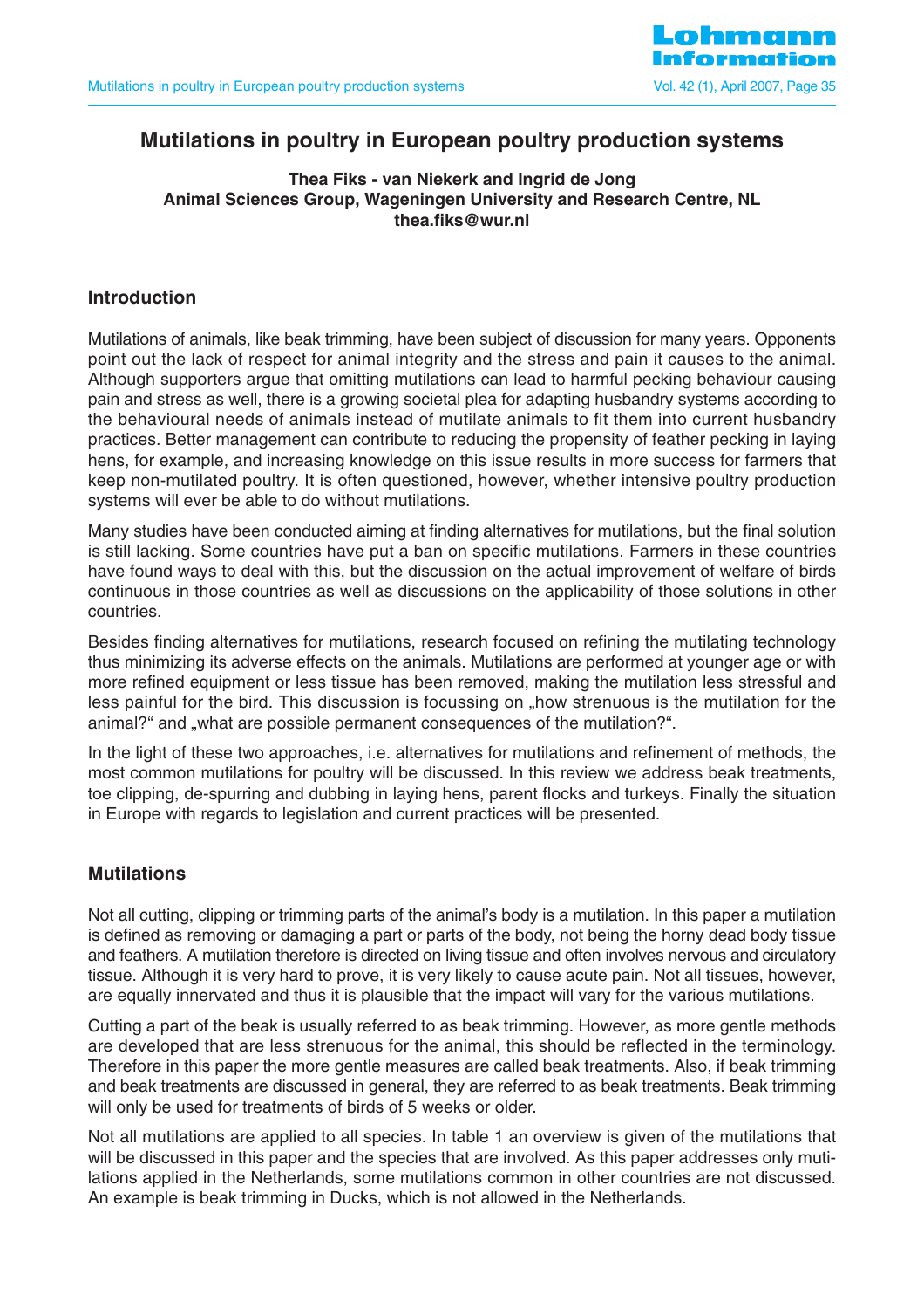# Mutilations in poultry in European poultry production systems

**Thea Fiks - van Niekerk and Ingrid de Jong**
**Animal Sciences Group, Wageningen University and Research Centre, NL**
**thea.fiks@wur.nl**

## Introduction

Mutilations of animals, like beak trimming, have been subject of discussion for many years. Opponents point out the lack of respect for animal integrity and the stress and pain it causes to the animal. Although supporters argue that omitting mutilations can lead to harmful pecking behaviour causing pain and stress as well, there is a growing societal plea for adapting husbandry systems according to the behavioural needs of animals instead of mutilate animals to fit them into current husbandry practices. Better management can contribute to reducing the propensity of feather pecking in laying hens, for example, and increasing knowledge on this issue results in more success for farmers that keep non-mutilated poultry. It is often questioned, however, whether intensive poultry production systems will ever be able to do without mutilations.

Many studies have been conducted aiming at finding alternatives for mutilations, but the final solution is still lacking. Some countries have put a ban on specific mutilations. Farmers in these countries have found ways to deal with this, but the discussion on the actual improvement of welfare of birds continuous in those countries as well as discussions on the applicability of those solutions in other countries.

Besides finding alternatives for mutilations, research focused on refining the mutilating technology thus minimizing its adverse effects on the animals. Mutilations are performed at younger age or with more refined equipment or less tissue has been removed, making the mutilation less stressful and less painful for the bird. This discussion is focussing on „how strenuous is the mutilation for the animal?“ and „what are possible permanent consequences of the mutilation?“.

In the light of these two approaches, i.e. alternatives for mutilations and refinement of methods, the most common mutilations for poultry will be discussed. In this review we address beak treatments, toe clipping, de-spurring and dubbing in laying hens, parent flocks and turkeys. Finally the situation in Europe with regards to legislation and current practices will be presented.

## Mutilations

Not all cutting, clipping or trimming parts of the animal's body is a mutilation. In this paper a mutilation is defined as removing or damaging a part or parts of the body, not being the horny dead body tissue and feathers. A mutilation therefore is directed on living tissue and often involves nervous and circulatory tissue. Although it is very hard to prove, it is very likely to cause acute pain. Not all tissues, however, are equally innervated and thus it is plausible that the impact will vary for the various mutilations.

Cutting a part of the beak is usually referred to as beak trimming. However, as more gentle methods are developed that are less strenuous for the animal, this should be reflected in the terminology. Therefore in this paper the more gentle measures are called beak treatments. Also, if beak trimming and beak treatments are discussed in general, they are referred to as beak treatments. Beak trimming will only be used for treatments of birds of 5 weeks or older.

Not all mutilations are applied to all species. In table 1 an overview is given of the mutilations that will be discussed in this paper and the species that are involved. As this paper addresses only mutilations applied in the Netherlands, some mutilations common in other countries are not discussed. An example is beak trimming in Ducks, which is not allowed in the Netherlands.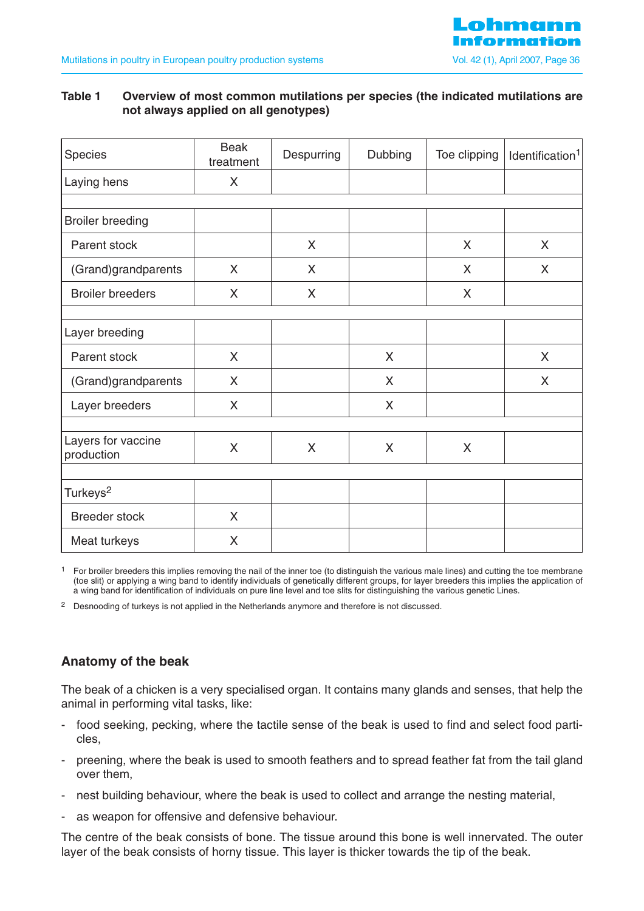**Table 1 Overview of most common mutilations per species (the indicated mutilations are not always applied on all genotypes)**

| Species | Beak treatment | Despurring | Dubbing | Toe clipping | Identification[1] |
|---|---|---|---|---|---|
| Laying hens | X | | | | |
| | | | | | |
| Broiler breeding | | | | | |
| Parent stock | | X | | X | X |
| (Grand)grandparents | X | X | | X | X |
| Broiler breeders | X | X | | X | |
| | | | | | |
| Layer breeding | | | | | |
| Parent stock | X | | X | | X |
| (Grand)grandparents | X | | X | | X |
| Layer breeders | X | | X | | |
| | | | | | |
| Layers for vaccine production | X | X | X | X | |
| | | | | | |
| Turkeys[2] | | | | | |
| Breeder stock | X | | | | |
| Meat turkeys | X | | | | |

[1] For broiler breeders this implies removing the nail of the inner toe (to distinguish the various male lines) and cutting the toe membrane (toe slit) or applying a wing band to identify individuals of genetically different groups, for layer breeders this implies the application of a wing band for identification of individuals on pure line level and toe slits for distinguishing the various genetic Lines.

[2] Desnooding of turkeys is not applied in the Netherlands anymore and therefore is not discussed.

### Anatomy of the beak

The beak of a chicken is a very specialised organ. It contains many glands and senses, that help the animal in performing vital tasks, like:

- food seeking, pecking, where the tactile sense of the beak is used to find and select food particles,
- preening, where the beak is used to smooth feathers and to spread feather fat from the tail gland over them,
- nest building behaviour, where the beak is used to collect and arrange the nesting material,
- as weapon for offensive and defensive behaviour.

The centre of the beak consists of bone. The tissue around this bone is well innervated. The outer layer of the beak consists of horny tissue. This layer is thicker towards the tip of the beak.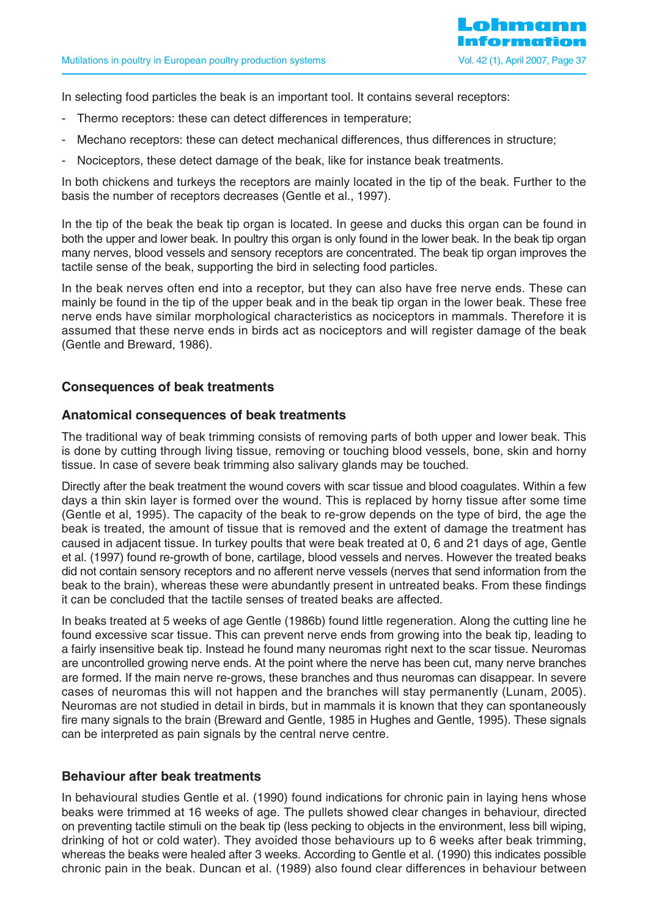In selecting food particles the beak is an important tool. It contains several receptors:

- Thermo receptors: these can detect differences in temperature;
- Mechano receptors: these can detect mechanical differences, thus differences in structure;
- Nociceptors, these detect damage of the beak, like for instance beak treatments.

In both chickens and turkeys the receptors are mainly located in the tip of the beak. Further to the basis the number of receptors decreases (Gentle et al., 1997).

In the tip of the beak the beak tip organ is located. In geese and ducks this organ can be found in both the upper and lower beak. In poultry this organ is only found in the lower beak. In the beak tip organ many nerves, blood vessels and sensory receptors are concentrated. The beak tip organ improves the tactile sense of the beak, supporting the bird in selecting food particles.

In the beak nerves often end into a receptor, but they can also have free nerve ends. These can mainly be found in the tip of the upper beak and in the beak tip organ in the lower beak. These free nerve ends have similar morphological characteristics as nociceptors in mammals. Therefore it is assumed that these nerve ends in birds act as nociceptors and will register damage of the beak (Gentle and Breward, 1986).

## Consequences of beak treatments

### Anatomical consequences of beak treatments

The traditional way of beak trimming consists of removing parts of both upper and lower beak. This is done by cutting through living tissue, removing or touching blood vessels, bone, skin and horny tissue. In case of severe beak trimming also salivary glands may be touched.

Directly after the beak treatment the wound covers with scar tissue and blood coagulates. Within a few days a thin skin layer is formed over the wound. This is replaced by horny tissue after some time (Gentle et al, 1995). The capacity of the beak to re-grow depends on the type of bird, the age the beak is treated, the amount of tissue that is removed and the extent of damage the treatment has caused in adjacent tissue. In turkey poults that were beak treated at 0, 6 and 21 days of age, Gentle et al. (1997) found re-growth of bone, cartilage, blood vessels and nerves. However the treated beaks did not contain sensory receptors and no afferent nerve vessels (nerves that send information from the beak to the brain), whereas these were abundantly present in untreated beaks. From these findings it can be concluded that the tactile senses of treated beaks are affected.

In beaks treated at 5 weeks of age Gentle (1986b) found little regeneration. Along the cutting line he found excessive scar tissue. This can prevent nerve ends from growing into the beak tip, leading to a fairly insensitive beak tip. Instead he found many neuromas right next to the scar tissue. Neuromas are uncontrolled growing nerve ends. At the point where the nerve has been cut, many nerve branches are formed. If the main nerve re-grows, these branches and thus neuromas can disappear. In severe cases of neuromas this will not happen and the branches will stay permanently (Lunam, 2005). Neuromas are not studied in detail in birds, but in mammals it is known that they can spontaneously fire many signals to the brain (Breward and Gentle, 1985 in Hughes and Gentle, 1995). These signals can be interpreted as pain signals by the central nerve centre.

### Behaviour after beak treatments

In behavioural studies Gentle et al. (1990) found indications for chronic pain in laying hens whose beaks were trimmed at 16 weeks of age. The pullets showed clear changes in behaviour, directed on preventing tactile stimuli on the beak tip (less pecking to objects in the environment, less bill wiping, drinking of hot or cold water). They avoided those behaviours up to 6 weeks after beak trimming, whereas the beaks were healed after 3 weeks. According to Gentle et al. (1990) this indicates possible chronic pain in the beak. Duncan et al. (1989) also found clear differences in behaviour between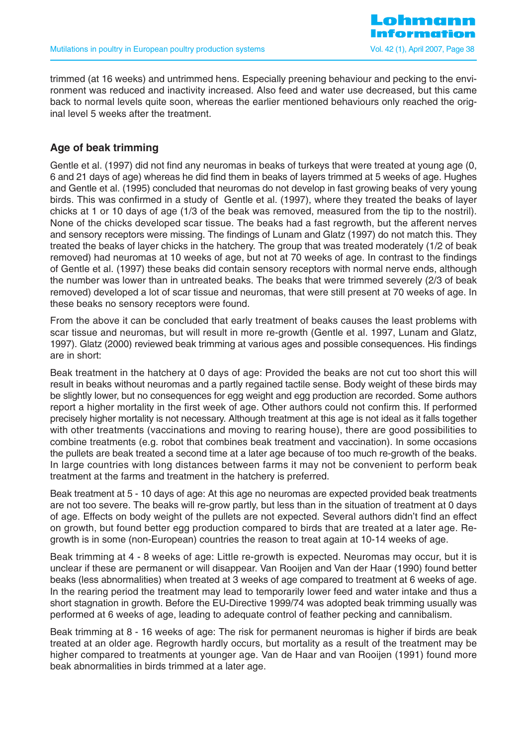trimmed (at 16 weeks) and untrimmed hens. Especially preening behaviour and pecking to the environment was reduced and inactivity increased. Also feed and water use decreased, but this came back to normal levels quite soon, whereas the earlier mentioned behaviours only reached the original level 5 weeks after the treatment.

## Age of beak trimming

Gentle et al. (1997) did not find any neuromas in beaks of turkeys that were treated at young age (0, 6 and 21 days of age) whereas he did find them in beaks of layers trimmed at 5 weeks of age. Hughes and Gentle et al. (1995) concluded that neuromas do not develop in fast growing beaks of very young birds. This was confirmed in a study of Gentle et al. (1997), where they treated the beaks of layer chicks at 1 or 10 days of age (1/3 of the beak was removed, measured from the tip to the nostril). None of the chicks developed scar tissue. The beaks had a fast regrowth, but the afferent nerves and sensory receptors were missing. The findings of Lunam and Glatz (1997) do not match this. They treated the beaks of layer chicks in the hatchery. The group that was treated moderately (1/2 of beak removed) had neuromas at 10 weeks of age, but not at 70 weeks of age. In contrast to the findings of Gentle et al. (1997) these beaks did contain sensory receptors with normal nerve ends, although the number was lower than in untreated beaks. The beaks that were trimmed severely (2/3 of beak removed) developed a lot of scar tissue and neuromas, that were still present at 70 weeks of age. In these beaks no sensory receptors were found.

From the above it can be concluded that early treatment of beaks causes the least problems with scar tissue and neuromas, but will result in more re-growth (Gentle et al. 1997, Lunam and Glatz, 1997). Glatz (2000) reviewed beak trimming at various ages and possible consequences. His findings are in short:

Beak treatment in the hatchery at 0 days of age: Provided the beaks are not cut too short this will result in beaks without neuromas and a partly regained tactile sense. Body weight of these birds may be slightly lower, but no consequences for egg weight and egg production are recorded. Some authors report a higher mortality in the first week of age. Other authors could not confirm this. If performed precisely higher mortality is not necessary. Although treatment at this age is not ideal as it falls together with other treatments (vaccinations and moving to rearing house), there are good possibilities to combine treatments (e.g. robot that combines beak treatment and vaccination). In some occasions the pullets are beak treated a second time at a later age because of too much re-growth of the beaks. In large countries with long distances between farms it may not be convenient to perform beak treatment at the farms and treatment in the hatchery is preferred.

Beak treatment at 5 - 10 days of age: At this age no neuromas are expected provided beak treatments are not too severe. The beaks will re-grow partly, but less than in the situation of treatment at 0 days of age. Effects on body weight of the pullets are not expected. Several authors didn't find an effect on growth, but found better egg production compared to birds that are treated at a later age. Regrowth is in some (non-European) countries the reason to treat again at 10-14 weeks of age.

Beak trimming at 4 - 8 weeks of age: Little re-growth is expected. Neuromas may occur, but it is unclear if these are permanent or will disappear. Van Rooijen and Van der Haar (1990) found better beaks (less abnormalities) when treated at 3 weeks of age compared to treatment at 6 weeks of age. In the rearing period the treatment may lead to temporarily lower feed and water intake and thus a short stagnation in growth. Before the EU-Directive 1999/74 was adopted beak trimming usually was performed at 6 weeks of age, leading to adequate control of feather pecking and cannibalism.

Beak trimming at 8 - 16 weeks of age: The risk for permanent neuromas is higher if birds are beak treated at an older age. Regrowth hardly occurs, but mortality as a result of the treatment may be higher compared to treatments at younger age. Van de Haar and van Rooijen (1991) found more beak abnormalities in birds trimmed at a later age.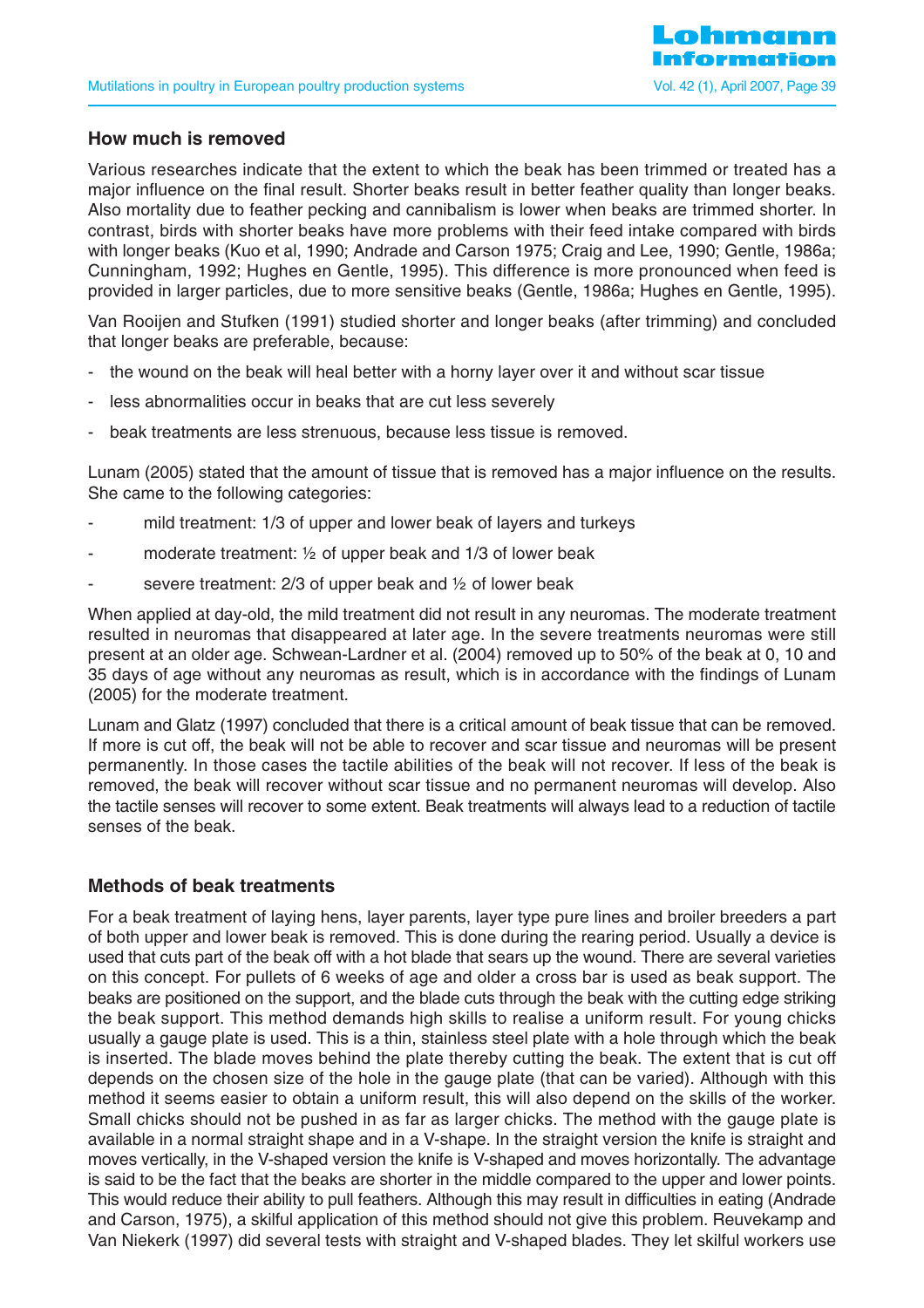## How much is removed

Various researches indicate that the extent to which the beak has been trimmed or treated has a major influence on the final result. Shorter beaks result in better feather quality than longer beaks. Also mortality due to feather pecking and cannibalism is lower when beaks are trimmed shorter. In contrast, birds with shorter beaks have more problems with their feed intake compared with birds with longer beaks (Kuo et al, 1990; Andrade and Carson 1975; Craig and Lee, 1990; Gentle, 1986a; Cunningham, 1992; Hughes en Gentle, 1995). This difference is more pronounced when feed is provided in larger particles, due to more sensitive beaks (Gentle, 1986a; Hughes en Gentle, 1995).

Van Rooijen and Stufken (1991) studied shorter and longer beaks (after trimming) and concluded that longer beaks are preferable, because:

- the wound on the beak will heal better with a horny layer over it and without scar tissue
- less abnormalities occur in beaks that are cut less severely
- beak treatments are less strenuous, because less tissue is removed.

Lunam (2005) stated that the amount of tissue that is removed has a major influence on the results. She came to the following categories:

- mild treatment: 1/3 of upper and lower beak of layers and turkeys
- moderate treatment: ½ of upper beak and 1/3 of lower beak
- severe treatment: 2/3 of upper beak and ½ of lower beak

When applied at day-old, the mild treatment did not result in any neuromas. The moderate treatment resulted in neuromas that disappeared at later age. In the severe treatments neuromas were still present at an older age. Schwean-Lardner et al. (2004) removed up to 50% of the beak at 0, 10 and 35 days of age without any neuromas as result, which is in accordance with the findings of Lunam (2005) for the moderate treatment.

Lunam and Glatz (1997) concluded that there is a critical amount of beak tissue that can be removed. If more is cut off, the beak will not be able to recover and scar tissue and neuromas will be present permanently. In those cases the tactile abilities of the beak will not recover. If less of the beak is removed, the beak will recover without scar tissue and no permanent neuromas will develop. Also the tactile senses will recover to some extent. Beak treatments will always lead to a reduction of tactile senses of the beak.

## Methods of beak treatments

For a beak treatment of laying hens, layer parents, layer type pure lines and broiler breeders a part of both upper and lower beak is removed. This is done during the rearing period. Usually a device is used that cuts part of the beak off with a hot blade that sears up the wound. There are several varieties on this concept. For pullets of 6 weeks of age and older a cross bar is used as beak support. The beaks are positioned on the support, and the blade cuts through the beak with the cutting edge striking the beak support. This method demands high skills to realise a uniform result. For young chicks usually a gauge plate is used. This is a thin, stainless steel plate with a hole through which the beak is inserted. The blade moves behind the plate thereby cutting the beak. The extent that is cut off depends on the chosen size of the hole in the gauge plate (that can be varied). Although with this method it seems easier to obtain a uniform result, this will also depend on the skills of the worker. Small chicks should not be pushed in as far as larger chicks. The method with the gauge plate is available in a normal straight shape and in a V-shape. In the straight version the knife is straight and moves vertically, in the V-shaped version the knife is V-shaped and moves horizontally. The advantage is said to be the fact that the beaks are shorter in the middle compared to the upper and lower points. This would reduce their ability to pull feathers. Although this may result in difficulties in eating (Andrade and Carson, 1975), a skilful application of this method should not give this problem. Reuvekamp and Van Niekerk (1997) did several tests with straight and V-shaped blades. They let skilful workers use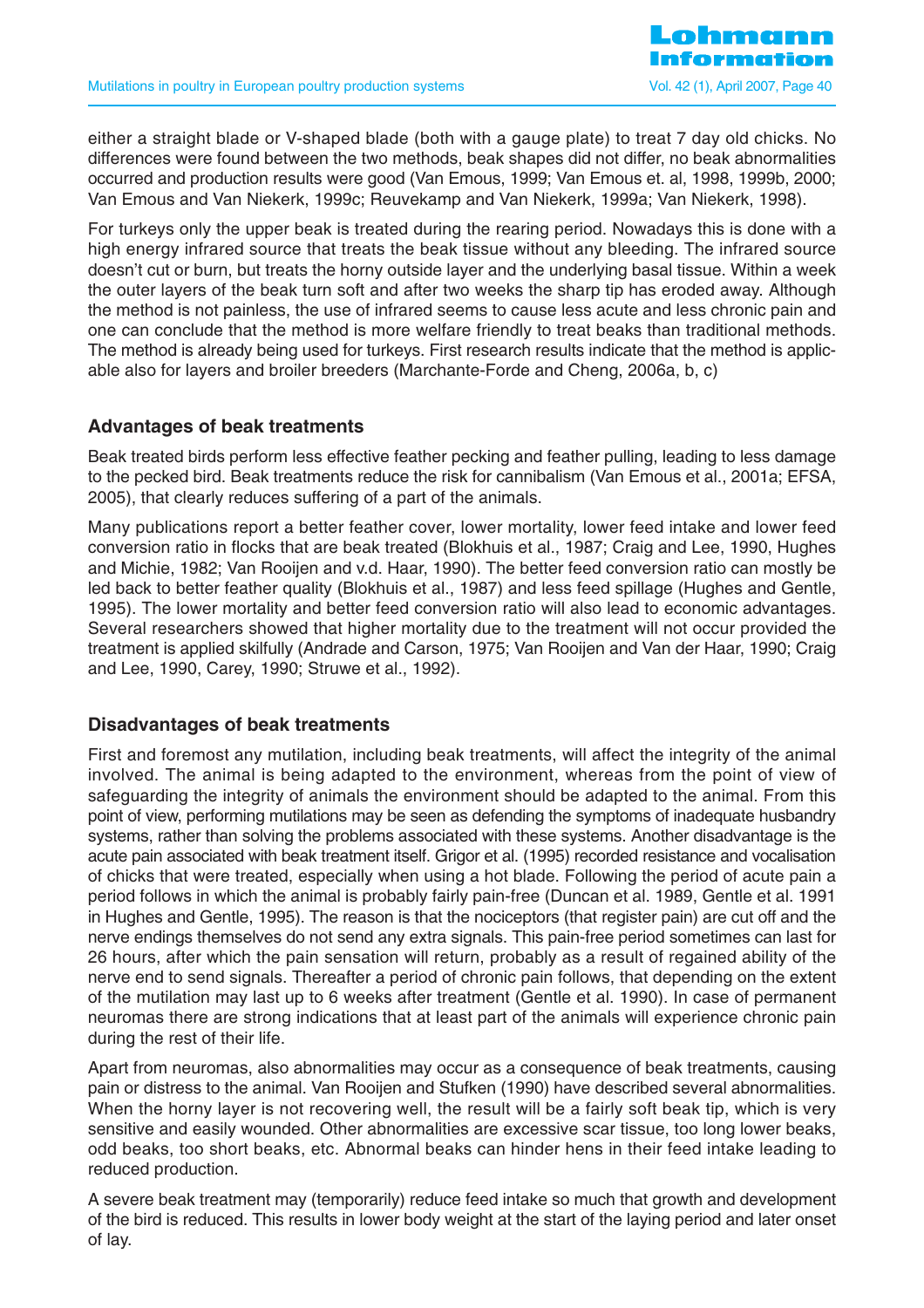either a straight blade or V-shaped blade (both with a gauge plate) to treat 7 day old chicks. No differences were found between the two methods, beak shapes did not differ, no beak abnormalities occurred and production results were good (Van Emous, 1999; Van Emous et. al, 1998, 1999b, 2000; Van Emous and Van Niekerk, 1999c; Reuvekamp and Van Niekerk, 1999a; Van Niekerk, 1998).

For turkeys only the upper beak is treated during the rearing period. Nowadays this is done with a high energy infrared source that treats the beak tissue without any bleeding. The infrared source doesn't cut or burn, but treats the horny outside layer and the underlying basal tissue. Within a week the outer layers of the beak turn soft and after two weeks the sharp tip has eroded away. Although the method is not painless, the use of infrared seems to cause less acute and less chronic pain and one can conclude that the method is more welfare friendly to treat beaks than traditional methods. The method is already being used for turkeys. First research results indicate that the method is applicable also for layers and broiler breeders (Marchante-Forde and Cheng, 2006a, b, c)

## Advantages of beak treatments

Beak treated birds perform less effective feather pecking and feather pulling, leading to less damage to the pecked bird. Beak treatments reduce the risk for cannibalism (Van Emous et al., 2001a; EFSA, 2005), that clearly reduces suffering of a part of the animals.

Many publications report a better feather cover, lower mortality, lower feed intake and lower feed conversion ratio in flocks that are beak treated (Blokhuis et al., 1987; Craig and Lee, 1990, Hughes and Michie, 1982; Van Rooijen and v.d. Haar, 1990). The better feed conversion ratio can mostly be led back to better feather quality (Blokhuis et al., 1987) and less feed spillage (Hughes and Gentle, 1995). The lower mortality and better feed conversion ratio will also lead to economic advantages. Several researchers showed that higher mortality due to the treatment will not occur provided the treatment is applied skilfully (Andrade and Carson, 1975; Van Rooijen and Van der Haar, 1990; Craig and Lee, 1990, Carey, 1990; Struwe et al., 1992).

## Disadvantages of beak treatments

First and foremost any mutilation, including beak treatments, will affect the integrity of the animal involved. The animal is being adapted to the environment, whereas from the point of view of safeguarding the integrity of animals the environment should be adapted to the animal. From this point of view, performing mutilations may be seen as defending the symptoms of inadequate husbandry systems, rather than solving the problems associated with these systems. Another disadvantage is the acute pain associated with beak treatment itself. Grigor et al. (1995) recorded resistance and vocalisation of chicks that were treated, especially when using a hot blade. Following the period of acute pain a period follows in which the animal is probably fairly pain-free (Duncan et al. 1989, Gentle et al. 1991 in Hughes and Gentle, 1995). The reason is that the nociceptors (that register pain) are cut off and the nerve endings themselves do not send any extra signals. This pain-free period sometimes can last for 26 hours, after which the pain sensation will return, probably as a result of regained ability of the nerve end to send signals. Thereafter a period of chronic pain follows, that depending on the extent of the mutilation may last up to 6 weeks after treatment (Gentle et al. 1990). In case of permanent neuromas there are strong indications that at least part of the animals will experience chronic pain during the rest of their life.

Apart from neuromas, also abnormalities may occur as a consequence of beak treatments, causing pain or distress to the animal. Van Rooijen and Stufken (1990) have described several abnormalities. When the horny layer is not recovering well, the result will be a fairly soft beak tip, which is very sensitive and easily wounded. Other abnormalities are excessive scar tissue, too long lower beaks, odd beaks, too short beaks, etc. Abnormal beaks can hinder hens in their feed intake leading to reduced production.

A severe beak treatment may (temporarily) reduce feed intake so much that growth and development of the bird is reduced. This results in lower body weight at the start of the laying period and later onset of lay.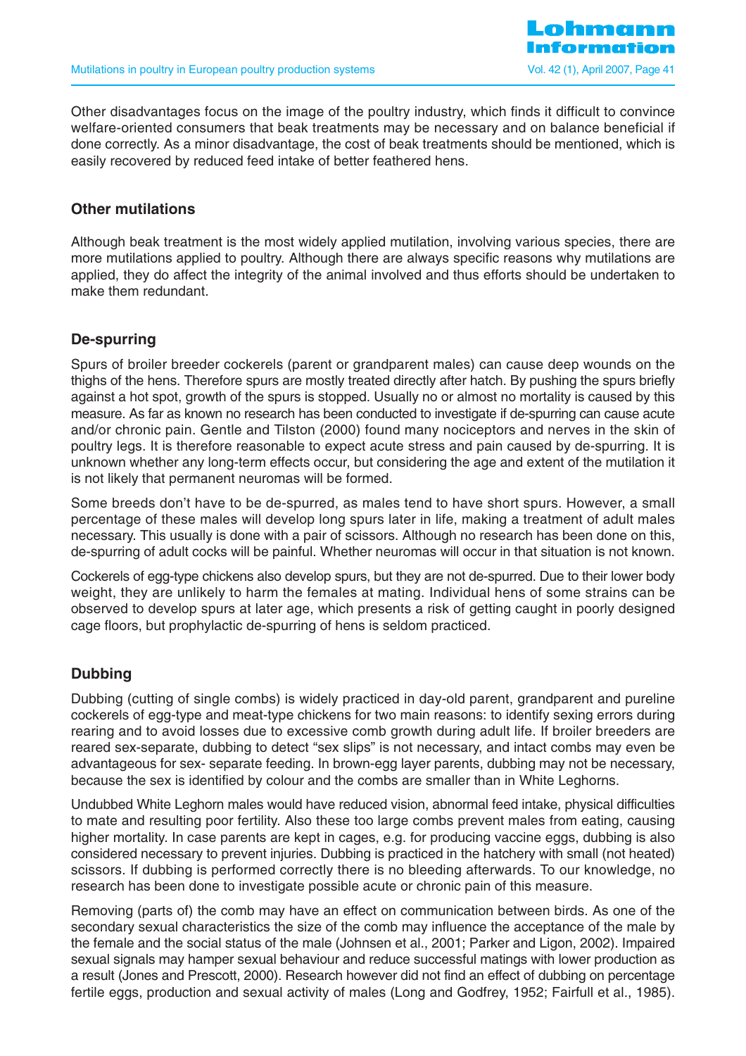Other disadvantages focus on the image of the poultry industry, which finds it difficult to convince welfare-oriented consumers that beak treatments may be necessary and on balance beneficial if done correctly. As a minor disadvantage, the cost of beak treatments should be mentioned, which is easily recovered by reduced feed intake of better feathered hens.

## Other mutilations

Although beak treatment is the most widely applied mutilation, involving various species, there are more mutilations applied to poultry. Although there are always specific reasons why mutilations are applied, they do affect the integrity of the animal involved and thus efforts should be undertaken to make them redundant.

### De-spurring

Spurs of broiler breeder cockerels (parent or grandparent males) can cause deep wounds on the thighs of the hens. Therefore spurs are mostly treated directly after hatch. By pushing the spurs briefly against a hot spot, growth of the spurs is stopped. Usually no or almost no mortality is caused by this measure. As far as known no research has been conducted to investigate if de-spurring can cause acute and/or chronic pain. Gentle and Tilston (2000) found many nociceptors and nerves in the skin of poultry legs. It is therefore reasonable to expect acute stress and pain caused by de-spurring. It is unknown whether any long-term effects occur, but considering the age and extent of the mutilation it is not likely that permanent neuromas will be formed.

Some breeds don't have to be de-spurred, as males tend to have short spurs. However, a small percentage of these males will develop long spurs later in life, making a treatment of adult males necessary. This usually is done with a pair of scissors. Although no research has been done on this, de-spurring of adult cocks will be painful. Whether neuromas will occur in that situation is not known.

Cockerels of egg-type chickens also develop spurs, but they are not de-spurred. Due to their lower body weight, they are unlikely to harm the females at mating. Individual hens of some strains can be observed to develop spurs at later age, which presents a risk of getting caught in poorly designed cage floors, but prophylactic de-spurring of hens is seldom practiced.

### Dubbing

Dubbing (cutting of single combs) is widely practiced in day-old parent, grandparent and pureline cockerels of egg-type and meat-type chickens for two main reasons: to identify sexing errors during rearing and to avoid losses due to excessive comb growth during adult life. If broiler breeders are reared sex-separate, dubbing to detect "sex slips" is not necessary, and intact combs may even be advantageous for sex- separate feeding. In brown-egg layer parents, dubbing may not be necessary, because the sex is identified by colour and the combs are smaller than in White Leghorns.

Undubbed White Leghorn males would have reduced vision, abnormal feed intake, physical difficulties to mate and resulting poor fertility. Also these too large combs prevent males from eating, causing higher mortality. In case parents are kept in cages, e.g. for producing vaccine eggs, dubbing is also considered necessary to prevent injuries. Dubbing is practiced in the hatchery with small (not heated) scissors. If dubbing is performed correctly there is no bleeding afterwards. To our knowledge, no research has been done to investigate possible acute or chronic pain of this measure.

Removing (parts of) the comb may have an effect on communication between birds. As one of the secondary sexual characteristics the size of the comb may influence the acceptance of the male by the female and the social status of the male (Johnsen et al., 2001; Parker and Ligon, 2002). Impaired sexual signals may hamper sexual behaviour and reduce successful matings with lower production as a result (Jones and Prescott, 2000). Research however did not find an effect of dubbing on percentage fertile eggs, production and sexual activity of males (Long and Godfrey, 1952; Fairfull et al., 1985).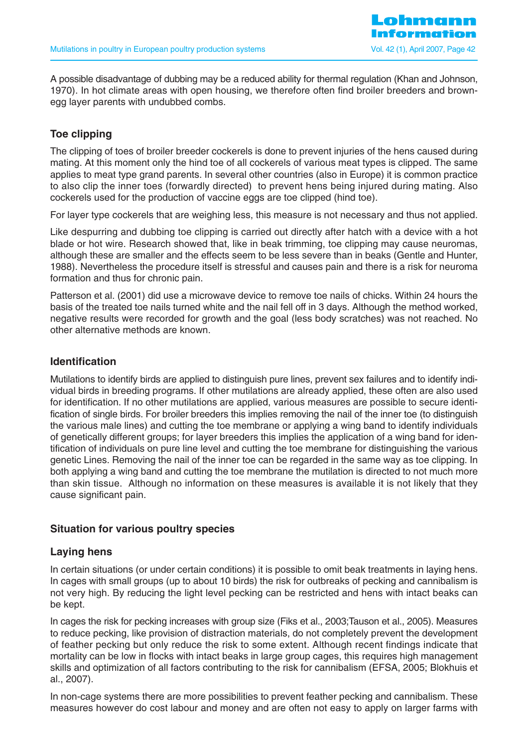A possible disadvantage of dubbing may be a reduced ability for thermal regulation (Khan and Johnson, 1970). In hot climate areas with open housing, we therefore often find broiler breeders and brown-egg layer parents with undubbed combs.

## Toe clipping

The clipping of toes of broiler breeder cockerels is done to prevent injuries of the hens caused during mating. At this moment only the hind toe of all cockerels of various meat types is clipped. The same applies to meat type grand parents. In several other countries (also in Europe) it is common practice to also clip the inner toes (forwardly directed) to prevent hens being injured during mating. Also cockerels used for the production of vaccine eggs are toe clipped (hind toe).

For layer type cockerels that are weighing less, this measure is not necessary and thus not applied.

Like despurring and dubbing toe clipping is carried out directly after hatch with a device with a hot blade or hot wire. Research showed that, like in beak trimming, toe clipping may cause neuromas, although these are smaller and the effects seem to be less severe than in beaks (Gentle and Hunter, 1988). Nevertheless the procedure itself is stressful and causes pain and there is a risk for neuroma formation and thus for chronic pain.

Patterson et al. (2001) did use a microwave device to remove toe nails of chicks. Within 24 hours the basis of the treated toe nails turned white and the nail fell off in 3 days. Although the method worked, negative results were recorded for growth and the goal (less body scratches) was not reached. No other alternative methods are known.

## Identification

Mutilations to identify birds are applied to distinguish pure lines, prevent sex failures and to identify individual birds in breeding programs. If other mutilations are already applied, these often are also used for identification. If no other mutilations are applied, various measures are possible to secure identification of single birds. For broiler breeders this implies removing the nail of the inner toe (to distinguish the various male lines) and cutting the toe membrane or applying a wing band to identify individuals of genetically different groups; for layer breeders this implies the application of a wing band for identification of individuals on pure line level and cutting the toe membrane for distinguishing the various genetic Lines. Removing the nail of the inner toe can be regarded in the same way as toe clipping. In both applying a wing band and cutting the toe membrane the mutilation is directed to not much more than skin tissue. Although no information on these measures is available it is not likely that they cause significant pain.

## Situation for various poultry species

## Laying hens

In certain situations (or under certain conditions) it is possible to omit beak treatments in laying hens. In cages with small groups (up to about 10 birds) the risk for outbreaks of pecking and cannibalism is not very high. By reducing the light level pecking can be restricted and hens with intact beaks can be kept.

In cages the risk for pecking increases with group size (Fiks et al., 2003;Tauson et al., 2005). Measures to reduce pecking, like provision of distraction materials, do not completely prevent the development of feather pecking but only reduce the risk to some extent. Although recent findings indicate that mortality can be low in flocks with intact beaks in large group cages, this requires high management skills and optimization of all factors contributing to the risk for cannibalism (EFSA, 2005; Blokhuis et al., 2007).

In non-cage systems there are more possibilities to prevent feather pecking and cannibalism. These measures however do cost labour and money and are often not easy to apply on larger farms with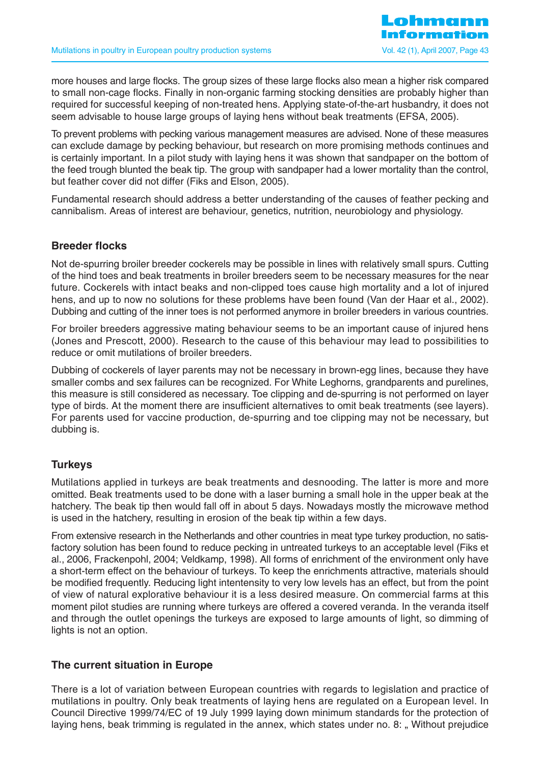more houses and large flocks. The group sizes of these large flocks also mean a higher risk compared to small non-cage flocks. Finally in non-organic farming stocking densities are probably higher than required for successful keeping of non-treated hens. Applying state-of-the-art husbandry, it does not seem advisable to house large groups of laying hens without beak treatments (EFSA, 2005).

To prevent problems with pecking various management measures are advised. None of these measures can exclude damage by pecking behaviour, but research on more promising methods continues and is certainly important. In a pilot study with laying hens it was shown that sandpaper on the bottom of the feed trough blunted the beak tip. The group with sandpaper had a lower mortality than the control, but feather cover did not differ (Fiks and Elson, 2005).

Fundamental research should address a better understanding of the causes of feather pecking and cannibalism. Areas of interest are behaviour, genetics, nutrition, neurobiology and physiology.

### Breeder flocks

Not de-spurring broiler breeder cockerels may be possible in lines with relatively small spurs. Cutting of the hind toes and beak treatments in broiler breeders seem to be necessary measures for the near future. Cockerels with intact beaks and non-clipped toes cause high mortality and a lot of injured hens, and up to now no solutions for these problems have been found (Van der Haar et al., 2002). Dubbing and cutting of the inner toes is not performed anymore in broiler breeders in various countries.

For broiler breeders aggressive mating behaviour seems to be an important cause of injured hens (Jones and Prescott, 2000). Research to the cause of this behaviour may lead to possibilities to reduce or omit mutilations of broiler breeders.

Dubbing of cockerels of layer parents may not be necessary in brown-egg lines, because they have smaller combs and sex failures can be recognized. For White Leghorns, grandparents and purelines, this measure is still considered as necessary. Toe clipping and de-spurring is not performed on layer type of birds. At the moment there are insufficient alternatives to omit beak treatments (see layers). For parents used for vaccine production, de-spurring and toe clipping may not be necessary, but dubbing is.

### Turkeys

Mutilations applied in turkeys are beak treatments and desnooding. The latter is more and more omitted. Beak treatments used to be done with a laser burning a small hole in the upper beak at the hatchery. The beak tip then would fall off in about 5 days. Nowadays mostly the microwave method is used in the hatchery, resulting in erosion of the beak tip within a few days.

From extensive research in the Netherlands and other countries in meat type turkey production, no satisfactory solution has been found to reduce pecking in untreated turkeys to an acceptable level (Fiks et al., 2006, Frackenpohl, 2004; Veldkamp, 1998). All forms of enrichment of the environment only have a short-term effect on the behaviour of turkeys. To keep the enrichments attractive, materials should be modified frequently. Reducing light intentensity to very low levels has an effect, but from the point of view of natural explorative behaviour it is a less desired measure. On commercial farms at this moment pilot studies are running where turkeys are offered a covered veranda. In the veranda itself and through the outlet openings the turkeys are exposed to large amounts of light, so dimming of lights is not an option.

### The current situation in Europe

There is a lot of variation between European countries with regards to legislation and practice of mutilations in poultry. Only beak treatments of laying hens are regulated on a European level. In Council Directive 1999/74/EC of 19 July 1999 laying down minimum standards for the protection of laying hens, beak trimming is regulated in the annex, which states under no. 8: „ Without prejudice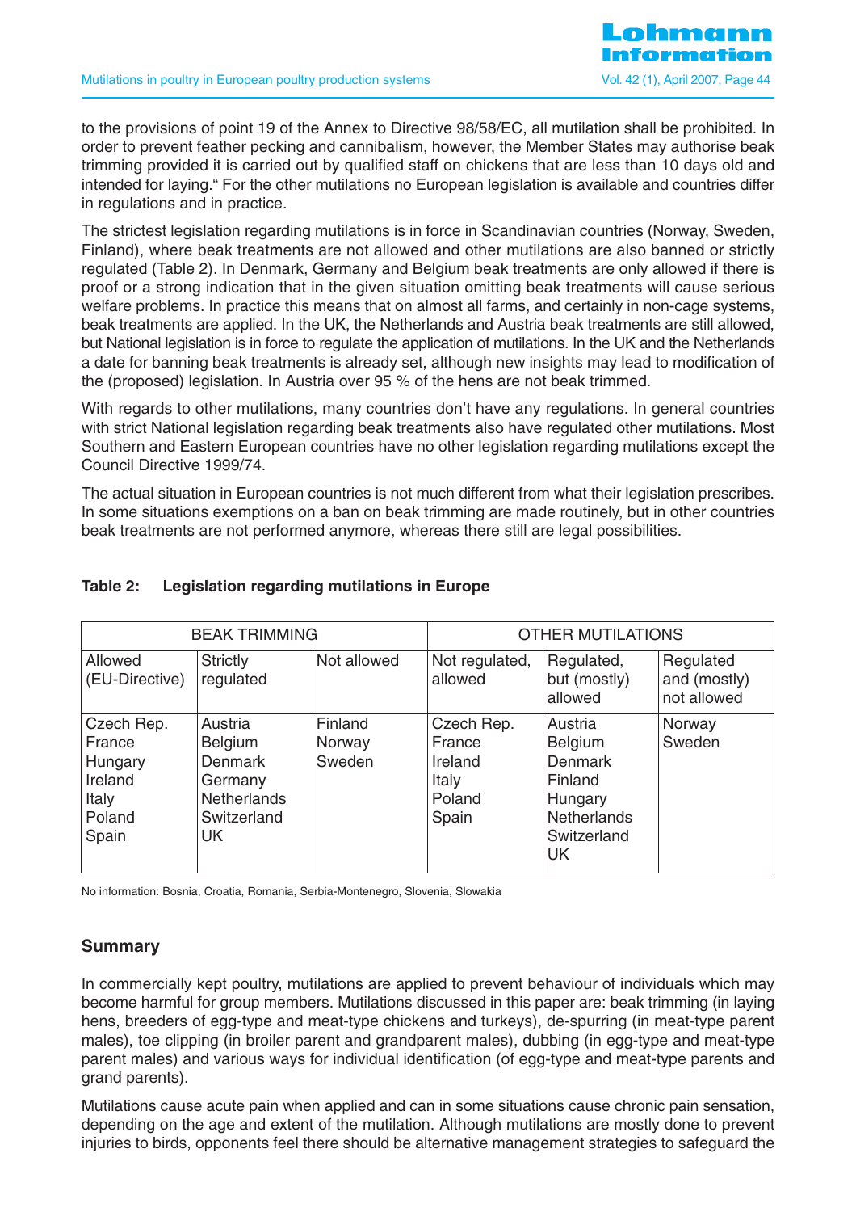to the provisions of point 19 of the Annex to Directive 98/58/EC, all mutilation shall be prohibited. In order to prevent feather pecking and cannibalism, however, the Member States may authorise beak trimming provided it is carried out by qualified staff on chickens that are less than 10 days old and intended for laying." For the other mutilations no European legislation is available and countries differ in regulations and in practice.

The strictest legislation regarding mutilations is in force in Scandinavian countries (Norway, Sweden, Finland), where beak treatments are not allowed and other mutilations are also banned or strictly regulated (Table 2). In Denmark, Germany and Belgium beak treatments are only allowed if there is proof or a strong indication that in the given situation omitting beak treatments will cause serious welfare problems. In practice this means that on almost all farms, and certainly in non-cage systems, beak treatments are applied. In the UK, the Netherlands and Austria beak treatments are still allowed, but National legislation is in force to regulate the application of mutilations. In the UK and the Netherlands a date for banning beak treatments is already set, although new insights may lead to modification of the (proposed) legislation. In Austria over 95 % of the hens are not beak trimmed.

With regards to other mutilations, many countries don't have any regulations. In general countries with strict National legislation regarding beak treatments also have regulated other mutilations. Most Southern and Eastern European countries have no other legislation regarding mutilations except the Council Directive 1999/74.

The actual situation in European countries is not much different from what their legislation prescribes. In some situations exemptions on a ban on beak trimming are made routinely, but in other countries beak treatments are not performed anymore, whereas there still are legal possibilities.

**Table 2: Legislation regarding mutilations in Europe**

| BEAK TRIMMING | | | OTHER MUTILATIONS | | |
|---|---|---|---|---|---|
| Allowed (EU-Directive) | Strictly regulated | Not allowed | Not regulated, allowed | Regulated, but (mostly) allowed | Regulated and (mostly) not allowed |
| Czech Rep.<br>France<br>Hungary<br>Ireland<br>Italy<br>Poland<br>Spain | Austria<br>Belgium<br>Denmark<br>Germany<br>Netherlands<br>Switzerland<br>UK | Finland<br>Norway<br>Sweden | Czech Rep.<br>France<br>Ireland<br>Italy<br>Poland<br>Spain | Austria<br>Belgium<br>Denmark<br>Finland<br>Hungary<br>Netherlands<br>Switzerland<br>UK | Norway<br>Sweden |

No information: Bosnia, Croatia, Romania, Serbia-Montenegro, Slovenia, Slowakia

## Summary

In commercially kept poultry, mutilations are applied to prevent behaviour of individuals which may become harmful for group members. Mutilations discussed in this paper are: beak trimming (in laying hens, breeders of egg-type and meat-type chickens and turkeys), de-spurring (in meat-type parent males), toe clipping (in broiler parent and grandparent males), dubbing (in egg-type and meat-type parent males) and various ways for individual identification (of egg-type and meat-type parents and grand parents).

Mutilations cause acute pain when applied and can in some situations cause chronic pain sensation, depending on the age and extent of the mutilation. Although mutilations are mostly done to prevent injuries to birds, opponents feel there should be alternative management strategies to safeguard the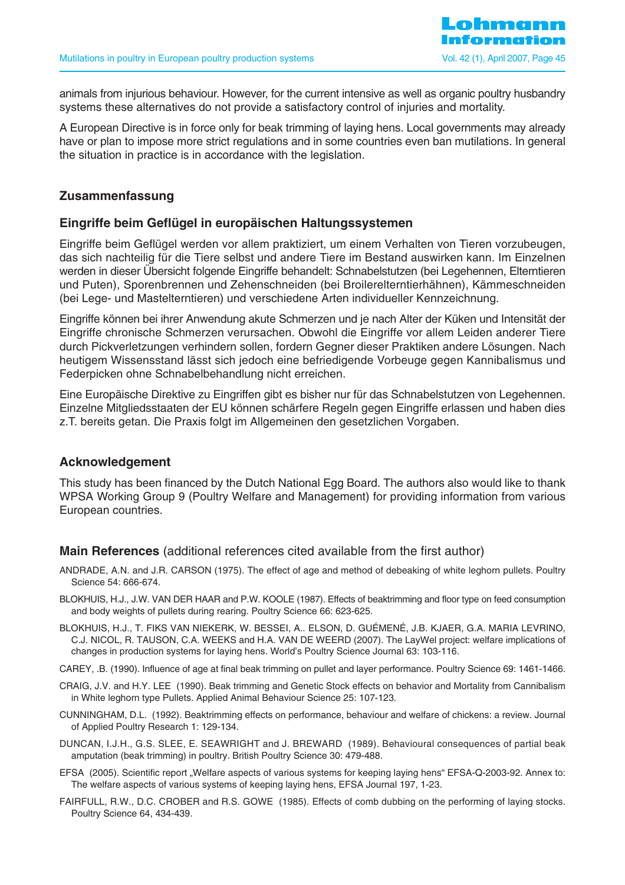animals from injurious behaviour. However, for the current intensive as well as organic poultry husbandry systems these alternatives do not provide a satisfactory control of injuries and mortality.

A European Directive is in force only for beak trimming of laying hens. Local governments may already have or plan to impose more strict regulations and in some countries even ban mutilations. In general the situation in practice is in accordance with the legislation.

## Zusammenfassung

### Eingriffe beim Geflügel in europäischen Haltungssystemen

Eingriffe beim Geflügel werden vor allem praktiziert, um einem Verhalten von Tieren vorzubeugen, das sich nachteilig für die Tiere selbst und andere Tiere im Bestand auswirken kann. Im Einzelnen werden in dieser Übersicht folgende Eingriffe behandelt: Schnabelstutzen (bei Legehennen, Elterntieren und Puten), Sporenbrennen und Zehenschneiden (bei Broilerelterntierhähnen), Kämmeschneiden (bei Lege- und Mastelterntieren) und verschiedene Arten individueller Kennzeichnung.

Eingriffe können bei ihrer Anwendung akute Schmerzen und je nach Alter der Küken und Intensität der Eingriffe chronische Schmerzen verursachen. Obwohl die Eingriffe vor allem Leiden anderer Tiere durch Pickverletzungen verhindern sollen, fordern Gegner dieser Praktiken andere Lösungen. Nach heutigem Wissensstand lässt sich jedoch eine befriedigende Vorbeuge gegen Kannibalismus und Federpicken ohne Schnabelbehandlung nicht erreichen.

Eine Europäische Direktive zu Eingriffen gibt es bisher nur für das Schnabelstutzen von Legehennen. Einzelne Mitgliedsstaaten der EU können schärfere Regeln gegen Eingriffe erlassen und haben dies z.T. bereits getan. Die Praxis folgt im Allgemeinen den gesetzlichen Vorgaben.

## Acknowledgement

This study has been financed by the Dutch National Egg Board. The authors also would like to thank WPSA Working Group 9 (Poultry Welfare and Management) for providing information from various European countries.

## Main References (additional references cited available from the first author)

ANDRADE, A.N. and J.R. CARSON (1975). The effect of age and method of debeaking of white leghorn pullets. Poultry Science 54: 666-674.

BLOKHUIS, H.J., J.W. VAN DER HAAR and P.W. KOOLE (1987). Effects of beaktrimming and floor type on feed consumption and body weights of pullets during rearing. Poultry Science 66: 623-625.

BLOKHUIS, H.J., T. FIKS VAN NIEKERK, W. BESSEI, A.. ELSON, D. GUÉMENÉ, J.B. KJAER, G.A. MARIA LEVRINO, C.J. NICOL, R. TAUSON, C.A. WEEKS and H.A. VAN DE WEERD (2007). The LayWel project: welfare implications of changes in production systems for laying hens. World's Poultry Science Journal 63: 103-116.

CAREY, .B. (1990). Influence of age at final beak trimming on pullet and layer performance. Poultry Science 69: 1461-1466.

CRAIG, J.V. and H.Y. LEE (1990). Beak trimming and Genetic Stock effects on behavior and Mortality from Cannibalism in White leghorn type Pullets. Applied Animal Behaviour Science 25: 107-123.

CUNNINGHAM, D.L. (1992). Beaktrimming effects on performance, behaviour and welfare of chickens: a review. Journal of Applied Poultry Research 1: 129-134.

DUNCAN, I.J.H., G.S. SLEE, E. SEAWRIGHT and J. BREWARD (1989). Behavioural consequences of partial beak amputation (beak trimming) in poultry. British Poultry Science 30: 479-488.

EFSA (2005). Scientific report „Welfare aspects of various systems for keeping laying hens" EFSA-Q-2003-92. Annex to: The welfare aspects of various systems of keeping laying hens, EFSA Journal 197, 1-23.

FAIRFULL, R.W., D.C. CROBER and R.S. GOWE (1985). Effects of comb dubbing on the performing of laying stocks. Poultry Science 64, 434-439.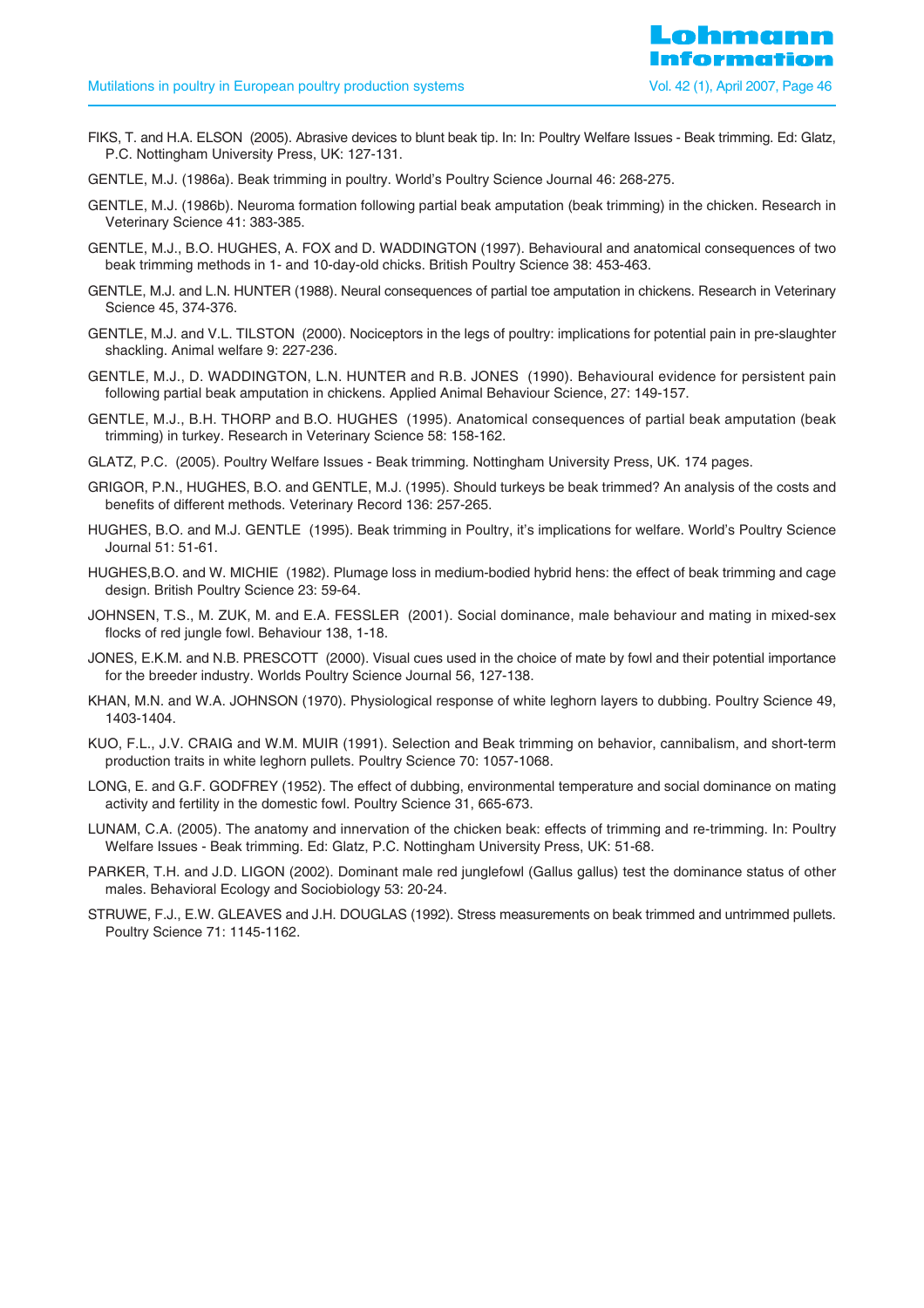FIKS, T. and H.A. ELSON (2005). Abrasive devices to blunt beak tip. In: In: Poultry Welfare Issues - Beak trimming. Ed: Glatz, P.C. Nottingham University Press, UK: 127-131.

GENTLE, M.J. (1986a). Beak trimming in poultry. World's Poultry Science Journal 46: 268-275.

GENTLE, M.J. (1986b). Neuroma formation following partial beak amputation (beak trimming) in the chicken. Research in Veterinary Science 41: 383-385.

GENTLE, M.J., B.O. HUGHES, A. FOX and D. WADDINGTON (1997). Behavioural and anatomical consequences of two beak trimming methods in 1- and 10-day-old chicks. British Poultry Science 38: 453-463.

GENTLE, M.J. and L.N. HUNTER (1988). Neural consequences of partial toe amputation in chickens. Research in Veterinary Science 45, 374-376.

GENTLE, M.J. and V.L. TILSTON (2000). Nociceptors in the legs of poultry: implications for potential pain in pre-slaughter shackling. Animal welfare 9: 227-236.

GENTLE, M.J., D. WADDINGTON, L.N. HUNTER and R.B. JONES (1990). Behavioural evidence for persistent pain following partial beak amputation in chickens. Applied Animal Behaviour Science, 27: 149-157.

GENTLE, M.J., B.H. THORP and B.O. HUGHES (1995). Anatomical consequences of partial beak amputation (beak trimming) in turkey. Research in Veterinary Science 58: 158-162.

GLATZ, P.C. (2005). Poultry Welfare Issues - Beak trimming. Nottingham University Press, UK. 174 pages.

GRIGOR, P.N., HUGHES, B.O. and GENTLE, M.J. (1995). Should turkeys be beak trimmed? An analysis of the costs and benefits of different methods. Veterinary Record 136: 257-265.

HUGHES, B.O. and M.J. GENTLE (1995). Beak trimming in Poultry, it's implications for welfare. World's Poultry Science Journal 51: 51-61.

HUGHES,B.O. and W. MICHIE (1982). Plumage loss in medium-bodied hybrid hens: the effect of beak trimming and cage design. British Poultry Science 23: 59-64.

JOHNSEN, T.S., M. ZUK, M. and E.A. FESSLER (2001). Social dominance, male behaviour and mating in mixed-sex flocks of red jungle fowl. Behaviour 138, 1-18.

JONES, E.K.M. and N.B. PRESCOTT (2000). Visual cues used in the choice of mate by fowl and their potential importance for the breeder industry. Worlds Poultry Science Journal 56, 127-138.

KHAN, M.N. and W.A. JOHNSON (1970). Physiological response of white leghorn layers to dubbing. Poultry Science 49, 1403-1404.

KUO, F.L., J.V. CRAIG and W.M. MUIR (1991). Selection and Beak trimming on behavior, cannibalism, and short-term production traits in white leghorn pullets. Poultry Science 70: 1057-1068.

LONG, E. and G.F. GODFREY (1952). The effect of dubbing, environmental temperature and social dominance on mating activity and fertility in the domestic fowl. Poultry Science 31, 665-673.

LUNAM, C.A. (2005). The anatomy and innervation of the chicken beak: effects of trimming and re-trimming. In: Poultry Welfare Issues - Beak trimming. Ed: Glatz, P.C. Nottingham University Press, UK: 51-68.

PARKER, T.H. and J.D. LIGON (2002). Dominant male red junglefowl (Gallus gallus) test the dominance status of other males. Behavioral Ecology and Sociobiology 53: 20-24.

STRUWE, F.J., E.W. GLEAVES and J.H. DOUGLAS (1992). Stress measurements on beak trimmed and untrimmed pullets. Poultry Science 71: 1145-1162.